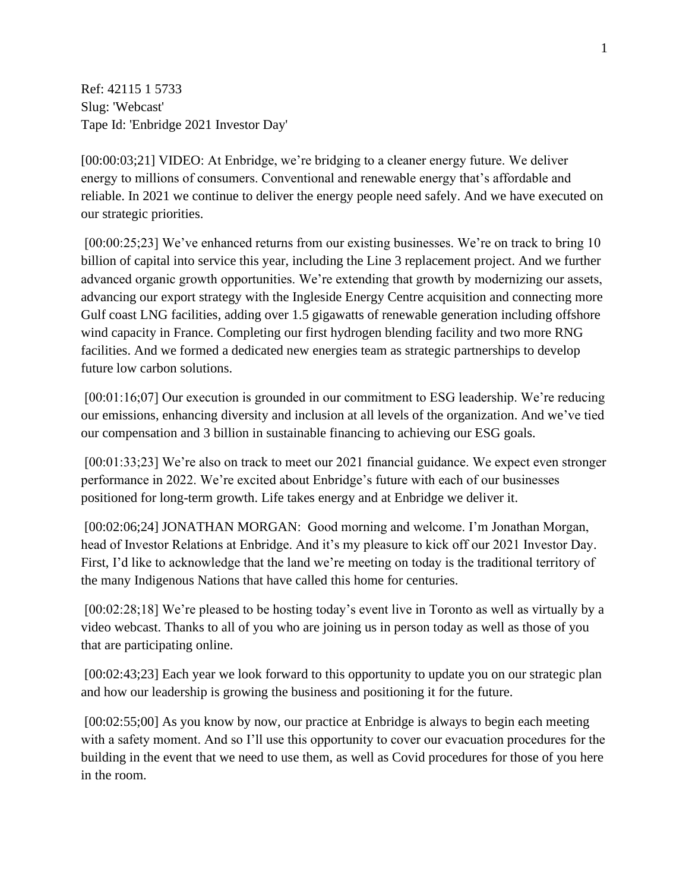Ref: 42115 1 5733
Slug: 'Webcast'
Tape Id: 'Enbridge 2021 Investor Day'

[00:00:03;21] VIDEO: At Enbridge, we're bridging to a cleaner energy future. We deliver energy to millions of consumers. Conventional and renewable energy that's affordable and reliable. In 2021 we continue to deliver the energy people need safely. And we have executed on our strategic priorities.

[00:00:25;23] We've enhanced returns from our existing businesses. We're on track to bring 10 billion of capital into service this year, including the Line 3 replacement project. And we further advanced organic growth opportunities. We're extending that growth by modernizing our assets, advancing our export strategy with the Ingleside Energy Centre acquisition and connecting more Gulf coast LNG facilities, adding over 1.5 gigawatts of renewable generation including offshore wind capacity in France. Completing our first hydrogen blending facility and two more RNG facilities. And we formed a dedicated new energies team as strategic partnerships to develop future low carbon solutions.

[00:01:16;07] Our execution is grounded in our commitment to ESG leadership. We're reducing our emissions, enhancing diversity and inclusion at all levels of the organization. And we've tied our compensation and 3 billion in sustainable financing to achieving our ESG goals.

[00:01:33;23] We're also on track to meet our 2021 financial guidance. We expect even stronger performance in 2022. We're excited about Enbridge's future with each of our businesses positioned for long-term growth. Life takes energy and at Enbridge we deliver it.

[00:02:06;24] JONATHAN MORGAN: Good morning and welcome. I'm Jonathan Morgan, head of Investor Relations at Enbridge. And it's my pleasure to kick off our 2021 Investor Day. First, I'd like to acknowledge that the land we're meeting on today is the traditional territory of the many Indigenous Nations that have called this home for centuries.

[00:02:28;18] We're pleased to be hosting today's event live in Toronto as well as virtually by a video webcast. Thanks to all of you who are joining us in person today as well as those of you that are participating online.

[00:02:43;23] Each year we look forward to this opportunity to update you on our strategic plan and how our leadership is growing the business and positioning it for the future.

[00:02:55;00] As you know by now, our practice at Enbridge is always to begin each meeting with a safety moment. And so I'll use this opportunity to cover our evacuation procedures for the building in the event that we need to use them, as well as Covid procedures for those of you here in the room.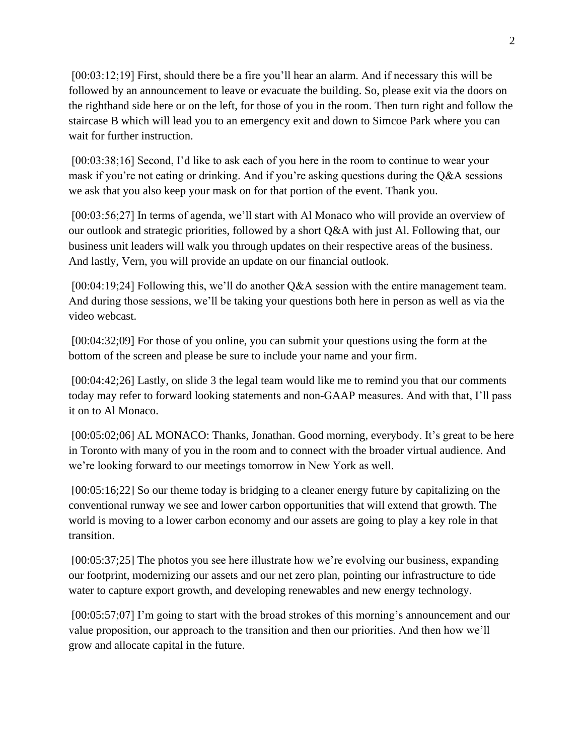[00:03:12;19] First, should there be a fire you'll hear an alarm. And if necessary this will be followed by an announcement to leave or evacuate the building. So, please exit via the doors on the righthand side here or on the left, for those of you in the room. Then turn right and follow the staircase B which will lead you to an emergency exit and down to Simcoe Park where you can wait for further instruction.

[00:03:38;16] Second, I'd like to ask each of you here in the room to continue to wear your mask if you're not eating or drinking. And if you're asking questions during the Q&A sessions we ask that you also keep your mask on for that portion of the event. Thank you.

[00:03:56;27] In terms of agenda, we'll start with Al Monaco who will provide an overview of our outlook and strategic priorities, followed by a short Q&A with just Al. Following that, our business unit leaders will walk you through updates on their respective areas of the business. And lastly, Vern, you will provide an update on our financial outlook.

[00:04:19;24] Following this, we'll do another Q&A session with the entire management team. And during those sessions, we'll be taking your questions both here in person as well as via the video webcast.

[00:04:32;09] For those of you online, you can submit your questions using the form at the bottom of the screen and please be sure to include your name and your firm.

[00:04:42;26] Lastly, on slide 3 the legal team would like me to remind you that our comments today may refer to forward looking statements and non-GAAP measures. And with that, I'll pass it on to Al Monaco.

[00:05:02;06] AL MONACO: Thanks, Jonathan. Good morning, everybody. It's great to be here in Toronto with many of you in the room and to connect with the broader virtual audience. And we're looking forward to our meetings tomorrow in New York as well.

[00:05:16;22] So our theme today is bridging to a cleaner energy future by capitalizing on the conventional runway we see and lower carbon opportunities that will extend that growth. The world is moving to a lower carbon economy and our assets are going to play a key role in that transition.

[00:05:37;25] The photos you see here illustrate how we're evolving our business, expanding our footprint, modernizing our assets and our net zero plan, pointing our infrastructure to tide water to capture export growth, and developing renewables and new energy technology.

[00:05:57;07] I'm going to start with the broad strokes of this morning's announcement and our value proposition, our approach to the transition and then our priorities. And then how we'll grow and allocate capital in the future.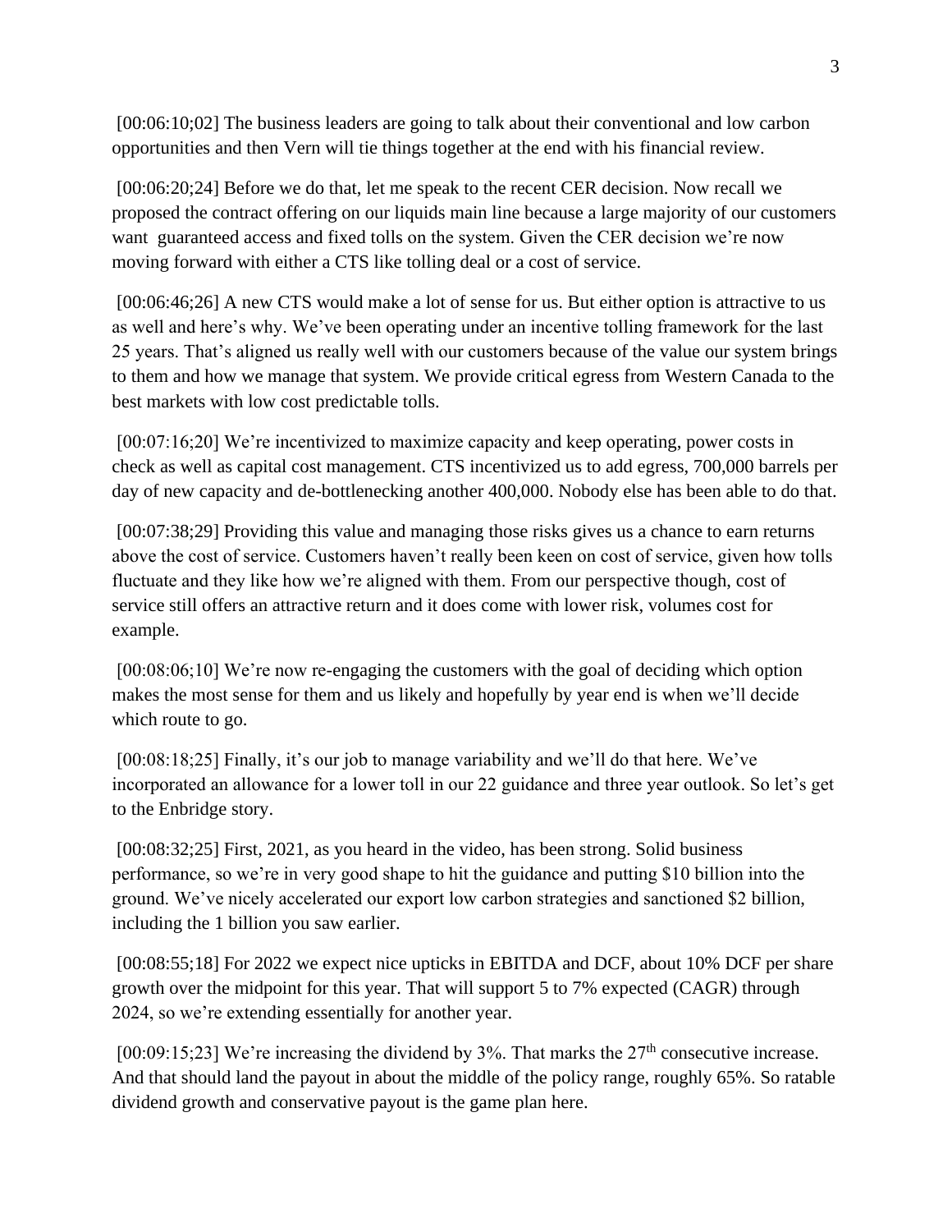[00:06:10;02] The business leaders are going to talk about their conventional and low carbon opportunities and then Vern will tie things together at the end with his financial review.

[00:06:20;24] Before we do that, let me speak to the recent CER decision. Now recall we proposed the contract offering on our liquids main line because a large majority of our customers want guaranteed access and fixed tolls on the system. Given the CER decision we're now moving forward with either a CTS like tolling deal or a cost of service.

[00:06:46;26] A new CTS would make a lot of sense for us. But either option is attractive to us as well and here's why. We've been operating under an incentive tolling framework for the last 25 years. That's aligned us really well with our customers because of the value our system brings to them and how we manage that system. We provide critical egress from Western Canada to the best markets with low cost predictable tolls.

[00:07:16;20] We're incentivized to maximize capacity and keep operating, power costs in check as well as capital cost management. CTS incentivized us to add egress, 700,000 barrels per day of new capacity and de-bottlenecking another 400,000. Nobody else has been able to do that.

[00:07:38;29] Providing this value and managing those risks gives us a chance to earn returns above the cost of service. Customers haven't really been keen on cost of service, given how tolls fluctuate and they like how we're aligned with them. From our perspective though, cost of service still offers an attractive return and it does come with lower risk, volumes cost for example.

[00:08:06;10] We're now re-engaging the customers with the goal of deciding which option makes the most sense for them and us likely and hopefully by year end is when we'll decide which route to go.

[00:08:18;25] Finally, it's our job to manage variability and we'll do that here. We've incorporated an allowance for a lower toll in our 22 guidance and three year outlook. So let's get to the Enbridge story.

[00:08:32;25] First, 2021, as you heard in the video, has been strong. Solid business performance, so we're in very good shape to hit the guidance and putting $10 billion into the ground. We've nicely accelerated our export low carbon strategies and sanctioned $2 billion, including the 1 billion you saw earlier.

[00:08:55;18] For 2022 we expect nice upticks in EBITDA and DCF, about 10% DCF per share growth over the midpoint for this year. That will support 5 to 7% expected (CAGR) through 2024, so we're extending essentially for another year.

[00:09:15;23] We're increasing the dividend by 3%. That marks the 27th consecutive increase. And that should land the payout in about the middle of the policy range, roughly 65%. So ratable dividend growth and conservative payout is the game plan here.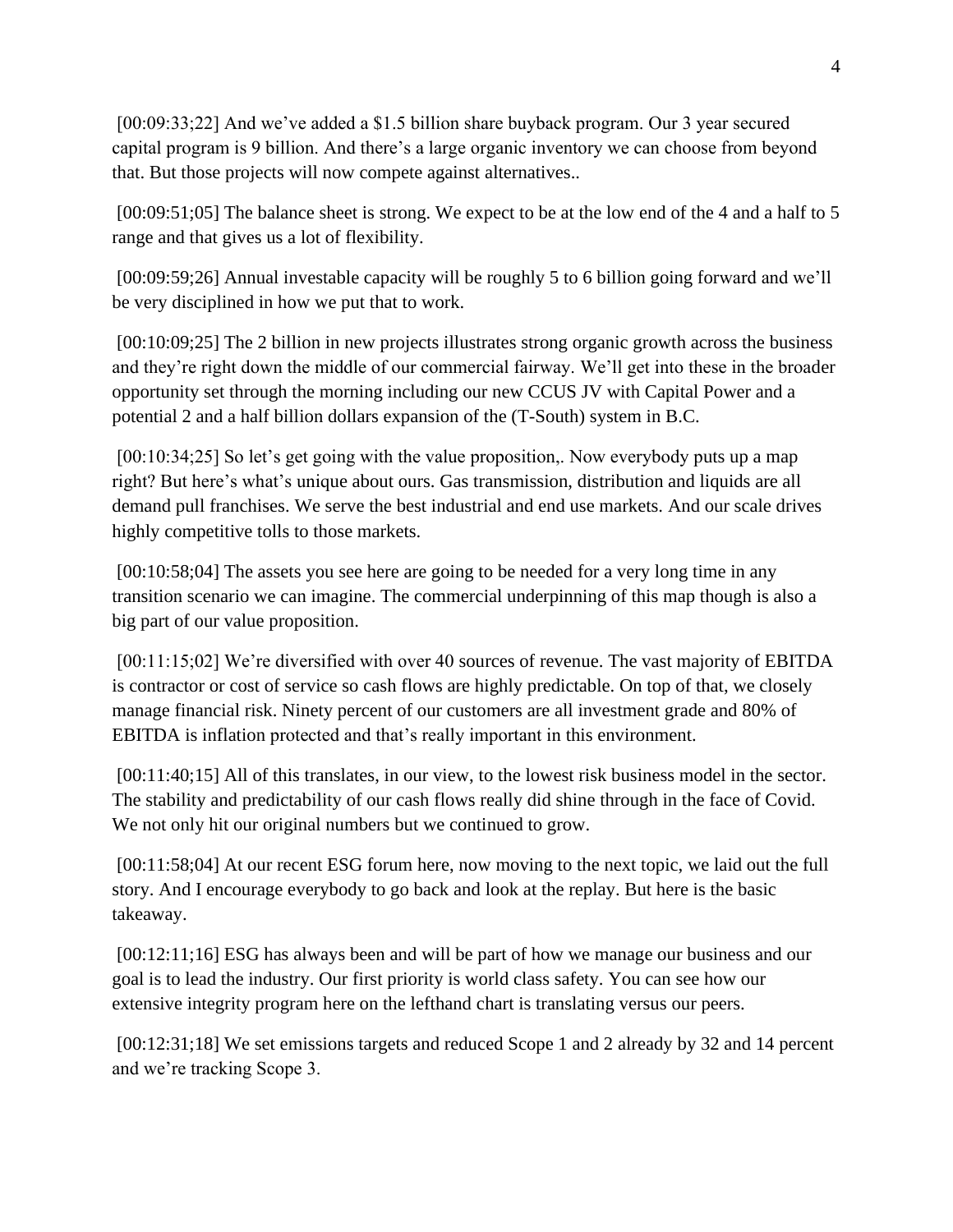[00:09:33;22] And we've added a $1.5 billion share buyback program. Our 3 year secured capital program is 9 billion. And there's a large organic inventory we can choose from beyond that. But those projects will now compete against alternatives..

[00:09:51;05] The balance sheet is strong. We expect to be at the low end of the 4 and a half to 5 range and that gives us a lot of flexibility.

[00:09:59;26] Annual investable capacity will be roughly 5 to 6 billion going forward and we'll be very disciplined in how we put that to work.

[00:10:09;25] The 2 billion in new projects illustrates strong organic growth across the business and they're right down the middle of our commercial fairway. We'll get into these in the broader opportunity set through the morning including our new CCUS JV with Capital Power and a potential 2 and a half billion dollars expansion of the (T-South) system in B.C.

[00:10:34;25] So let's get going with the value proposition,. Now everybody puts up a map right? But here's what's unique about ours. Gas transmission, distribution and liquids are all demand pull franchises. We serve the best industrial and end use markets. And our scale drives highly competitive tolls to those markets.

[00:10:58;04] The assets you see here are going to be needed for a very long time in any transition scenario we can imagine. The commercial underpinning of this map though is also a big part of our value proposition.

[00:11:15;02] We're diversified with over 40 sources of revenue. The vast majority of EBITDA is contractor or cost of service so cash flows are highly predictable. On top of that, we closely manage financial risk. Ninety percent of our customers are all investment grade and 80% of EBITDA is inflation protected and that's really important in this environment.

[00:11:40;15] All of this translates, in our view, to the lowest risk business model in the sector. The stability and predictability of our cash flows really did shine through in the face of Covid. We not only hit our original numbers but we continued to grow.

[00:11:58;04] At our recent ESG forum here, now moving to the next topic, we laid out the full story. And I encourage everybody to go back and look at the replay. But here is the basic takeaway.

[00:12:11;16] ESG has always been and will be part of how we manage our business and our goal is to lead the industry. Our first priority is world class safety. You can see how our extensive integrity program here on the lefthand chart is translating versus our peers.

[00:12:31;18] We set emissions targets and reduced Scope 1 and 2 already by 32 and 14 percent and we're tracking Scope 3.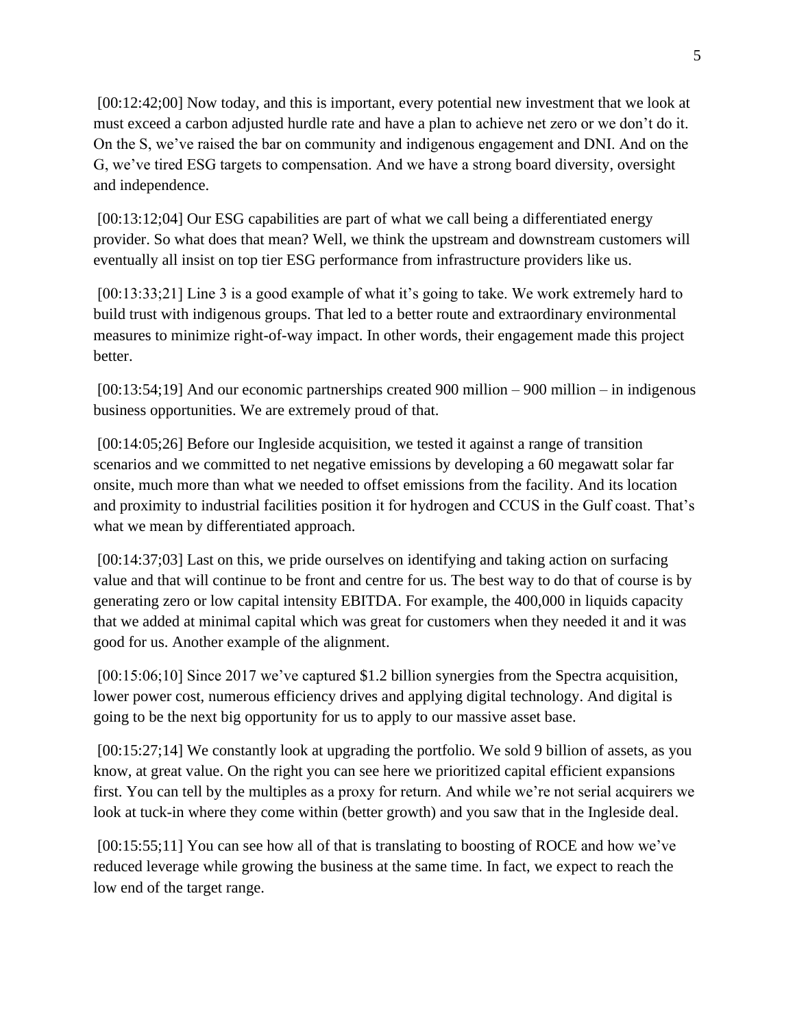[00:12:42;00] Now today, and this is important, every potential new investment that we look at must exceed a carbon adjusted hurdle rate and have a plan to achieve net zero or we don't do it. On the S, we've raised the bar on community and indigenous engagement and DNI. And on the G, we've tired ESG targets to compensation. And we have a strong board diversity, oversight and independence.

[00:13:12;04] Our ESG capabilities are part of what we call being a differentiated energy provider. So what does that mean? Well, we think the upstream and downstream customers will eventually all insist on top tier ESG performance from infrastructure providers like us.

[00:13:33;21] Line 3 is a good example of what it's going to take. We work extremely hard to build trust with indigenous groups. That led to a better route and extraordinary environmental measures to minimize right-of-way impact. In other words, their engagement made this project better.

[00:13:54;19] And our economic partnerships created 900 million – 900 million – in indigenous business opportunities. We are extremely proud of that.

[00:14:05;26] Before our Ingleside acquisition, we tested it against a range of transition scenarios and we committed to net negative emissions by developing a 60 megawatt solar far onsite, much more than what we needed to offset emissions from the facility. And its location and proximity to industrial facilities position it for hydrogen and CCUS in the Gulf coast. That's what we mean by differentiated approach.

[00:14:37;03] Last on this, we pride ourselves on identifying and taking action on surfacing value and that will continue to be front and centre for us. The best way to do that of course is by generating zero or low capital intensity EBITDA. For example, the 400,000 in liquids capacity that we added at minimal capital which was great for customers when they needed it and it was good for us. Another example of the alignment.

[00:15:06;10] Since 2017 we've captured $1.2 billion synergies from the Spectra acquisition, lower power cost, numerous efficiency drives and applying digital technology. And digital is going to be the next big opportunity for us to apply to our massive asset base.

[00:15:27;14] We constantly look at upgrading the portfolio. We sold 9 billion of assets, as you know, at great value. On the right you can see here we prioritized capital efficient expansions first. You can tell by the multiples as a proxy for return. And while we're not serial acquirers we look at tuck-in where they come within (better growth) and you saw that in the Ingleside deal.

[00:15:55;11] You can see how all of that is translating to boosting of ROCE and how we've reduced leverage while growing the business at the same time. In fact, we expect to reach the low end of the target range.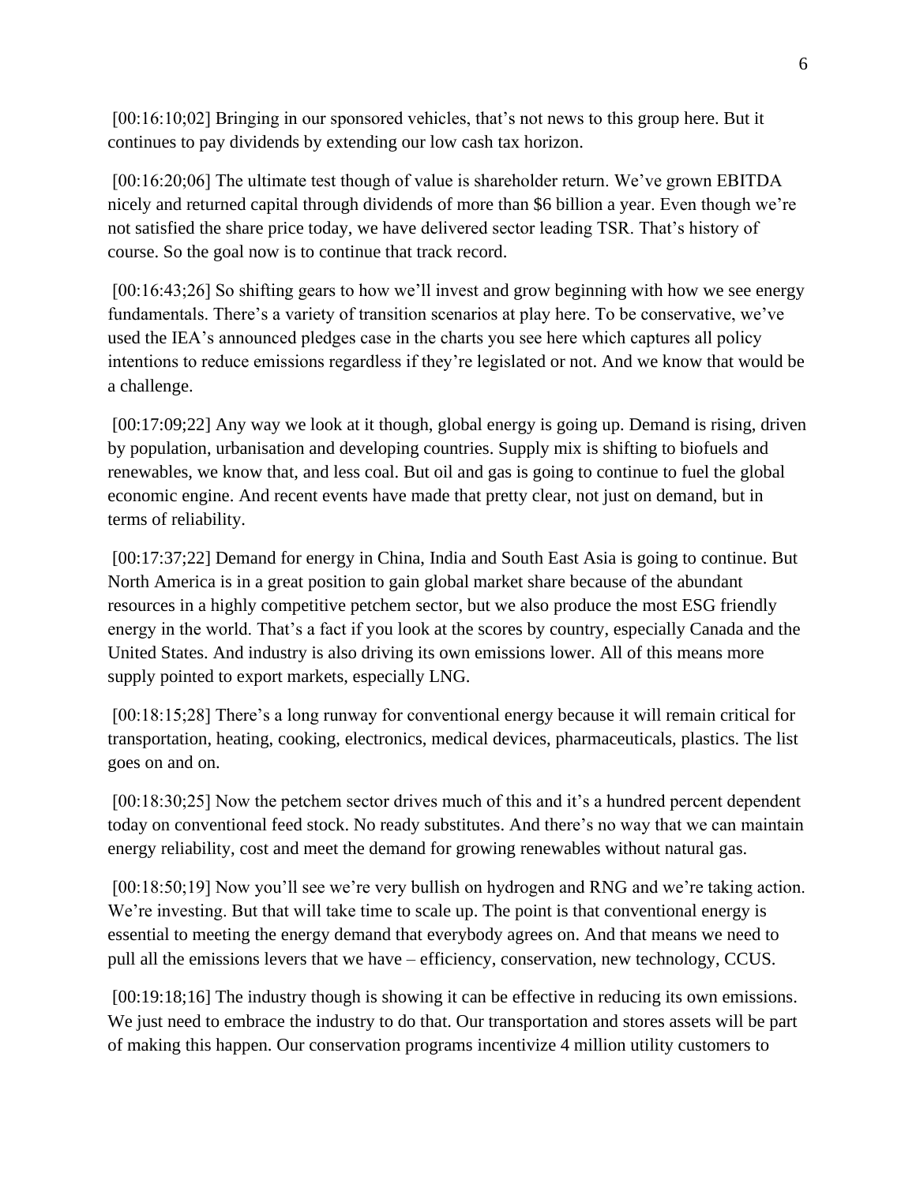[00:16:10;02] Bringing in our sponsored vehicles, that's not news to this group here. But it continues to pay dividends by extending our low cash tax horizon.

[00:16:20;06] The ultimate test though of value is shareholder return. We've grown EBITDA nicely and returned capital through dividends of more than $6 billion a year. Even though we're not satisfied the share price today, we have delivered sector leading TSR. That's history of course. So the goal now is to continue that track record.

[00:16:43;26] So shifting gears to how we'll invest and grow beginning with how we see energy fundamentals. There's a variety of transition scenarios at play here. To be conservative, we've used the IEA's announced pledges case in the charts you see here which captures all policy intentions to reduce emissions regardless if they're legislated or not. And we know that would be a challenge.

[00:17:09;22] Any way we look at it though, global energy is going up. Demand is rising, driven by population, urbanisation and developing countries. Supply mix is shifting to biofuels and renewables, we know that, and less coal. But oil and gas is going to continue to fuel the global economic engine. And recent events have made that pretty clear, not just on demand, but in terms of reliability.

[00:17:37;22] Demand for energy in China, India and South East Asia is going to continue. But North America is in a great position to gain global market share because of the abundant resources in a highly competitive petchem sector, but we also produce the most ESG friendly energy in the world. That's a fact if you look at the scores by country, especially Canada and the United States. And industry is also driving its own emissions lower. All of this means more supply pointed to export markets, especially LNG.

[00:18:15;28] There's a long runway for conventional energy because it will remain critical for transportation, heating, cooking, electronics, medical devices, pharmaceuticals, plastics. The list goes on and on.

[00:18:30;25] Now the petchem sector drives much of this and it's a hundred percent dependent today on conventional feed stock. No ready substitutes. And there's no way that we can maintain energy reliability, cost and meet the demand for growing renewables without natural gas.

[00:18:50;19] Now you'll see we're very bullish on hydrogen and RNG and we're taking action. We're investing. But that will take time to scale up. The point is that conventional energy is essential to meeting the energy demand that everybody agrees on. And that means we need to pull all the emissions levers that we have – efficiency, conservation, new technology, CCUS.

[00:19:18;16] The industry though is showing it can be effective in reducing its own emissions. We just need to embrace the industry to do that. Our transportation and stores assets will be part of making this happen. Our conservation programs incentivize 4 million utility customers to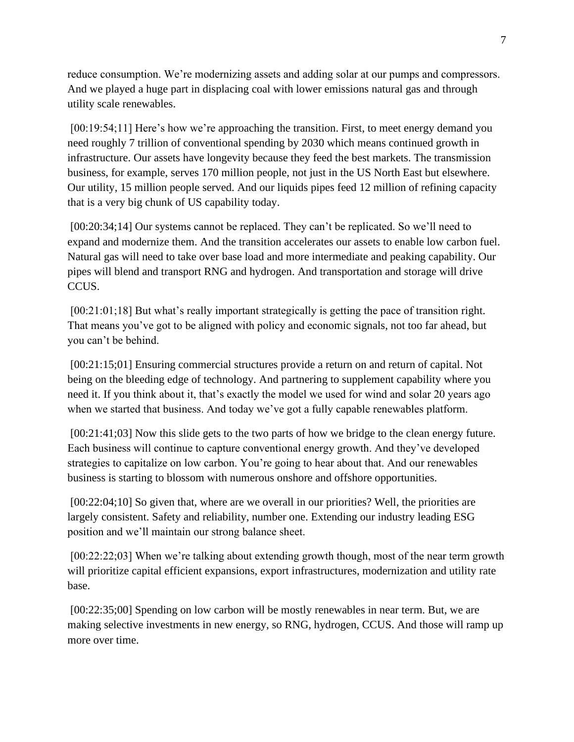reduce consumption. We're modernizing assets and adding solar at our pumps and compressors. And we played a huge part in displacing coal with lower emissions natural gas and through utility scale renewables.

[00:19:54;11] Here's how we're approaching the transition. First, to meet energy demand you need roughly 7 trillion of conventional spending by 2030 which means continued growth in infrastructure. Our assets have longevity because they feed the best markets. The transmission business, for example, serves 170 million people, not just in the US North East but elsewhere. Our utility, 15 million people served. And our liquids pipes feed 12 million of refining capacity that is a very big chunk of US capability today.

[00:20:34;14] Our systems cannot be replaced. They can't be replicated. So we'll need to expand and modernize them. And the transition accelerates our assets to enable low carbon fuel. Natural gas will need to take over base load and more intermediate and peaking capability. Our pipes will blend and transport RNG and hydrogen. And transportation and storage will drive CCUS.

[00:21:01;18] But what's really important strategically is getting the pace of transition right. That means you've got to be aligned with policy and economic signals, not too far ahead, but you can't be behind.

[00:21:15;01] Ensuring commercial structures provide a return on and return of capital. Not being on the bleeding edge of technology. And partnering to supplement capability where you need it. If you think about it, that's exactly the model we used for wind and solar 20 years ago when we started that business. And today we've got a fully capable renewables platform.

[00:21:41;03] Now this slide gets to the two parts of how we bridge to the clean energy future. Each business will continue to capture conventional energy growth. And they've developed strategies to capitalize on low carbon. You're going to hear about that. And our renewables business is starting to blossom with numerous onshore and offshore opportunities.

[00:22:04;10] So given that, where are we overall in our priorities? Well, the priorities are largely consistent. Safety and reliability, number one. Extending our industry leading ESG position and we'll maintain our strong balance sheet.

[00:22:22;03] When we're talking about extending growth though, most of the near term growth will prioritize capital efficient expansions, export infrastructures, modernization and utility rate base.

[00:22:35;00] Spending on low carbon will be mostly renewables in near term. But, we are making selective investments in new energy, so RNG, hydrogen, CCUS. And those will ramp up more over time.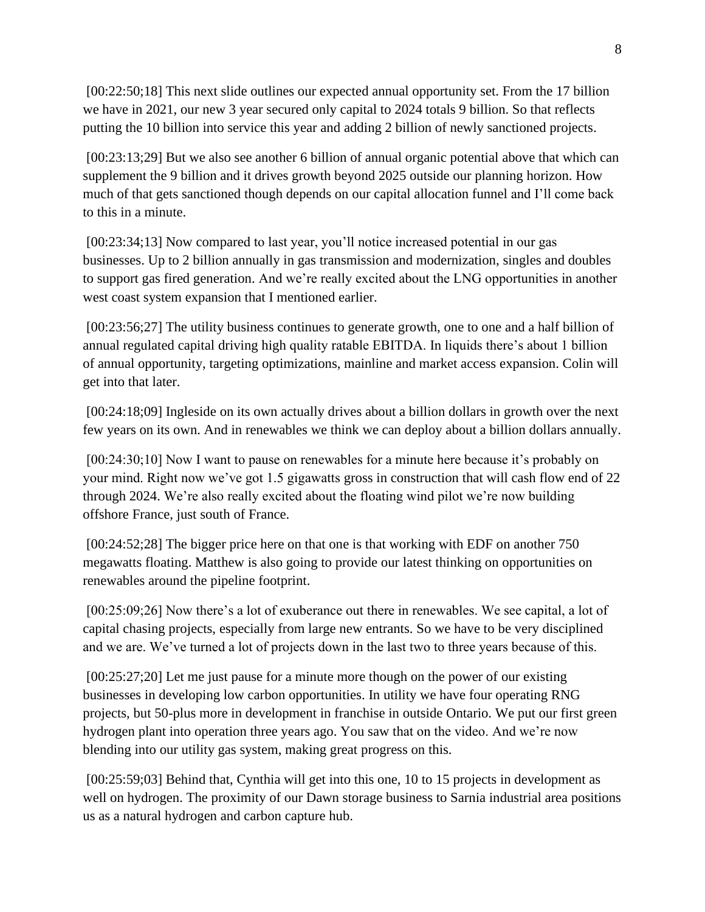[00:22:50;18] This next slide outlines our expected annual opportunity set. From the 17 billion we have in 2021, our new 3 year secured only capital to 2024 totals 9 billion. So that reflects putting the 10 billion into service this year and adding 2 billion of newly sanctioned projects.

[00:23:13;29] But we also see another 6 billion of annual organic potential above that which can supplement the 9 billion and it drives growth beyond 2025 outside our planning horizon. How much of that gets sanctioned though depends on our capital allocation funnel and I'll come back to this in a minute.

[00:23:34;13] Now compared to last year, you'll notice increased potential in our gas businesses. Up to 2 billion annually in gas transmission and modernization, singles and doubles to support gas fired generation. And we're really excited about the LNG opportunities in another west coast system expansion that I mentioned earlier.

[00:23:56;27] The utility business continues to generate growth, one to one and a half billion of annual regulated capital driving high quality ratable EBITDA. In liquids there's about 1 billion of annual opportunity, targeting optimizations, mainline and market access expansion. Colin will get into that later.

[00:24:18;09] Ingleside on its own actually drives about a billion dollars in growth over the next few years on its own. And in renewables we think we can deploy about a billion dollars annually.

[00:24:30;10] Now I want to pause on renewables for a minute here because it's probably on your mind. Right now we've got 1.5 gigawatts gross in construction that will cash flow end of 22 through 2024. We're also really excited about the floating wind pilot we're now building offshore France, just south of France.

[00:24:52;28] The bigger price here on that one is that working with EDF on another 750 megawatts floating. Matthew is also going to provide our latest thinking on opportunities on renewables around the pipeline footprint.

[00:25:09;26] Now there's a lot of exuberance out there in renewables. We see capital, a lot of capital chasing projects, especially from large new entrants. So we have to be very disciplined and we are. We've turned a lot of projects down in the last two to three years because of this.

[00:25:27;20] Let me just pause for a minute more though on the power of our existing businesses in developing low carbon opportunities. In utility we have four operating RNG projects, but 50-plus more in development in franchise in outside Ontario. We put our first green hydrogen plant into operation three years ago. You saw that on the video. And we're now blending into our utility gas system, making great progress on this.

[00:25:59;03] Behind that, Cynthia will get into this one, 10 to 15 projects in development as well on hydrogen. The proximity of our Dawn storage business to Sarnia industrial area positions us as a natural hydrogen and carbon capture hub.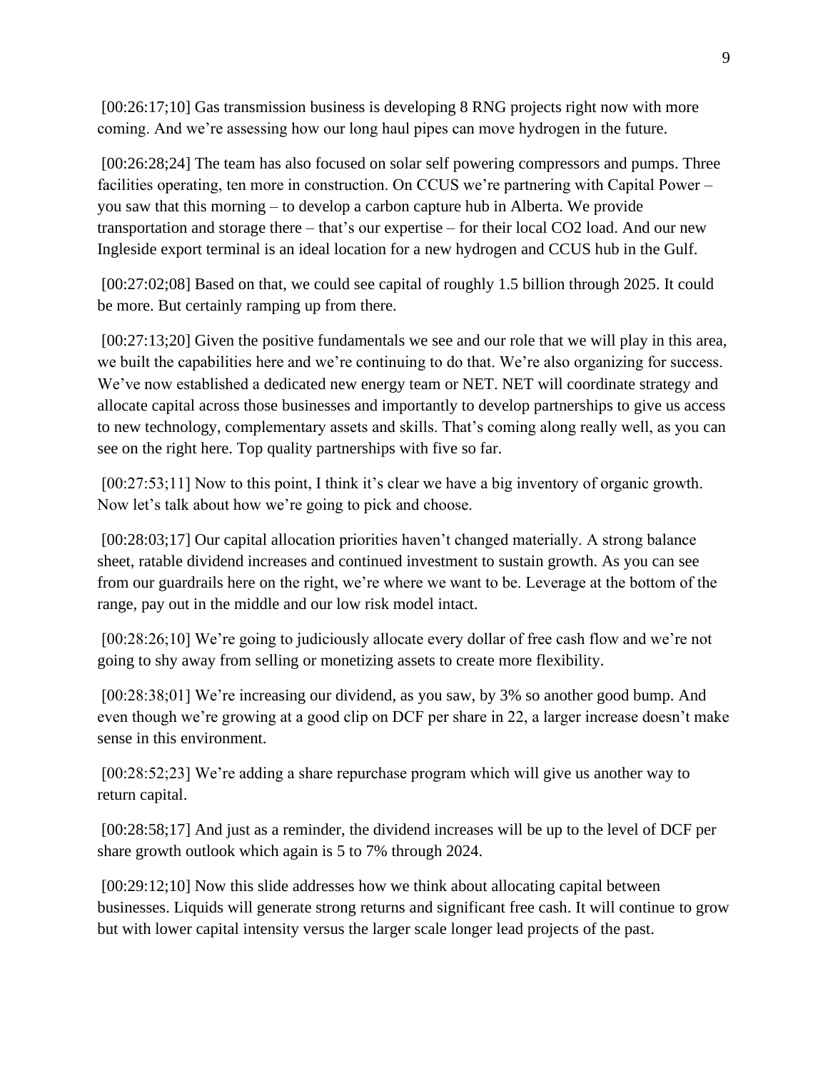[00:26:17;10] Gas transmission business is developing 8 RNG projects right now with more coming. And we're assessing how our long haul pipes can move hydrogen in the future.

[00:26:28;24] The team has also focused on solar self powering compressors and pumps. Three facilities operating, ten more in construction. On CCUS we're partnering with Capital Power – you saw that this morning – to develop a carbon capture hub in Alberta. We provide transportation and storage there – that's our expertise – for their local CO2 load. And our new Ingleside export terminal is an ideal location for a new hydrogen and CCUS hub in the Gulf.

[00:27:02;08] Based on that, we could see capital of roughly 1.5 billion through 2025. It could be more. But certainly ramping up from there.

[00:27:13;20] Given the positive fundamentals we see and our role that we will play in this area, we built the capabilities here and we're continuing to do that. We're also organizing for success. We've now established a dedicated new energy team or NET. NET will coordinate strategy and allocate capital across those businesses and importantly to develop partnerships to give us access to new technology, complementary assets and skills. That's coming along really well, as you can see on the right here. Top quality partnerships with five so far.

[00:27:53;11] Now to this point, I think it's clear we have a big inventory of organic growth. Now let's talk about how we're going to pick and choose.

[00:28:03;17] Our capital allocation priorities haven't changed materially. A strong balance sheet, ratable dividend increases and continued investment to sustain growth. As you can see from our guardrails here on the right, we're where we want to be. Leverage at the bottom of the range, pay out in the middle and our low risk model intact.

[00:28:26;10] We're going to judiciously allocate every dollar of free cash flow and we're not going to shy away from selling or monetizing assets to create more flexibility.

[00:28:38;01] We're increasing our dividend, as you saw, by 3% so another good bump. And even though we're growing at a good clip on DCF per share in 22, a larger increase doesn't make sense in this environment.

[00:28:52;23] We're adding a share repurchase program which will give us another way to return capital.

[00:28:58;17] And just as a reminder, the dividend increases will be up to the level of DCF per share growth outlook which again is 5 to 7% through 2024.

[00:29:12;10] Now this slide addresses how we think about allocating capital between businesses. Liquids will generate strong returns and significant free cash. It will continue to grow but with lower capital intensity versus the larger scale longer lead projects of the past.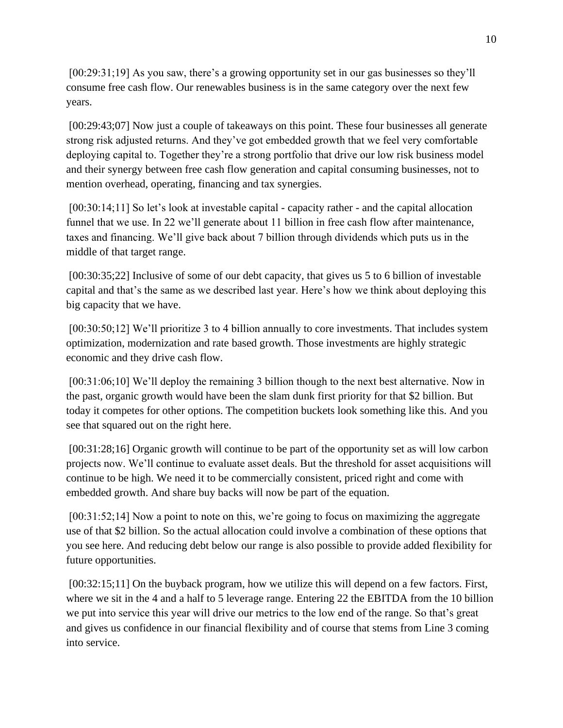[00:29:31;19] As you saw, there's a growing opportunity set in our gas businesses so they'll consume free cash flow. Our renewables business is in the same category over the next few years.

[00:29:43;07] Now just a couple of takeaways on this point. These four businesses all generate strong risk adjusted returns. And they've got embedded growth that we feel very comfortable deploying capital to. Together they're a strong portfolio that drive our low risk business model and their synergy between free cash flow generation and capital consuming businesses, not to mention overhead, operating, financing and tax synergies.

[00:30:14;11] So let's look at investable capital - capacity rather - and the capital allocation funnel that we use. In 22 we'll generate about 11 billion in free cash flow after maintenance, taxes and financing. We'll give back about 7 billion through dividends which puts us in the middle of that target range.

[00:30:35;22] Inclusive of some of our debt capacity, that gives us 5 to 6 billion of investable capital and that's the same as we described last year. Here's how we think about deploying this big capacity that we have.

[00:30:50;12] We'll prioritize 3 to 4 billion annually to core investments. That includes system optimization, modernization and rate based growth. Those investments are highly strategic economic and they drive cash flow.

[00:31:06;10] We'll deploy the remaining 3 billion though to the next best alternative. Now in the past, organic growth would have been the slam dunk first priority for that $2 billion. But today it competes for other options. The competition buckets look something like this. And you see that squared out on the right here.

[00:31:28;16] Organic growth will continue to be part of the opportunity set as will low carbon projects now. We'll continue to evaluate asset deals. But the threshold for asset acquisitions will continue to be high. We need it to be commercially consistent, priced right and come with embedded growth. And share buy backs will now be part of the equation.

[00:31:52;14] Now a point to note on this, we're going to focus on maximizing the aggregate use of that $2 billion. So the actual allocation could involve a combination of these options that you see here. And reducing debt below our range is also possible to provide added flexibility for future opportunities.

[00:32:15;11] On the buyback program, how we utilize this will depend on a few factors. First, where we sit in the 4 and a half to 5 leverage range. Entering 22 the EBITDA from the 10 billion we put into service this year will drive our metrics to the low end of the range. So that's great and gives us confidence in our financial flexibility and of course that stems from Line 3 coming into service.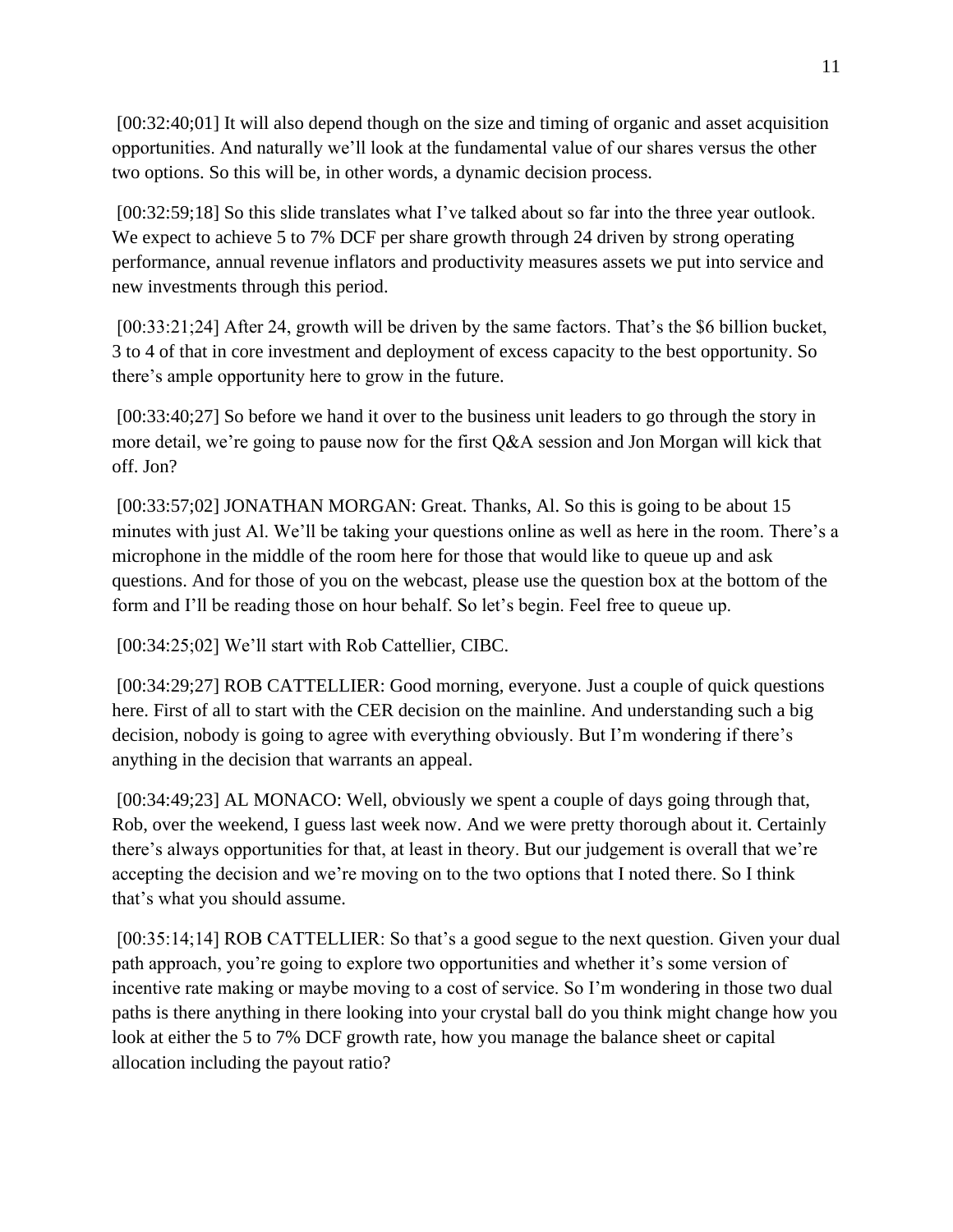[00:32:40;01] It will also depend though on the size and timing of organic and asset acquisition opportunities. And naturally we'll look at the fundamental value of our shares versus the other two options. So this will be, in other words, a dynamic decision process.

[00:32:59;18] So this slide translates what I've talked about so far into the three year outlook. We expect to achieve 5 to 7% DCF per share growth through 24 driven by strong operating performance, annual revenue inflators and productivity measures assets we put into service and new investments through this period.

[00:33:21;24] After 24, growth will be driven by the same factors. That's the $6 billion bucket, 3 to 4 of that in core investment and deployment of excess capacity to the best opportunity. So there's ample opportunity here to grow in the future.

[00:33:40;27] So before we hand it over to the business unit leaders to go through the story in more detail, we're going to pause now for the first Q&A session and Jon Morgan will kick that off. Jon?

[00:33:57;02] JONATHAN MORGAN: Great. Thanks, Al. So this is going to be about 15 minutes with just Al. We'll be taking your questions online as well as here in the room. There's a microphone in the middle of the room here for those that would like to queue up and ask questions. And for those of you on the webcast, please use the question box at the bottom of the form and I'll be reading those on hour behalf. So let's begin. Feel free to queue up.

[00:34:25;02] We'll start with Rob Cattellier, CIBC.

[00:34:29;27] ROB CATTELLIER: Good morning, everyone. Just a couple of quick questions here. First of all to start with the CER decision on the mainline. And understanding such a big decision, nobody is going to agree with everything obviously. But I'm wondering if there's anything in the decision that warrants an appeal.

[00:34:49;23] AL MONACO: Well, obviously we spent a couple of days going through that, Rob, over the weekend, I guess last week now. And we were pretty thorough about it. Certainly there's always opportunities for that, at least in theory. But our judgement is overall that we're accepting the decision and we're moving on to the two options that I noted there. So I think that's what you should assume.

[00:35:14;14] ROB CATTELLIER: So that's a good segue to the next question. Given your dual path approach, you're going to explore two opportunities and whether it's some version of incentive rate making or maybe moving to a cost of service. So I'm wondering in those two dual paths is there anything in there looking into your crystal ball do you think might change how you look at either the 5 to 7% DCF growth rate, how you manage the balance sheet or capital allocation including the payout ratio?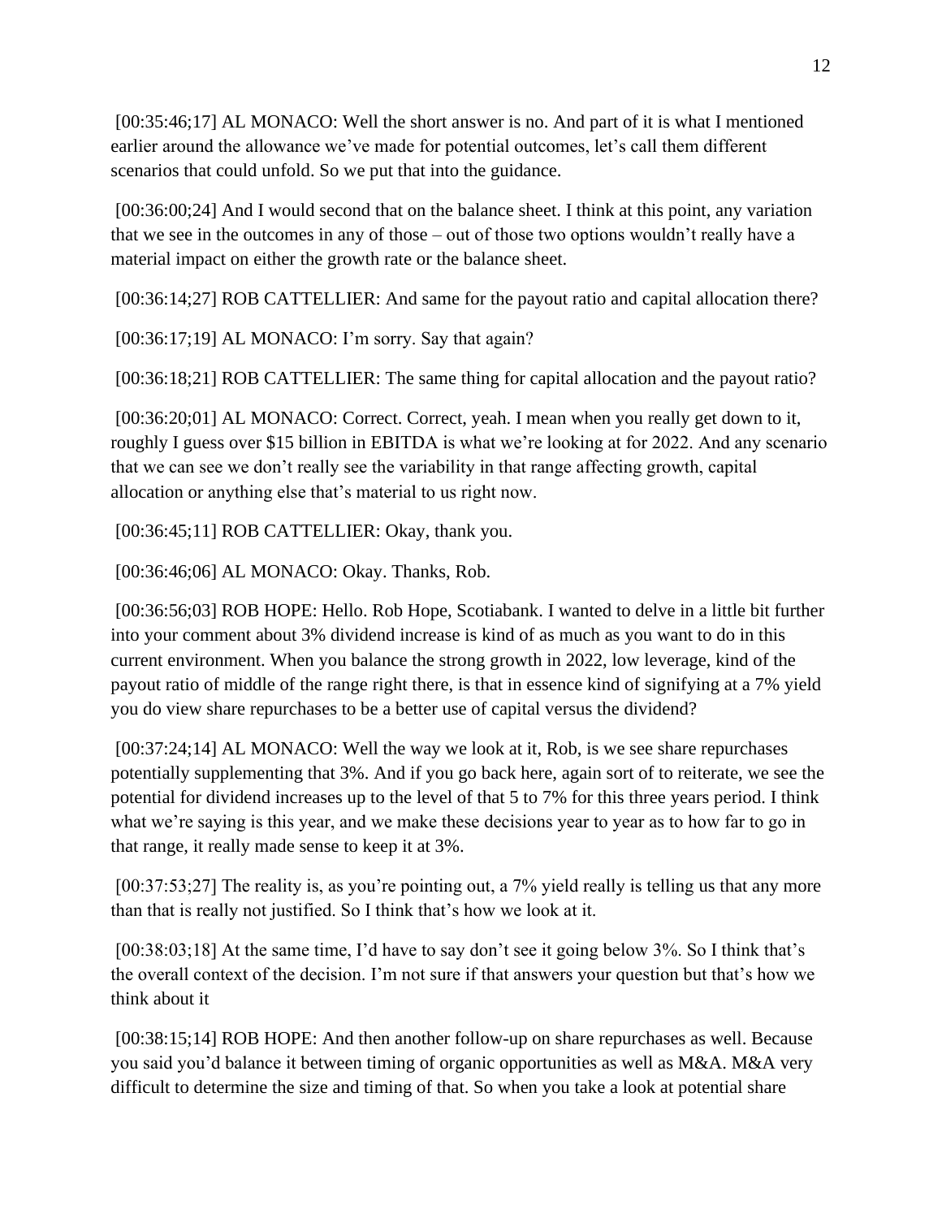[00:35:46;17] AL MONACO: Well the short answer is no. And part of it is what I mentioned earlier around the allowance we've made for potential outcomes, let's call them different scenarios that could unfold. So we put that into the guidance.

[00:36:00;24] And I would second that on the balance sheet. I think at this point, any variation that we see in the outcomes in any of those – out of those two options wouldn't really have a material impact on either the growth rate or the balance sheet.

[00:36:14;27] ROB CATTELLIER: And same for the payout ratio and capital allocation there?

[00:36:17;19] AL MONACO: I'm sorry. Say that again?

[00:36:18;21] ROB CATTELLIER: The same thing for capital allocation and the payout ratio?

[00:36:20;01] AL MONACO: Correct. Correct, yeah. I mean when you really get down to it, roughly I guess over $15 billion in EBITDA is what we're looking at for 2022. And any scenario that we can see we don't really see the variability in that range affecting growth, capital allocation or anything else that's material to us right now.

[00:36:45;11] ROB CATTELLIER: Okay, thank you.

[00:36:46;06] AL MONACO: Okay. Thanks, Rob.

[00:36:56;03] ROB HOPE: Hello. Rob Hope, Scotiabank. I wanted to delve in a little bit further into your comment about 3% dividend increase is kind of as much as you want to do in this current environment. When you balance the strong growth in 2022, low leverage, kind of the payout ratio of middle of the range right there, is that in essence kind of signifying at a 7% yield you do view share repurchases to be a better use of capital versus the dividend?

[00:37:24;14] AL MONACO: Well the way we look at it, Rob, is we see share repurchases potentially supplementing that 3%. And if you go back here, again sort of to reiterate, we see the potential for dividend increases up to the level of that 5 to 7% for this three years period. I think what we're saying is this year, and we make these decisions year to year as to how far to go in that range, it really made sense to keep it at 3%.

[00:37:53;27] The reality is, as you're pointing out, a 7% yield really is telling us that any more than that is really not justified. So I think that's how we look at it.

[00:38:03;18] At the same time, I'd have to say don't see it going below 3%. So I think that's the overall context of the decision. I'm not sure if that answers your question but that's how we think about it

[00:38:15;14] ROB HOPE: And then another follow-up on share repurchases as well. Because you said you'd balance it between timing of organic opportunities as well as M&A. M&A very difficult to determine the size and timing of that. So when you take a look at potential share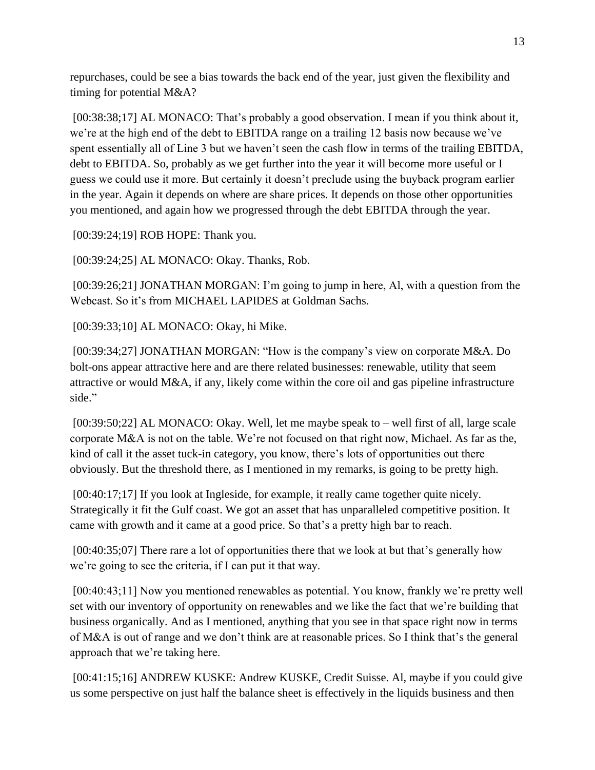repurchases, could be see a bias towards the back end of the year, just given the flexibility and timing for potential M&A?

[00:38:38;17] AL MONACO: That's probably a good observation. I mean if you think about it, we're at the high end of the debt to EBITDA range on a trailing 12 basis now because we've spent essentially all of Line 3 but we haven't seen the cash flow in terms of the trailing EBITDA, debt to EBITDA. So, probably as we get further into the year it will become more useful or I guess we could use it more. But certainly it doesn't preclude using the buyback program earlier in the year. Again it depends on where are share prices. It depends on those other opportunities you mentioned, and again how we progressed through the debt EBITDA through the year.

[00:39:24;19] ROB HOPE: Thank you.

[00:39:24;25] AL MONACO: Okay. Thanks, Rob.

[00:39:26;21] JONATHAN MORGAN: I'm going to jump in here, Al, with a question from the Webcast. So it's from MICHAEL LAPIDES at Goldman Sachs.

[00:39:33;10] AL MONACO: Okay, hi Mike.

[00:39:34;27] JONATHAN MORGAN: "How is the company's view on corporate M&A. Do bolt-ons appear attractive here and are there related businesses: renewable, utility that seem attractive or would M&A, if any, likely come within the core oil and gas pipeline infrastructure side."

[00:39:50;22] AL MONACO: Okay. Well, let me maybe speak to – well first of all, large scale corporate M&A is not on the table. We're not focused on that right now, Michael. As far as the, kind of call it the asset tuck-in category, you know, there's lots of opportunities out there obviously. But the threshold there, as I mentioned in my remarks, is going to be pretty high.

[00:40:17;17] If you look at Ingleside, for example, it really came together quite nicely. Strategically it fit the Gulf coast. We got an asset that has unparalleled competitive position. It came with growth and it came at a good price. So that's a pretty high bar to reach.

[00:40:35;07] There rare a lot of opportunities there that we look at but that's generally how we're going to see the criteria, if I can put it that way.

[00:40:43;11] Now you mentioned renewables as potential. You know, frankly we're pretty well set with our inventory of opportunity on renewables and we like the fact that we're building that business organically. And as I mentioned, anything that you see in that space right now in terms of M&A is out of range and we don't think are at reasonable prices. So I think that's the general approach that we're taking here.

[00:41:15;16] ANDREW KUSKE: Andrew KUSKE, Credit Suisse. Al, maybe if you could give us some perspective on just half the balance sheet is effectively in the liquids business and then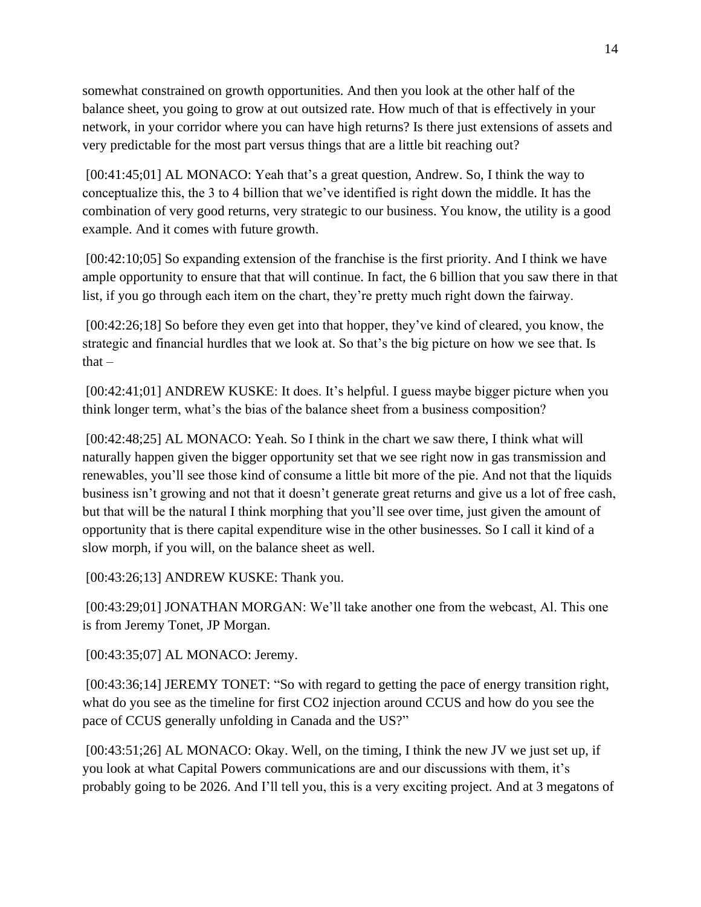somewhat constrained on growth opportunities. And then you look at the other half of the balance sheet, you going to grow at out outsized rate. How much of that is effectively in your network, in your corridor where you can have high returns? Is there just extensions of assets and very predictable for the most part versus things that are a little bit reaching out?

[00:41:45;01] AL MONACO: Yeah that's a great question, Andrew. So, I think the way to conceptualize this, the 3 to 4 billion that we've identified is right down the middle. It has the combination of very good returns, very strategic to our business. You know, the utility is a good example. And it comes with future growth.

[00:42:10;05] So expanding extension of the franchise is the first priority. And I think we have ample opportunity to ensure that that will continue. In fact, the 6 billion that you saw there in that list, if you go through each item on the chart, they're pretty much right down the fairway.

[00:42:26;18] So before they even get into that hopper, they've kind of cleared, you know, the strategic and financial hurdles that we look at. So that's the big picture on how we see that. Is that –

[00:42:41;01] ANDREW KUSKE: It does. It's helpful. I guess maybe bigger picture when you think longer term, what's the bias of the balance sheet from a business composition?

[00:42:48;25] AL MONACO: Yeah. So I think in the chart we saw there, I think what will naturally happen given the bigger opportunity set that we see right now in gas transmission and renewables, you'll see those kind of consume a little bit more of the pie. And not that the liquids business isn't growing and not that it doesn't generate great returns and give us a lot of free cash, but that will be the natural I think morphing that you'll see over time, just given the amount of opportunity that is there capital expenditure wise in the other businesses. So I call it kind of a slow morph, if you will, on the balance sheet as well.

[00:43:26;13] ANDREW KUSKE: Thank you.

[00:43:29;01] JONATHAN MORGAN: We'll take another one from the webcast, Al. This one is from Jeremy Tonet, JP Morgan.

[00:43:35;07] AL MONACO: Jeremy.

[00:43:36;14] JEREMY TONET: "So with regard to getting the pace of energy transition right, what do you see as the timeline for first CO2 injection around CCUS and how do you see the pace of CCUS generally unfolding in Canada and the US?"

[00:43:51;26] AL MONACO: Okay. Well, on the timing, I think the new JV we just set up, if you look at what Capital Powers communications are and our discussions with them, it's probably going to be 2026. And I'll tell you, this is a very exciting project. And at 3 megatons of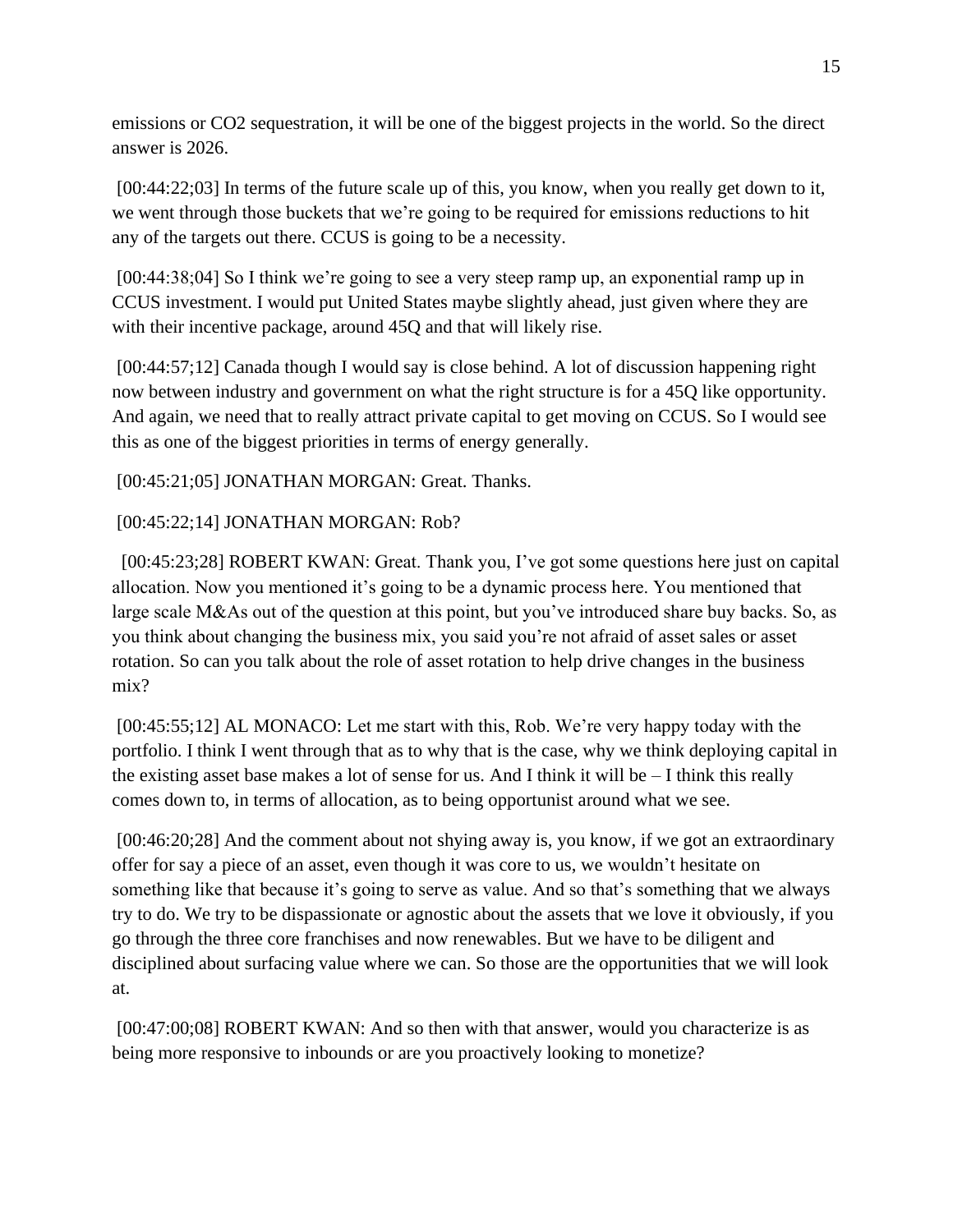emissions or $CO_2$ sequestration, it will be one of the biggest projects in the world. So the direct answer is 2026.

[00:44:22;03] In terms of the future scale up of this, you know, when you really get down to it, we went through those buckets that we're going to be required for emissions reductions to hit any of the targets out there. CCUS is going to be a necessity.

[00:44:38;04] So I think we're going to see a very steep ramp up, an exponential ramp up in CCUS investment. I would put United States maybe slightly ahead, just given where they are with their incentive package, around 45Q and that will likely rise.

[00:44:57;12] Canada though I would say is close behind. A lot of discussion happening right now between industry and government on what the right structure is for a 45Q like opportunity. And again, we need that to really attract private capital to get moving on CCUS. So I would see this as one of the biggest priorities in terms of energy generally.

[00:45:21;05] JONATHAN MORGAN: Great. Thanks.

[00:45:22;14] JONATHAN MORGAN: Rob?

[00:45:23;28] ROBERT KWAN: Great. Thank you, I've got some questions here just on capital allocation. Now you mentioned it's going to be a dynamic process here. You mentioned that large scale M&As out of the question at this point, but you've introduced share buy backs. So, as you think about changing the business mix, you said you're not afraid of asset sales or asset rotation. So can you talk about the role of asset rotation to help drive changes in the business mix?

[00:45:55;12] AL MONACO: Let me start with this, Rob. We're very happy today with the portfolio. I think I went through that as to why that is the case, why we think deploying capital in the existing asset base makes a lot of sense for us. And I think it will be – I think this really comes down to, in terms of allocation, as to being opportunist around what we see.

[00:46:20;28] And the comment about not shying away is, you know, if we got an extraordinary offer for say a piece of an asset, even though it was core to us, we wouldn't hesitate on something like that because it's going to serve as value. And so that's something that we always try to do. We try to be dispassionate or agnostic about the assets that we love it obviously, if you go through the three core franchises and now renewables. But we have to be diligent and disciplined about surfacing value where we can. So those are the opportunities that we will look at.

[00:47:00;08] ROBERT KWAN: And so then with that answer, would you characterize is as being more responsive to inbounds or are you proactively looking to monetize?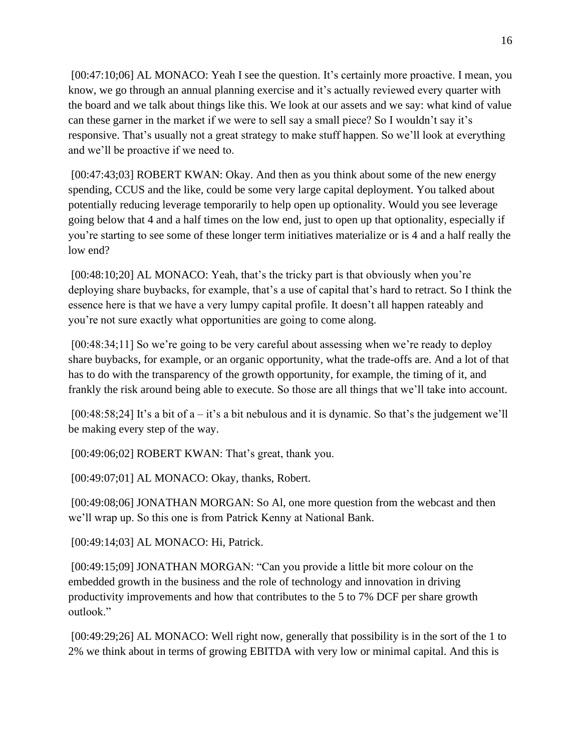[00:47:10;06] AL MONACO: Yeah I see the question. It's certainly more proactive. I mean, you know, we go through an annual planning exercise and it's actually reviewed every quarter with the board and we talk about things like this. We look at our assets and we say: what kind of value can these garner in the market if we were to sell say a small piece? So I wouldn't say it's responsive. That's usually not a great strategy to make stuff happen. So we'll look at everything and we'll be proactive if we need to.

[00:47:43;03] ROBERT KWAN: Okay. And then as you think about some of the new energy spending, CCUS and the like, could be some very large capital deployment. You talked about potentially reducing leverage temporarily to help open up optionality. Would you see leverage going below that 4 and a half times on the low end, just to open up that optionality, especially if you're starting to see some of these longer term initiatives materialize or is 4 and a half really the low end?

[00:48:10;20] AL MONACO: Yeah, that's the tricky part is that obviously when you're deploying share buybacks, for example, that's a use of capital that's hard to retract. So I think the essence here is that we have a very lumpy capital profile. It doesn't all happen rateably and you're not sure exactly what opportunities are going to come along.

[00:48:34;11] So we're going to be very careful about assessing when we're ready to deploy share buybacks, for example, or an organic opportunity, what the trade-offs are. And a lot of that has to do with the transparency of the growth opportunity, for example, the timing of it, and frankly the risk around being able to execute. So those are all things that we'll take into account.

[00:48:58;24] It's a bit of a – it's a bit nebulous and it is dynamic. So that's the judgement we'll be making every step of the way.

[00:49:06;02] ROBERT KWAN: That's great, thank you.

[00:49:07;01] AL MONACO: Okay, thanks, Robert.

[00:49:08;06] JONATHAN MORGAN: So Al, one more question from the webcast and then we'll wrap up. So this one is from Patrick Kenny at National Bank.

[00:49:14;03] AL MONACO: Hi, Patrick.

[00:49:15;09] JONATHAN MORGAN: "Can you provide a little bit more colour on the embedded growth in the business and the role of technology and innovation in driving productivity improvements and how that contributes to the 5 to 7% DCF per share growth outlook."

[00:49:29;26] AL MONACO: Well right now, generally that possibility is in the sort of the 1 to 2% we think about in terms of growing EBITDA with very low or minimal capital. And this is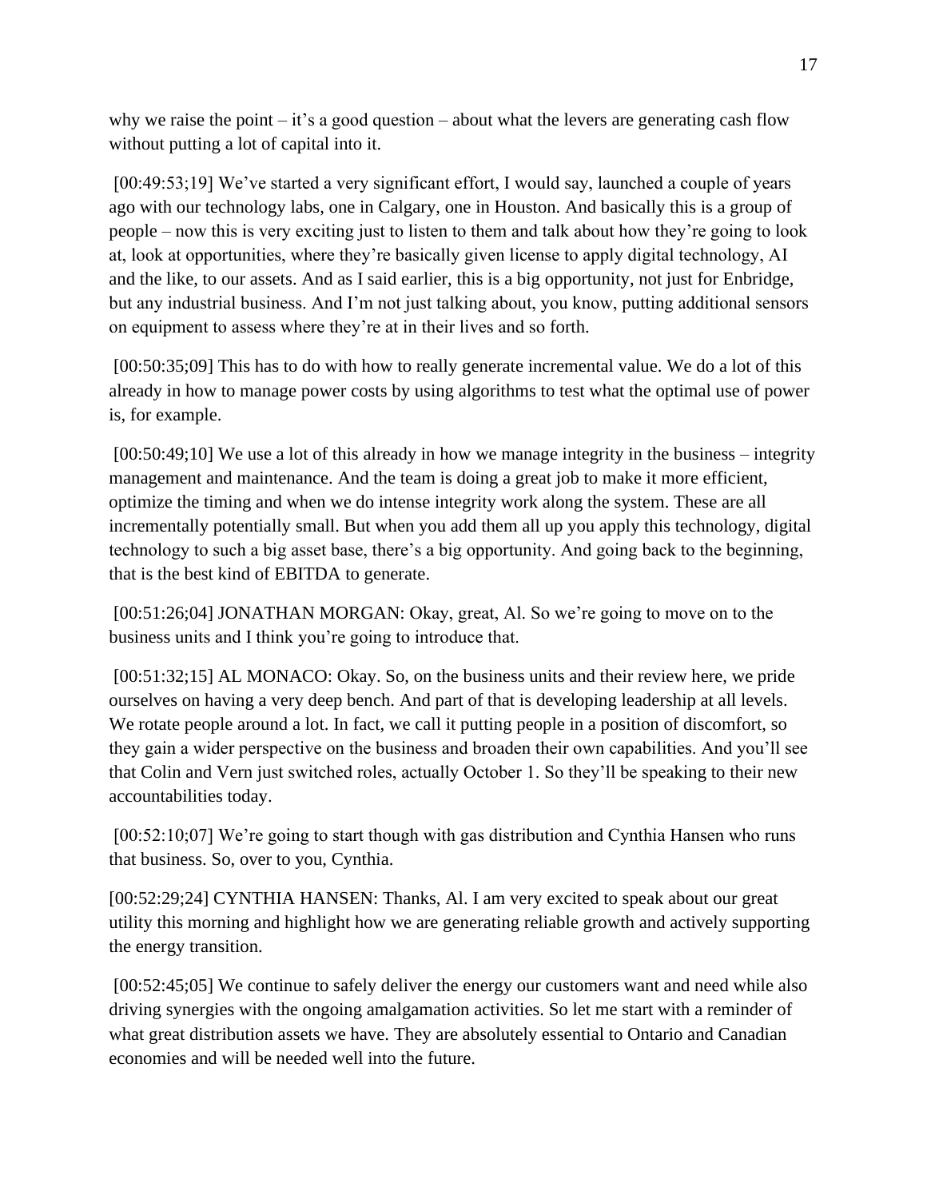why we raise the point – it's a good question – about what the levers are generating cash flow without putting a lot of capital into it.

[00:49:53;19] We've started a very significant effort, I would say, launched a couple of years ago with our technology labs, one in Calgary, one in Houston. And basically this is a group of people – now this is very exciting just to listen to them and talk about how they're going to look at, look at opportunities, where they're basically given license to apply digital technology, AI and the like, to our assets. And as I said earlier, this is a big opportunity, not just for Enbridge, but any industrial business. And I'm not just talking about, you know, putting additional sensors on equipment to assess where they're at in their lives and so forth.

[00:50:35;09] This has to do with how to really generate incremental value. We do a lot of this already in how to manage power costs by using algorithms to test what the optimal use of power is, for example.

[00:50:49;10] We use a lot of this already in how we manage integrity in the business – integrity management and maintenance. And the team is doing a great job to make it more efficient, optimize the timing and when we do intense integrity work along the system. These are all incrementally potentially small. But when you add them all up you apply this technology, digital technology to such a big asset base, there's a big opportunity. And going back to the beginning, that is the best kind of EBITDA to generate.

[00:51:26;04] JONATHAN MORGAN: Okay, great, Al. So we're going to move on to the business units and I think you're going to introduce that.

[00:51:32;15] AL MONACO: Okay. So, on the business units and their review here, we pride ourselves on having a very deep bench. And part of that is developing leadership at all levels. We rotate people around a lot. In fact, we call it putting people in a position of discomfort, so they gain a wider perspective on the business and broaden their own capabilities. And you'll see that Colin and Vern just switched roles, actually October 1. So they'll be speaking to their new accountabilities today.

[00:52:10;07] We're going to start though with gas distribution and Cynthia Hansen who runs that business. So, over to you, Cynthia.

[00:52:29;24] CYNTHIA HANSEN: Thanks, Al. I am very excited to speak about our great utility this morning and highlight how we are generating reliable growth and actively supporting the energy transition.

[00:52:45;05] We continue to safely deliver the energy our customers want and need while also driving synergies with the ongoing amalgamation activities. So let me start with a reminder of what great distribution assets we have. They are absolutely essential to Ontario and Canadian economies and will be needed well into the future.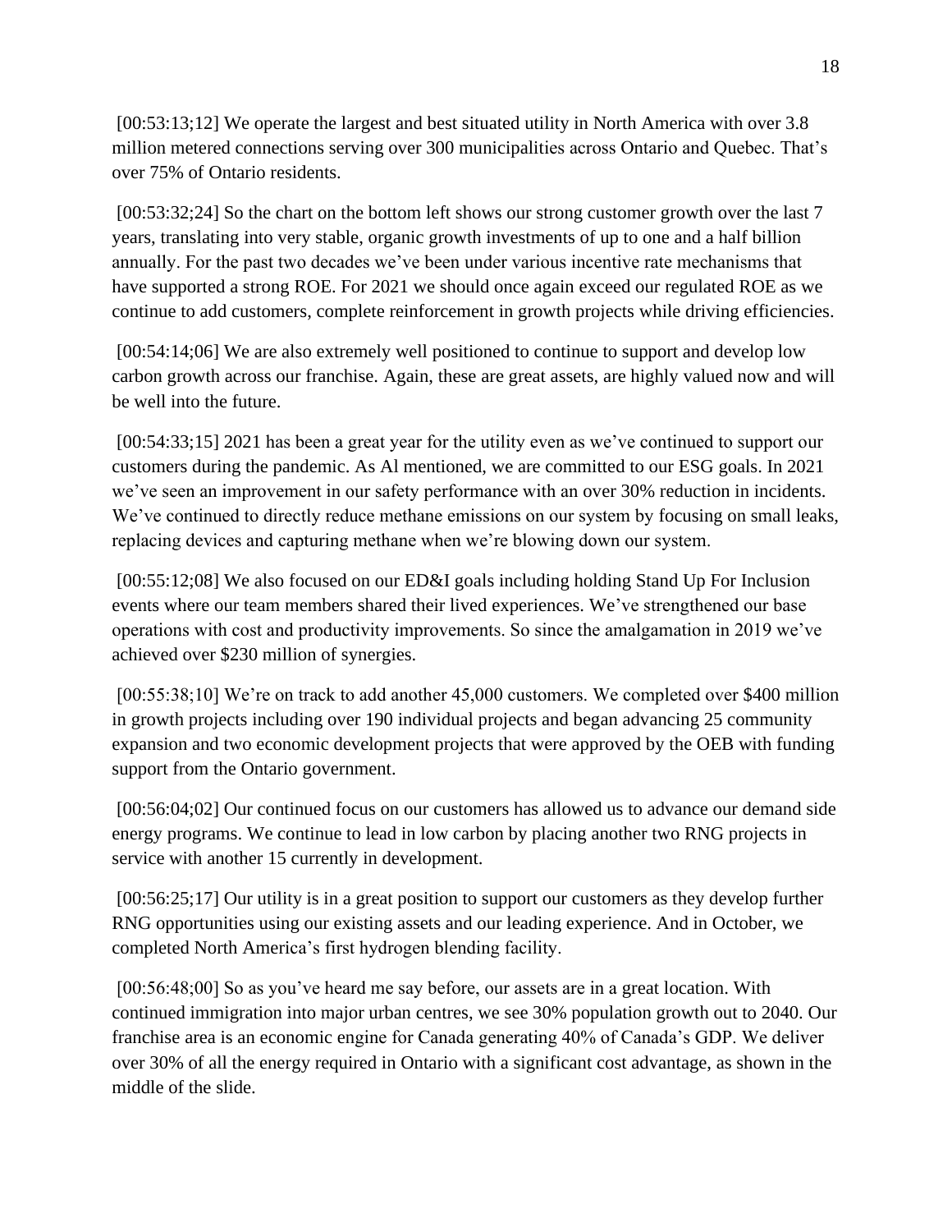[00:53:13;12] We operate the largest and best situated utility in North America with over 3.8 million metered connections serving over 300 municipalities across Ontario and Quebec. That's over 75% of Ontario residents.

[00:53:32;24] So the chart on the bottom left shows our strong customer growth over the last 7 years, translating into very stable, organic growth investments of up to one and a half billion annually. For the past two decades we've been under various incentive rate mechanisms that have supported a strong ROE. For 2021 we should once again exceed our regulated ROE as we continue to add customers, complete reinforcement in growth projects while driving efficiencies.

[00:54:14;06] We are also extremely well positioned to continue to support and develop low carbon growth across our franchise. Again, these are great assets, are highly valued now and will be well into the future.

[00:54:33;15] 2021 has been a great year for the utility even as we've continued to support our customers during the pandemic. As Al mentioned, we are committed to our ESG goals. In 2021 we've seen an improvement in our safety performance with an over 30% reduction in incidents. We've continued to directly reduce methane emissions on our system by focusing on small leaks, replacing devices and capturing methane when we're blowing down our system.

[00:55:12;08] We also focused on our ED&I goals including holding Stand Up For Inclusion events where our team members shared their lived experiences. We've strengthened our base operations with cost and productivity improvements. So since the amalgamation in 2019 we've achieved over $230 million of synergies.

[00:55:38;10] We're on track to add another 45,000 customers. We completed over $400 million in growth projects including over 190 individual projects and began advancing 25 community expansion and two economic development projects that were approved by the OEB with funding support from the Ontario government.

[00:56:04;02] Our continued focus on our customers has allowed us to advance our demand side energy programs. We continue to lead in low carbon by placing another two RNG projects in service with another 15 currently in development.

[00:56:25;17] Our utility is in a great position to support our customers as they develop further RNG opportunities using our existing assets and our leading experience. And in October, we completed North America's first hydrogen blending facility.

[00:56:48;00] So as you've heard me say before, our assets are in a great location. With continued immigration into major urban centres, we see 30% population growth out to 2040. Our franchise area is an economic engine for Canada generating 40% of Canada's GDP. We deliver over 30% of all the energy required in Ontario with a significant cost advantage, as shown in the middle of the slide.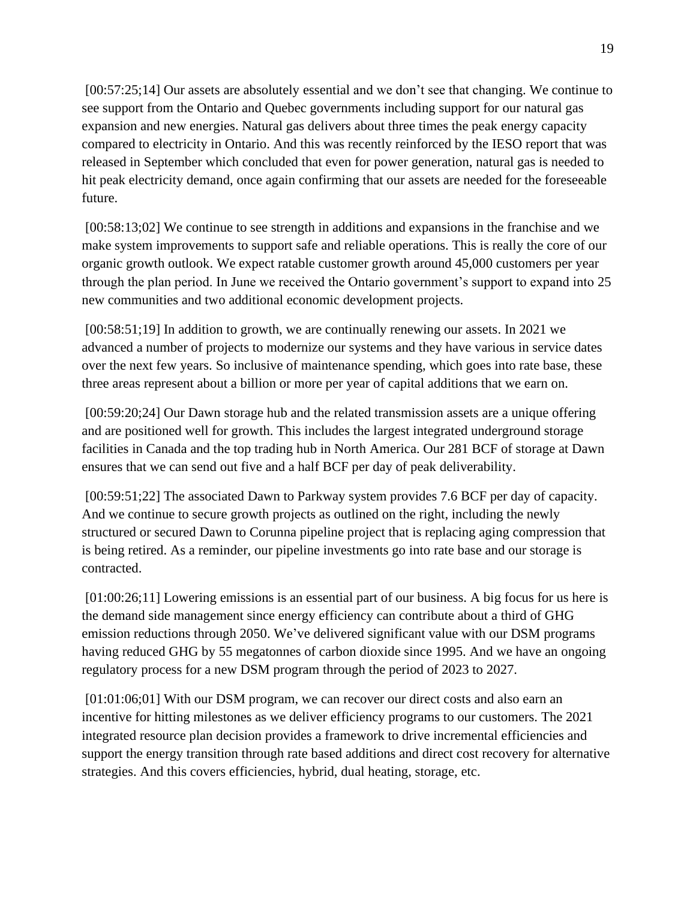[00:57:25;14] Our assets are absolutely essential and we don't see that changing. We continue to see support from the Ontario and Quebec governments including support for our natural gas expansion and new energies. Natural gas delivers about three times the peak energy capacity compared to electricity in Ontario. And this was recently reinforced by the IESO report that was released in September which concluded that even for power generation, natural gas is needed to hit peak electricity demand, once again confirming that our assets are needed for the foreseeable future.

[00:58:13;02] We continue to see strength in additions and expansions in the franchise and we make system improvements to support safe and reliable operations. This is really the core of our organic growth outlook. We expect ratable customer growth around 45,000 customers per year through the plan period. In June we received the Ontario government's support to expand into 25 new communities and two additional economic development projects.

[00:58:51;19] In addition to growth, we are continually renewing our assets. In 2021 we advanced a number of projects to modernize our systems and they have various in service dates over the next few years. So inclusive of maintenance spending, which goes into rate base, these three areas represent about a billion or more per year of capital additions that we earn on.

[00:59:20;24] Our Dawn storage hub and the related transmission assets are a unique offering and are positioned well for growth. This includes the largest integrated underground storage facilities in Canada and the top trading hub in North America. Our 281 BCF of storage at Dawn ensures that we can send out five and a half BCF per day of peak deliverability.

[00:59:51;22] The associated Dawn to Parkway system provides 7.6 BCF per day of capacity. And we continue to secure growth projects as outlined on the right, including the newly structured or secured Dawn to Corunna pipeline project that is replacing aging compression that is being retired. As a reminder, our pipeline investments go into rate base and our storage is contracted.

[01:00:26;11] Lowering emissions is an essential part of our business. A big focus for us here is the demand side management since energy efficiency can contribute about a third of GHG emission reductions through 2050. We've delivered significant value with our DSM programs having reduced GHG by 55 megatonnes of carbon dioxide since 1995. And we have an ongoing regulatory process for a new DSM program through the period of 2023 to 2027.

[01:01:06;01] With our DSM program, we can recover our direct costs and also earn an incentive for hitting milestones as we deliver efficiency programs to our customers. The 2021 integrated resource plan decision provides a framework to drive incremental efficiencies and support the energy transition through rate based additions and direct cost recovery for alternative strategies. And this covers efficiencies, hybrid, dual heating, storage, etc.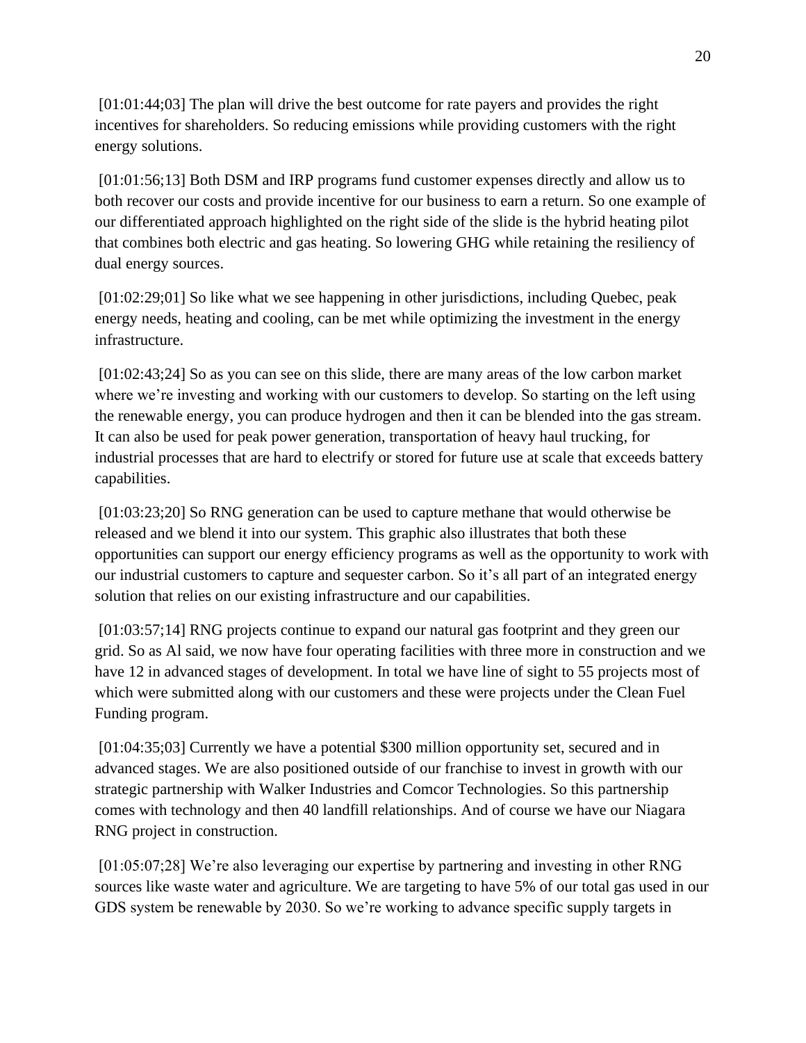[01:01:44;03] The plan will drive the best outcome for rate payers and provides the right incentives for shareholders. So reducing emissions while providing customers with the right energy solutions.

[01:01:56;13] Both DSM and IRP programs fund customer expenses directly and allow us to both recover our costs and provide incentive for our business to earn a return. So one example of our differentiated approach highlighted on the right side of the slide is the hybrid heating pilot that combines both electric and gas heating. So lowering GHG while retaining the resiliency of dual energy sources.

[01:02:29;01] So like what we see happening in other jurisdictions, including Quebec, peak energy needs, heating and cooling, can be met while optimizing the investment in the energy infrastructure.

[01:02:43;24] So as you can see on this slide, there are many areas of the low carbon market where we're investing and working with our customers to develop. So starting on the left using the renewable energy, you can produce hydrogen and then it can be blended into the gas stream. It can also be used for peak power generation, transportation of heavy haul trucking, for industrial processes that are hard to electrify or stored for future use at scale that exceeds battery capabilities.

[01:03:23;20] So RNG generation can be used to capture methane that would otherwise be released and we blend it into our system. This graphic also illustrates that both these opportunities can support our energy efficiency programs as well as the opportunity to work with our industrial customers to capture and sequester carbon. So it's all part of an integrated energy solution that relies on our existing infrastructure and our capabilities.

[01:03:57;14] RNG projects continue to expand our natural gas footprint and they green our grid. So as Al said, we now have four operating facilities with three more in construction and we have 12 in advanced stages of development. In total we have line of sight to 55 projects most of which were submitted along with our customers and these were projects under the Clean Fuel Funding program.

[01:04:35;03] Currently we have a potential $300 million opportunity set, secured and in advanced stages. We are also positioned outside of our franchise to invest in growth with our strategic partnership with Walker Industries and Comcor Technologies. So this partnership comes with technology and then 40 landfill relationships. And of course we have our Niagara RNG project in construction.

[01:05:07;28] We're also leveraging our expertise by partnering and investing in other RNG sources like waste water and agriculture. We are targeting to have 5% of our total gas used in our GDS system be renewable by 2030. So we're working to advance specific supply targets in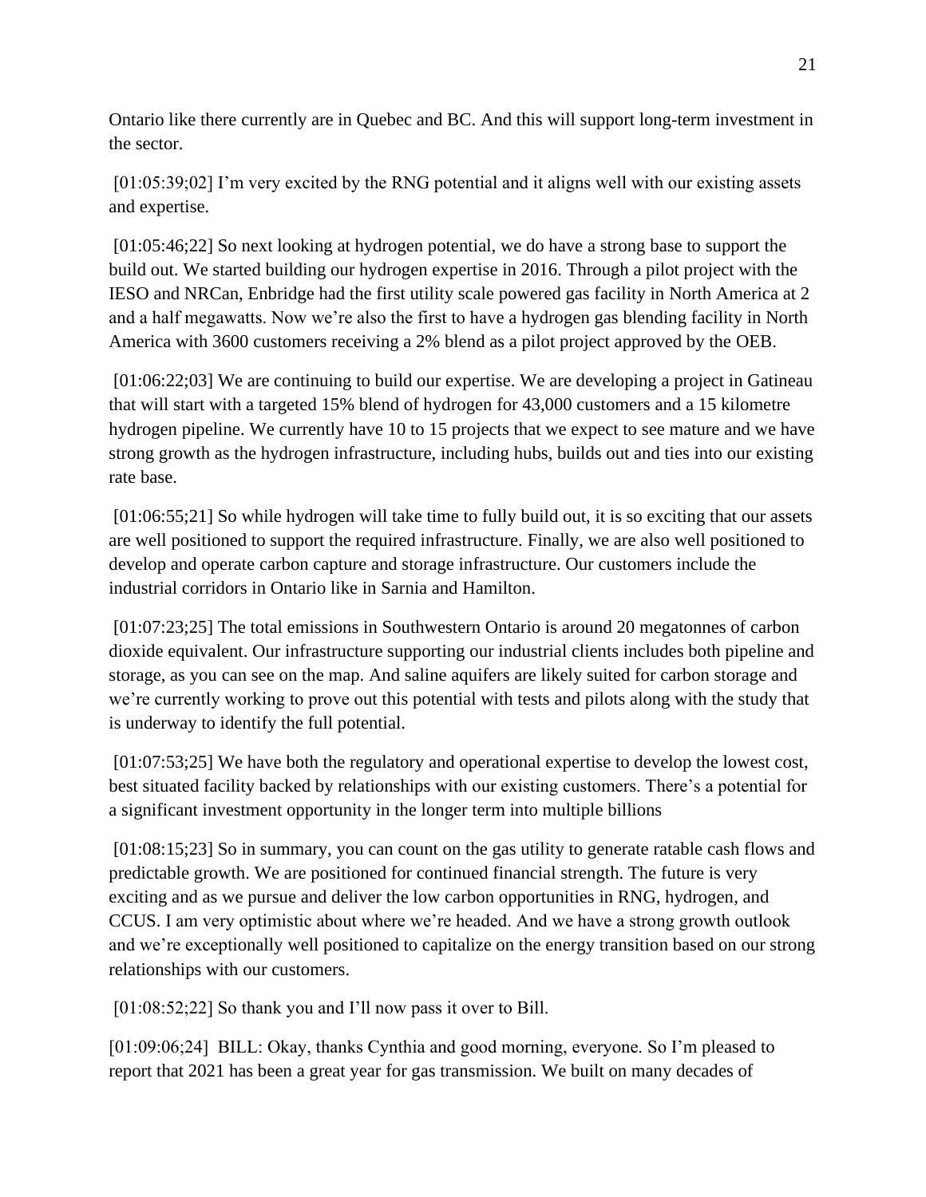Ontario like there currently are in Quebec and BC. And this will support long-term investment in the sector.

[01:05:39;02] I'm very excited by the RNG potential and it aligns well with our existing assets and expertise.

[01:05:46;22] So next looking at hydrogen potential, we do have a strong base to support the build out. We started building our hydrogen expertise in 2016. Through a pilot project with the IESO and NRCan, Enbridge had the first utility scale powered gas facility in North America at 2 and a half megawatts. Now we're also the first to have a hydrogen gas blending facility in North America with 3600 customers receiving a 2% blend as a pilot project approved by the OEB.

[01:06:22;03] We are continuing to build our expertise. We are developing a project in Gatineau that will start with a targeted 15% blend of hydrogen for 43,000 customers and a 15 kilometre hydrogen pipeline. We currently have 10 to 15 projects that we expect to see mature and we have strong growth as the hydrogen infrastructure, including hubs, builds out and ties into our existing rate base.

[01:06:55;21] So while hydrogen will take time to fully build out, it is so exciting that our assets are well positioned to support the required infrastructure. Finally, we are also well positioned to develop and operate carbon capture and storage infrastructure. Our customers include the industrial corridors in Ontario like in Sarnia and Hamilton.

[01:07:23;25] The total emissions in Southwestern Ontario is around 20 megatonnes of carbon dioxide equivalent. Our infrastructure supporting our industrial clients includes both pipeline and storage, as you can see on the map. And saline aquifers are likely suited for carbon storage and we're currently working to prove out this potential with tests and pilots along with the study that is underway to identify the full potential.

[01:07:53;25] We have both the regulatory and operational expertise to develop the lowest cost, best situated facility backed by relationships with our existing customers. There's a potential for a significant investment opportunity in the longer term into multiple billions

[01:08:15;23] So in summary, you can count on the gas utility to generate ratable cash flows and predictable growth. We are positioned for continued financial strength. The future is very exciting and as we pursue and deliver the low carbon opportunities in RNG, hydrogen, and CCUS. I am very optimistic about where we're headed. And we have a strong growth outlook and we're exceptionally well positioned to capitalize on the energy transition based on our strong relationships with our customers.

[01:08:52;22] So thank you and I'll now pass it over to Bill.

[01:09:06;24] BILL: Okay, thanks Cynthia and good morning, everyone. So I'm pleased to report that 2021 has been a great year for gas transmission. We built on many decades of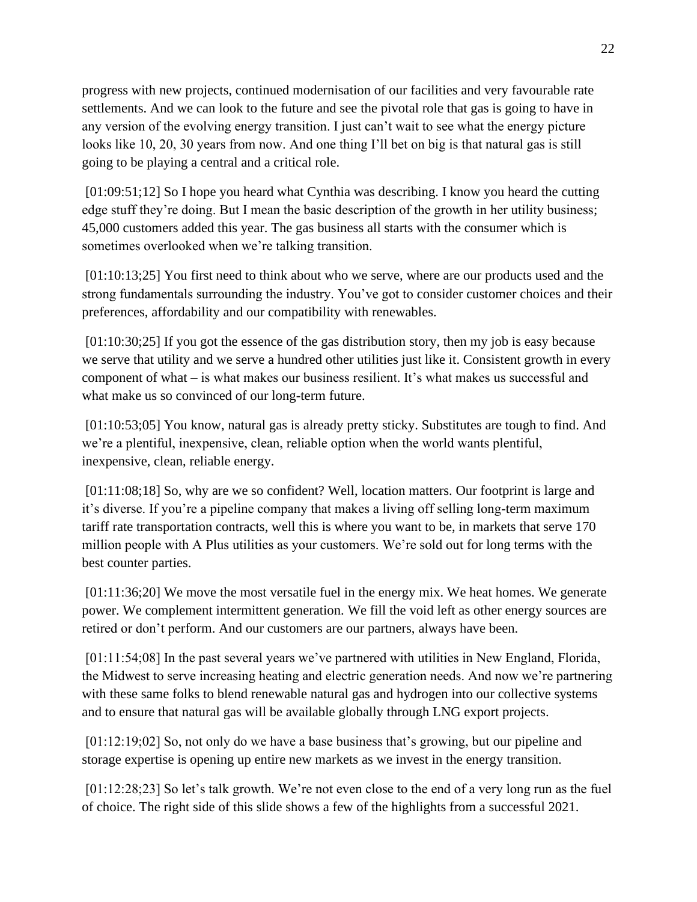progress with new projects, continued modernisation of our facilities and very favourable rate settlements. And we can look to the future and see the pivotal role that gas is going to have in any version of the evolving energy transition. I just can't wait to see what the energy picture looks like 10, 20, 30 years from now. And one thing I'll bet on big is that natural gas is still going to be playing a central and a critical role.

[01:09:51;12] So I hope you heard what Cynthia was describing. I know you heard the cutting edge stuff they're doing. But I mean the basic description of the growth in her utility business; 45,000 customers added this year. The gas business all starts with the consumer which is sometimes overlooked when we're talking transition.

[01:10:13;25] You first need to think about who we serve, where are our products used and the strong fundamentals surrounding the industry. You've got to consider customer choices and their preferences, affordability and our compatibility with renewables.

[01:10:30;25] If you got the essence of the gas distribution story, then my job is easy because we serve that utility and we serve a hundred other utilities just like it. Consistent growth in every component of what – is what makes our business resilient. It's what makes us successful and what make us so convinced of our long-term future.

[01:10:53;05] You know, natural gas is already pretty sticky. Substitutes are tough to find. And we're a plentiful, inexpensive, clean, reliable option when the world wants plentiful, inexpensive, clean, reliable energy.

[01:11:08;18] So, why are we so confident? Well, location matters. Our footprint is large and it's diverse. If you're a pipeline company that makes a living off selling long-term maximum tariff rate transportation contracts, well this is where you want to be, in markets that serve 170 million people with A Plus utilities as your customers. We're sold out for long terms with the best counter parties.

[01:11:36;20] We move the most versatile fuel in the energy mix. We heat homes. We generate power. We complement intermittent generation. We fill the void left as other energy sources are retired or don't perform. And our customers are our partners, always have been.

[01:11:54;08] In the past several years we've partnered with utilities in New England, Florida, the Midwest to serve increasing heating and electric generation needs. And now we're partnering with these same folks to blend renewable natural gas and hydrogen into our collective systems and to ensure that natural gas will be available globally through LNG export projects.

[01:12:19;02] So, not only do we have a base business that's growing, but our pipeline and storage expertise is opening up entire new markets as we invest in the energy transition.

[01:12:28;23] So let's talk growth. We're not even close to the end of a very long run as the fuel of choice. The right side of this slide shows a few of the highlights from a successful 2021.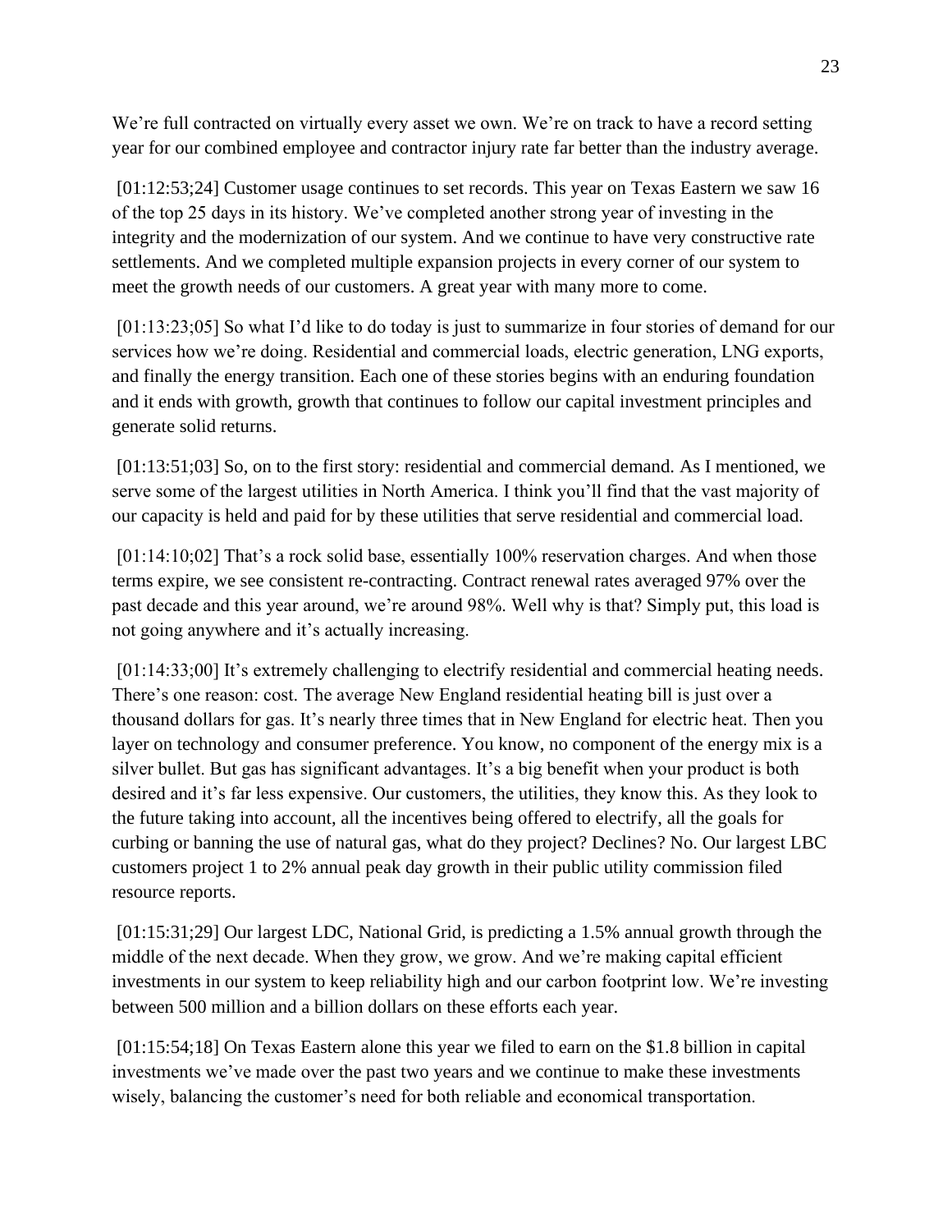We're full contracted on virtually every asset we own. We're on track to have a record setting year for our combined employee and contractor injury rate far better than the industry average.

[01:12:53;24] Customer usage continues to set records. This year on Texas Eastern we saw 16 of the top 25 days in its history. We've completed another strong year of investing in the integrity and the modernization of our system. And we continue to have very constructive rate settlements. And we completed multiple expansion projects in every corner of our system to meet the growth needs of our customers. A great year with many more to come.

[01:13:23;05] So what I'd like to do today is just to summarize in four stories of demand for our services how we're doing. Residential and commercial loads, electric generation, LNG exports, and finally the energy transition. Each one of these stories begins with an enduring foundation and it ends with growth, growth that continues to follow our capital investment principles and generate solid returns.

[01:13:51;03] So, on to the first story: residential and commercial demand. As I mentioned, we serve some of the largest utilities in North America. I think you'll find that the vast majority of our capacity is held and paid for by these utilities that serve residential and commercial load.

[01:14:10;02] That's a rock solid base, essentially 100% reservation charges. And when those terms expire, we see consistent re-contracting. Contract renewal rates averaged 97% over the past decade and this year around, we're around 98%. Well why is that? Simply put, this load is not going anywhere and it's actually increasing.

[01:14:33;00] It's extremely challenging to electrify residential and commercial heating needs. There's one reason: cost. The average New England residential heating bill is just over a thousand dollars for gas. It's nearly three times that in New England for electric heat. Then you layer on technology and consumer preference. You know, no component of the energy mix is a silver bullet. But gas has significant advantages. It's a big benefit when your product is both desired and it's far less expensive. Our customers, the utilities, they know this. As they look to the future taking into account, all the incentives being offered to electrify, all the goals for curbing or banning the use of natural gas, what do they project? Declines? No. Our largest LBC customers project 1 to 2% annual peak day growth in their public utility commission filed resource reports.

[01:15:31;29] Our largest LDC, National Grid, is predicting a 1.5% annual growth through the middle of the next decade. When they grow, we grow. And we're making capital efficient investments in our system to keep reliability high and our carbon footprint low. We're investing between 500 million and a billion dollars on these efforts each year.

[01:15:54;18] On Texas Eastern alone this year we filed to earn on the $1.8 billion in capital investments we've made over the past two years and we continue to make these investments wisely, balancing the customer's need for both reliable and economical transportation.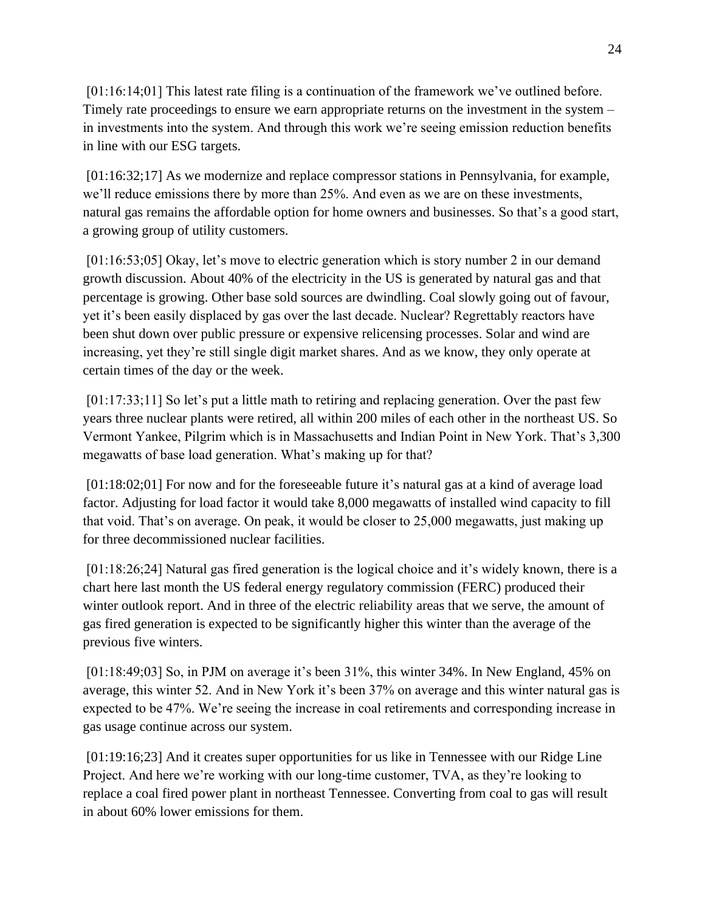[01:16:14;01] This latest rate filing is a continuation of the framework we've outlined before. Timely rate proceedings to ensure we earn appropriate returns on the investment in the system – in investments into the system. And through this work we're seeing emission reduction benefits in line with our ESG targets.

[01:16:32;17] As we modernize and replace compressor stations in Pennsylvania, for example, we'll reduce emissions there by more than 25%. And even as we are on these investments, natural gas remains the affordable option for home owners and businesses. So that's a good start, a growing group of utility customers.

[01:16:53;05] Okay, let's move to electric generation which is story number 2 in our demand growth discussion. About 40% of the electricity in the US is generated by natural gas and that percentage is growing. Other base sold sources are dwindling. Coal slowly going out of favour, yet it's been easily displaced by gas over the last decade. Nuclear? Regrettably reactors have been shut down over public pressure or expensive relicensing processes. Solar and wind are increasing, yet they're still single digit market shares. And as we know, they only operate at certain times of the day or the week.

[01:17:33;11] So let's put a little math to retiring and replacing generation. Over the past few years three nuclear plants were retired, all within 200 miles of each other in the northeast US. So Vermont Yankee, Pilgrim which is in Massachusetts and Indian Point in New York. That's 3,300 megawatts of base load generation. What's making up for that?

[01:18:02;01] For now and for the foreseeable future it's natural gas at a kind of average load factor. Adjusting for load factor it would take 8,000 megawatts of installed wind capacity to fill that void. That's on average. On peak, it would be closer to 25,000 megawatts, just making up for three decommissioned nuclear facilities.

[01:18:26;24] Natural gas fired generation is the logical choice and it's widely known, there is a chart here last month the US federal energy regulatory commission (FERC) produced their winter outlook report. And in three of the electric reliability areas that we serve, the amount of gas fired generation is expected to be significantly higher this winter than the average of the previous five winters.

[01:18:49;03] So, in PJM on average it's been 31%, this winter 34%. In New England, 45% on average, this winter 52. And in New York it's been 37% on average and this winter natural gas is expected to be 47%. We're seeing the increase in coal retirements and corresponding increase in gas usage continue across our system.

[01:19:16;23] And it creates super opportunities for us like in Tennessee with our Ridge Line Project. And here we're working with our long-time customer, TVA, as they're looking to replace a coal fired power plant in northeast Tennessee. Converting from coal to gas will result in about 60% lower emissions for them.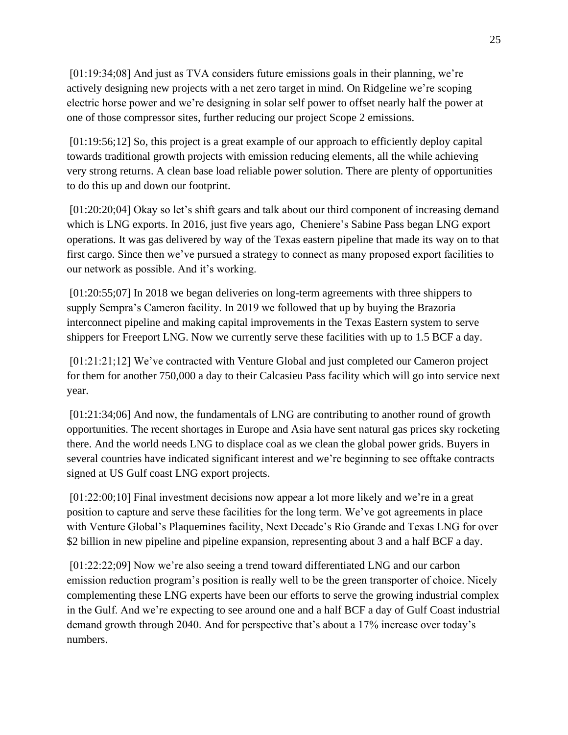[01:19:34;08] And just as TVA considers future emissions goals in their planning, we're actively designing new projects with a net zero target in mind. On Ridgeline we're scoping electric horse power and we're designing in solar self power to offset nearly half the power at one of those compressor sites, further reducing our project Scope 2 emissions.

[01:19:56;12] So, this project is a great example of our approach to efficiently deploy capital towards traditional growth projects with emission reducing elements, all the while achieving very strong returns. A clean base load reliable power solution. There are plenty of opportunities to do this up and down our footprint.

[01:20:20;04] Okay so let's shift gears and talk about our third component of increasing demand which is LNG exports. In 2016, just five years ago, Cheniere's Sabine Pass began LNG export operations. It was gas delivered by way of the Texas eastern pipeline that made its way on to that first cargo. Since then we've pursued a strategy to connect as many proposed export facilities to our network as possible. And it's working.

[01:20:55;07] In 2018 we began deliveries on long-term agreements with three shippers to supply Sempra's Cameron facility. In 2019 we followed that up by buying the Brazoria interconnect pipeline and making capital improvements in the Texas Eastern system to serve shippers for Freeport LNG. Now we currently serve these facilities with up to 1.5 BCF a day.

[01:21:21;12] We've contracted with Venture Global and just completed our Cameron project for them for another 750,000 a day to their Calcasieu Pass facility which will go into service next year.

[01:21:34;06] And now, the fundamentals of LNG are contributing to another round of growth opportunities. The recent shortages in Europe and Asia have sent natural gas prices sky rocketing there. And the world needs LNG to displace coal as we clean the global power grids. Buyers in several countries have indicated significant interest and we're beginning to see offtake contracts signed at US Gulf coast LNG export projects.

[01:22:00;10] Final investment decisions now appear a lot more likely and we're in a great position to capture and serve these facilities for the long term. We've got agreements in place with Venture Global's Plaquemines facility, Next Decade's Rio Grande and Texas LNG for over $2 billion in new pipeline and pipeline expansion, representing about 3 and a half BCF a day.

[01:22:22;09] Now we're also seeing a trend toward differentiated LNG and our carbon emission reduction program's position is really well to be the green transporter of choice. Nicely complementing these LNG experts have been our efforts to serve the growing industrial complex in the Gulf. And we're expecting to see around one and a half BCF a day of Gulf Coast industrial demand growth through 2040. And for perspective that's about a 17% increase over today's numbers.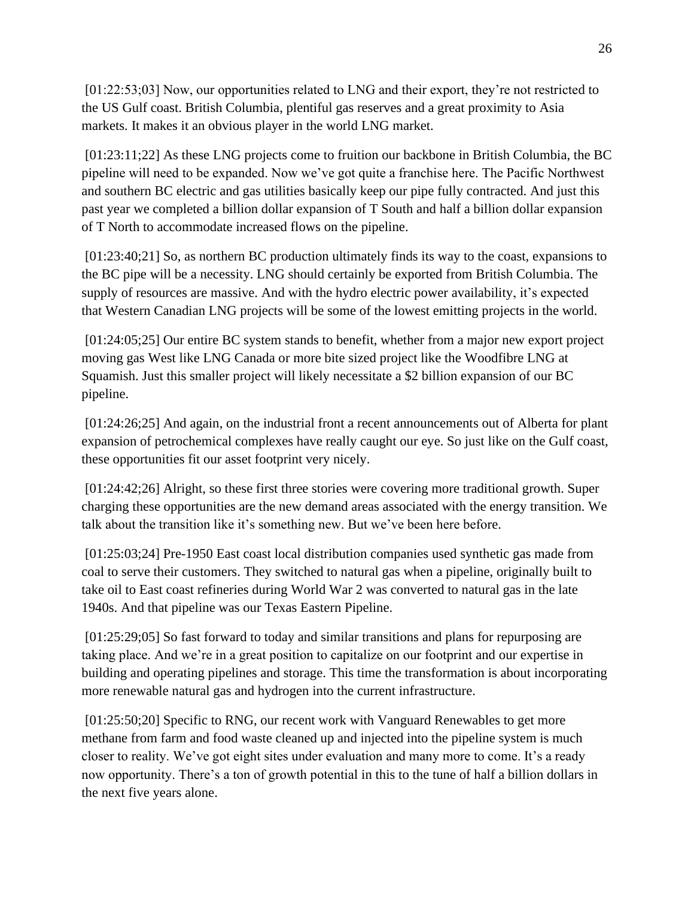[01:22:53;03] Now, our opportunities related to LNG and their export, they're not restricted to the US Gulf coast. British Columbia, plentiful gas reserves and a great proximity to Asia markets. It makes it an obvious player in the world LNG market.

[01:23:11;22] As these LNG projects come to fruition our backbone in British Columbia, the BC pipeline will need to be expanded. Now we've got quite a franchise here. The Pacific Northwest and southern BC electric and gas utilities basically keep our pipe fully contracted. And just this past year we completed a billion dollar expansion of T South and half a billion dollar expansion of T North to accommodate increased flows on the pipeline.

[01:23:40;21] So, as northern BC production ultimately finds its way to the coast, expansions to the BC pipe will be a necessity. LNG should certainly be exported from British Columbia. The supply of resources are massive. And with the hydro electric power availability, it's expected that Western Canadian LNG projects will be some of the lowest emitting projects in the world.

[01:24:05;25] Our entire BC system stands to benefit, whether from a major new export project moving gas West like LNG Canada or more bite sized project like the Woodfibre LNG at Squamish. Just this smaller project will likely necessitate a $2 billion expansion of our BC pipeline.

[01:24:26;25] And again, on the industrial front a recent announcements out of Alberta for plant expansion of petrochemical complexes have really caught our eye. So just like on the Gulf coast, these opportunities fit our asset footprint very nicely.

[01:24:42;26] Alright, so these first three stories were covering more traditional growth. Super charging these opportunities are the new demand areas associated with the energy transition. We talk about the transition like it's something new. But we've been here before.

[01:25:03;24] Pre-1950 East coast local distribution companies used synthetic gas made from coal to serve their customers. They switched to natural gas when a pipeline, originally built to take oil to East coast refineries during World War 2 was converted to natural gas in the late 1940s. And that pipeline was our Texas Eastern Pipeline.

[01:25:29;05] So fast forward to today and similar transitions and plans for repurposing are taking place. And we're in a great position to capitalize on our footprint and our expertise in building and operating pipelines and storage. This time the transformation is about incorporating more renewable natural gas and hydrogen into the current infrastructure.

[01:25:50;20] Specific to RNG, our recent work with Vanguard Renewables to get more methane from farm and food waste cleaned up and injected into the pipeline system is much closer to reality. We've got eight sites under evaluation and many more to come. It's a ready now opportunity. There's a ton of growth potential in this to the tune of half a billion dollars in the next five years alone.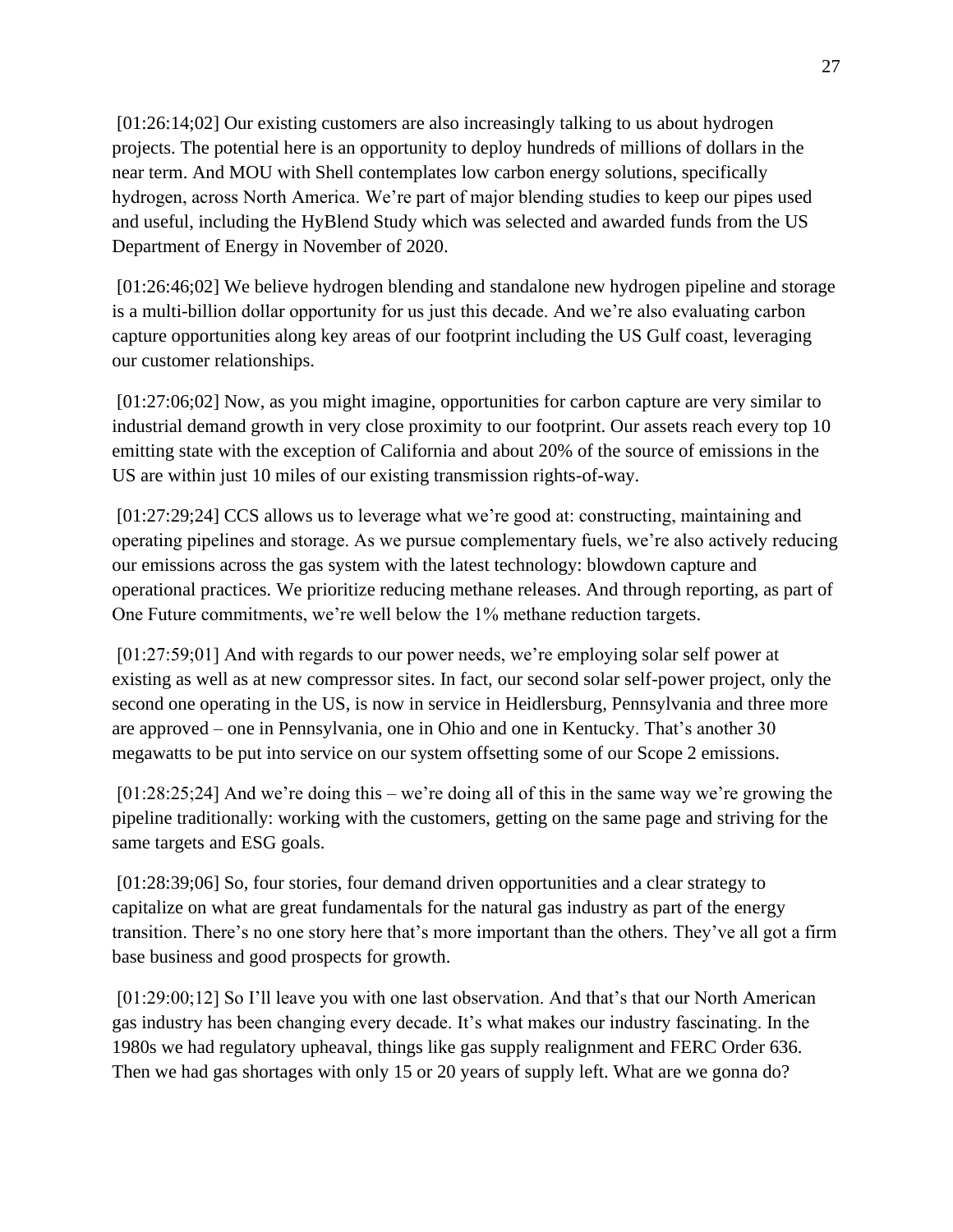[01:26:14;02] Our existing customers are also increasingly talking to us about hydrogen projects. The potential here is an opportunity to deploy hundreds of millions of dollars in the near term. And MOU with Shell contemplates low carbon energy solutions, specifically hydrogen, across North America. We're part of major blending studies to keep our pipes used and useful, including the HyBlend Study which was selected and awarded funds from the US Department of Energy in November of 2020.

[01:26:46;02] We believe hydrogen blending and standalone new hydrogen pipeline and storage is a multi-billion dollar opportunity for us just this decade. And we're also evaluating carbon capture opportunities along key areas of our footprint including the US Gulf coast, leveraging our customer relationships.

[01:27:06;02] Now, as you might imagine, opportunities for carbon capture are very similar to industrial demand growth in very close proximity to our footprint. Our assets reach every top 10 emitting state with the exception of California and about 20% of the source of emissions in the US are within just 10 miles of our existing transmission rights-of-way.

[01:27:29;24] CCS allows us to leverage what we're good at: constructing, maintaining and operating pipelines and storage. As we pursue complementary fuels, we're also actively reducing our emissions across the gas system with the latest technology: blowdown capture and operational practices. We prioritize reducing methane releases. And through reporting, as part of One Future commitments, we're well below the 1% methane reduction targets.

[01:27:59;01] And with regards to our power needs, we're employing solar self power at existing as well as at new compressor sites. In fact, our second solar self-power project, only the second one operating in the US, is now in service in Heidlersburg, Pennsylvania and three more are approved – one in Pennsylvania, one in Ohio and one in Kentucky. That's another 30 megawatts to be put into service on our system offsetting some of our Scope 2 emissions.

[01:28:25;24] And we're doing this – we're doing all of this in the same way we're growing the pipeline traditionally: working with the customers, getting on the same page and striving for the same targets and ESG goals.

[01:28:39;06] So, four stories, four demand driven opportunities and a clear strategy to capitalize on what are great fundamentals for the natural gas industry as part of the energy transition. There's no one story here that's more important than the others. They've all got a firm base business and good prospects for growth.

[01:29:00;12] So I'll leave you with one last observation. And that's that our North American gas industry has been changing every decade. It's what makes our industry fascinating. In the 1980s we had regulatory upheaval, things like gas supply realignment and FERC Order 636. Then we had gas shortages with only 15 or 20 years of supply left. What are we gonna do?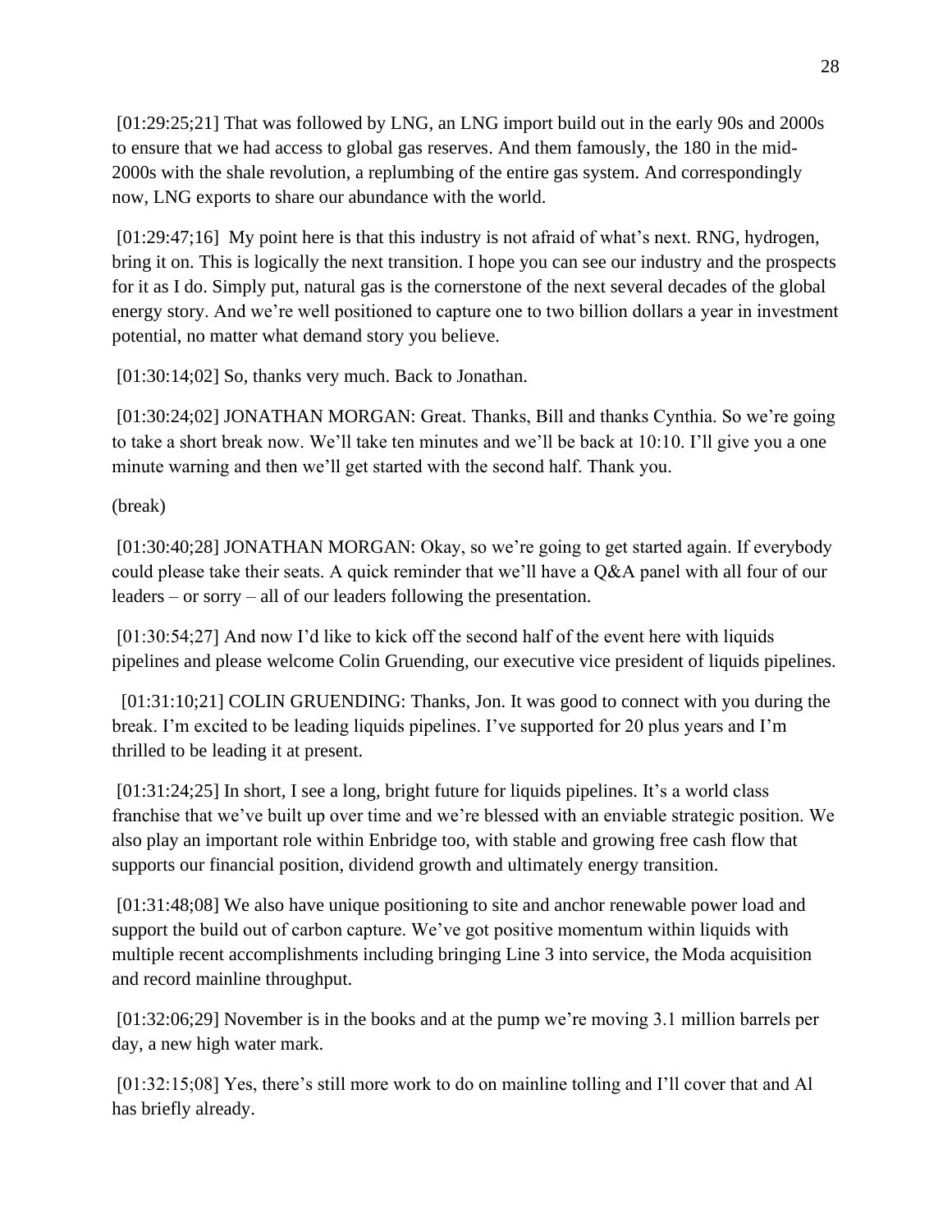[01:29:25;21] That was followed by LNG, an LNG import build out in the early 90s and 2000s to ensure that we had access to global gas reserves. And them famously, the 180 in the mid-2000s with the shale revolution, a replumbing of the entire gas system. And correspondingly now, LNG exports to share our abundance with the world.

[01:29:47;16] My point here is that this industry is not afraid of what's next. RNG, hydrogen, bring it on. This is logically the next transition. I hope you can see our industry and the prospects for it as I do. Simply put, natural gas is the cornerstone of the next several decades of the global energy story. And we're well positioned to capture one to two billion dollars a year in investment potential, no matter what demand story you believe.

[01:30:14;02] So, thanks very much. Back to Jonathan.

[01:30:24;02] JONATHAN MORGAN: Great. Thanks, Bill and thanks Cynthia. So we're going to take a short break now. We'll take ten minutes and we'll be back at 10:10. I'll give you a one minute warning and then we'll get started with the second half. Thank you.

(break)

[01:30:40;28] JONATHAN MORGAN: Okay, so we're going to get started again. If everybody could please take their seats. A quick reminder that we'll have a Q&A panel with all four of our leaders – or sorry – all of our leaders following the presentation.

[01:30:54;27] And now I'd like to kick off the second half of the event here with liquids pipelines and please welcome Colin Gruending, our executive vice president of liquids pipelines.

[01:31:10;21] COLIN GRUENDING: Thanks, Jon. It was good to connect with you during the break. I'm excited to be leading liquids pipelines. I've supported for 20 plus years and I'm thrilled to be leading it at present.

[01:31:24;25] In short, I see a long, bright future for liquids pipelines. It's a world class franchise that we've built up over time and we're blessed with an enviable strategic position. We also play an important role within Enbridge too, with stable and growing free cash flow that supports our financial position, dividend growth and ultimately energy transition.

[01:31:48;08] We also have unique positioning to site and anchor renewable power load and support the build out of carbon capture. We've got positive momentum within liquids with multiple recent accomplishments including bringing Line 3 into service, the Moda acquisition and record mainline throughput.

[01:32:06;29] November is in the books and at the pump we're moving 3.1 million barrels per day, a new high water mark.

[01:32:15;08] Yes, there's still more work to do on mainline tolling and I'll cover that and Al has briefly already.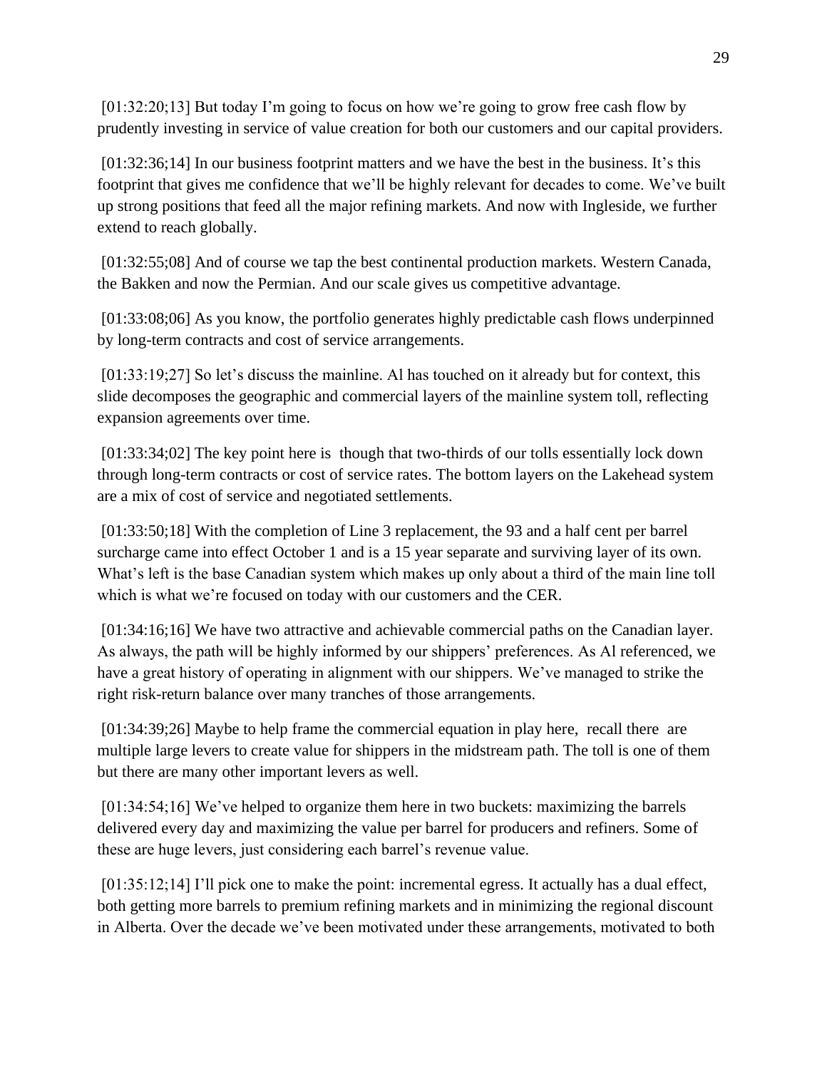[01:32:20;13] But today I'm going to focus on how we're going to grow free cash flow by prudently investing in service of value creation for both our customers and our capital providers.

[01:32:36;14] In our business footprint matters and we have the best in the business. It's this footprint that gives me confidence that we'll be highly relevant for decades to come. We've built up strong positions that feed all the major refining markets. And now with Ingleside, we further extend to reach globally.

[01:32:55;08] And of course we tap the best continental production markets. Western Canada, the Bakken and now the Permian. And our scale gives us competitive advantage.

[01:33:08;06] As you know, the portfolio generates highly predictable cash flows underpinned by long-term contracts and cost of service arrangements.

[01:33:19;27] So let's discuss the mainline. Al has touched on it already but for context, this slide decomposes the geographic and commercial layers of the mainline system toll, reflecting expansion agreements over time.

[01:33:34;02] The key point here is though that two-thirds of our tolls essentially lock down through long-term contracts or cost of service rates. The bottom layers on the Lakehead system are a mix of cost of service and negotiated settlements.

[01:33:50;18] With the completion of Line 3 replacement, the 93 and a half cent per barrel surcharge came into effect October 1 and is a 15 year separate and surviving layer of its own. What's left is the base Canadian system which makes up only about a third of the main line toll which is what we're focused on today with our customers and the CER.

[01:34:16;16] We have two attractive and achievable commercial paths on the Canadian layer. As always, the path will be highly informed by our shippers' preferences. As Al referenced, we have a great history of operating in alignment with our shippers. We've managed to strike the right risk-return balance over many tranches of those arrangements.

[01:34:39;26] Maybe to help frame the commercial equation in play here, recall there are multiple large levers to create value for shippers in the midstream path. The toll is one of them but there are many other important levers as well.

[01:34:54;16] We've helped to organize them here in two buckets: maximizing the barrels delivered every day and maximizing the value per barrel for producers and refiners. Some of these are huge levers, just considering each barrel's revenue value.

[01:35:12;14] I'll pick one to make the point: incremental egress. It actually has a dual effect, both getting more barrels to premium refining markets and in minimizing the regional discount in Alberta. Over the decade we've been motivated under these arrangements, motivated to both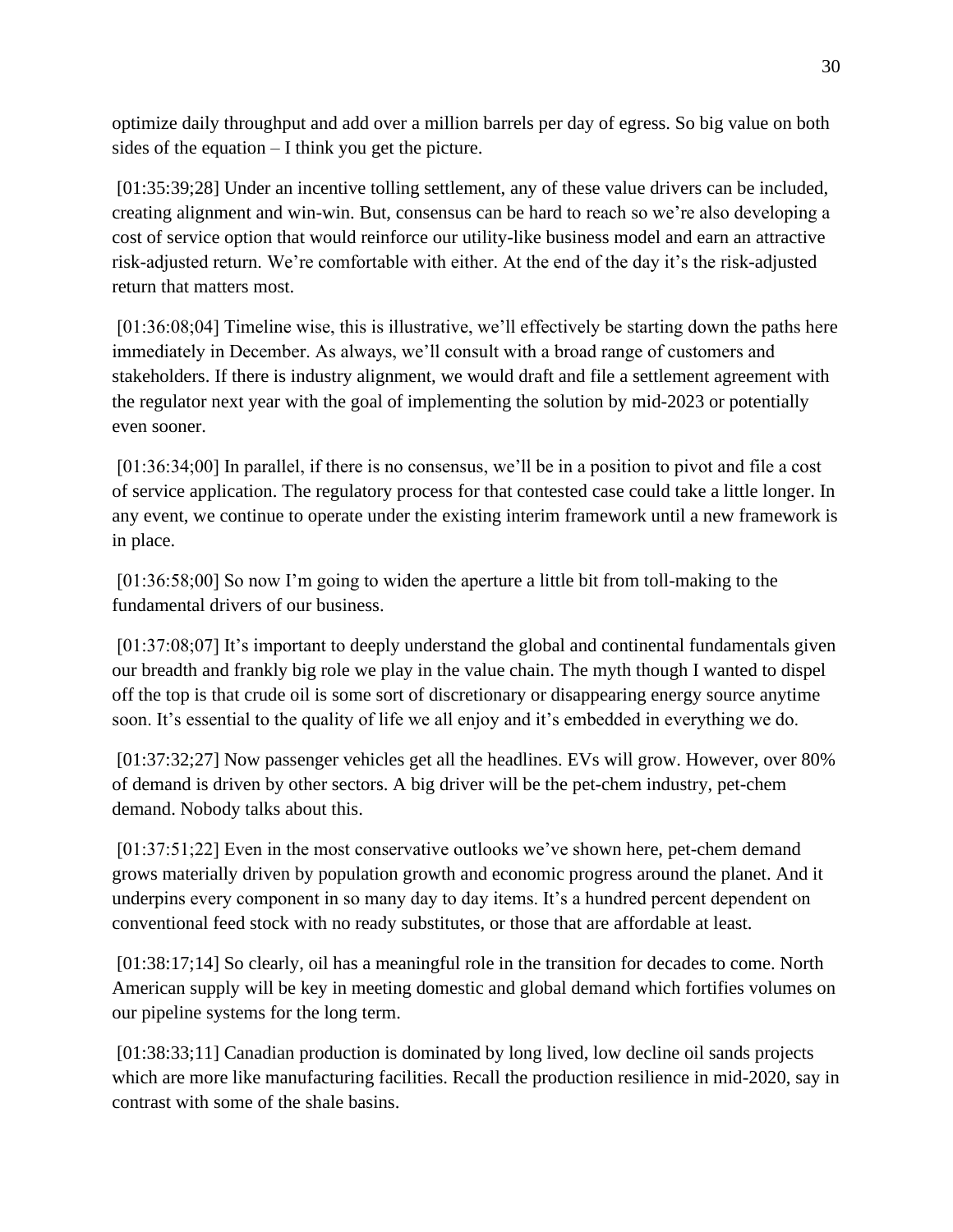optimize daily throughput and add over a million barrels per day of egress. So big value on both sides of the equation – I think you get the picture.

[01:35:39;28] Under an incentive tolling settlement, any of these value drivers can be included, creating alignment and win-win. But, consensus can be hard to reach so we're also developing a cost of service option that would reinforce our utility-like business model and earn an attractive risk-adjusted return. We're comfortable with either. At the end of the day it's the risk-adjusted return that matters most.

[01:36:08;04] Timeline wise, this is illustrative, we'll effectively be starting down the paths here immediately in December. As always, we'll consult with a broad range of customers and stakeholders. If there is industry alignment, we would draft and file a settlement agreement with the regulator next year with the goal of implementing the solution by mid-2023 or potentially even sooner.

[01:36:34;00] In parallel, if there is no consensus, we'll be in a position to pivot and file a cost of service application. The regulatory process for that contested case could take a little longer. In any event, we continue to operate under the existing interim framework until a new framework is in place.

[01:36:58;00] So now I'm going to widen the aperture a little bit from toll-making to the fundamental drivers of our business.

[01:37:08;07] It's important to deeply understand the global and continental fundamentals given our breadth and frankly big role we play in the value chain. The myth though I wanted to dispel off the top is that crude oil is some sort of discretionary or disappearing energy source anytime soon. It's essential to the quality of life we all enjoy and it's embedded in everything we do.

[01:37:32;27] Now passenger vehicles get all the headlines. EVs will grow. However, over 80% of demand is driven by other sectors. A big driver will be the pet-chem industry, pet-chem demand. Nobody talks about this.

[01:37:51;22] Even in the most conservative outlooks we've shown here, pet-chem demand grows materially driven by population growth and economic progress around the planet. And it underpins every component in so many day to day items. It's a hundred percent dependent on conventional feed stock with no ready substitutes, or those that are affordable at least.

[01:38:17;14] So clearly, oil has a meaningful role in the transition for decades to come. North American supply will be key in meeting domestic and global demand which fortifies volumes on our pipeline systems for the long term.

[01:38:33;11] Canadian production is dominated by long lived, low decline oil sands projects which are more like manufacturing facilities. Recall the production resilience in mid-2020, say in contrast with some of the shale basins.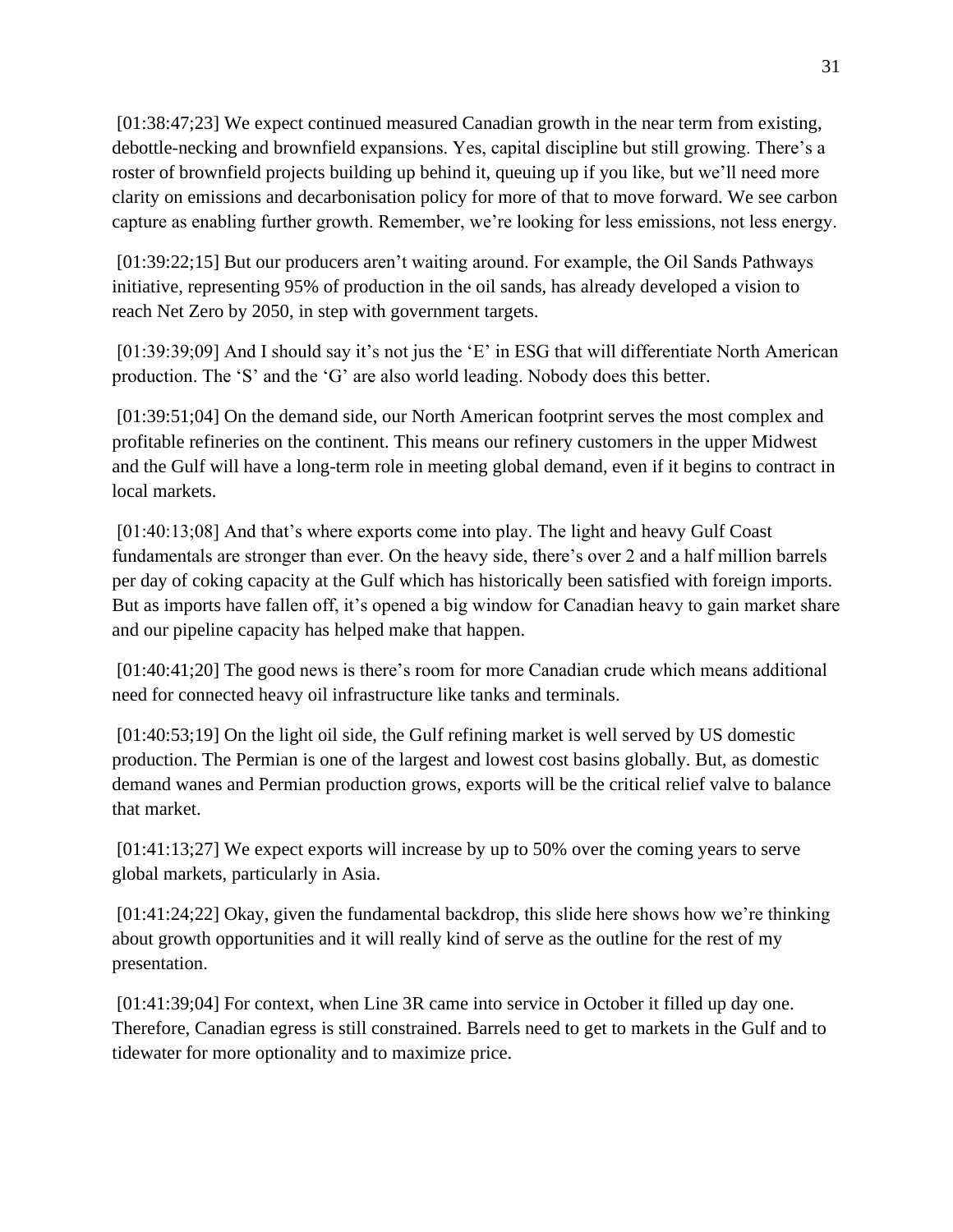[01:38:47;23] We expect continued measured Canadian growth in the near term from existing, debottle-necking and brownfield expansions. Yes, capital discipline but still growing. There's a roster of brownfield projects building up behind it, queuing up if you like, but we'll need more clarity on emissions and decarbonisation policy for more of that to move forward. We see carbon capture as enabling further growth. Remember, we're looking for less emissions, not less energy.

[01:39:22;15] But our producers aren't waiting around. For example, the Oil Sands Pathways initiative, representing 95% of production in the oil sands, has already developed a vision to reach Net Zero by 2050, in step with government targets.

[01:39:39;09] And I should say it's not jus the 'E' in ESG that will differentiate North American production. The 'S' and the 'G' are also world leading. Nobody does this better.

[01:39:51;04] On the demand side, our North American footprint serves the most complex and profitable refineries on the continent. This means our refinery customers in the upper Midwest and the Gulf will have a long-term role in meeting global demand, even if it begins to contract in local markets.

[01:40:13;08] And that's where exports come into play. The light and heavy Gulf Coast fundamentals are stronger than ever. On the heavy side, there's over 2 and a half million barrels per day of coking capacity at the Gulf which has historically been satisfied with foreign imports. But as imports have fallen off, it's opened a big window for Canadian heavy to gain market share and our pipeline capacity has helped make that happen.

[01:40:41;20] The good news is there's room for more Canadian crude which means additional need for connected heavy oil infrastructure like tanks and terminals.

[01:40:53;19] On the light oil side, the Gulf refining market is well served by US domestic production. The Permian is one of the largest and lowest cost basins globally. But, as domestic demand wanes and Permian production grows, exports will be the critical relief valve to balance that market.

[01:41:13;27] We expect exports will increase by up to 50% over the coming years to serve global markets, particularly in Asia.

[01:41:24;22] Okay, given the fundamental backdrop, this slide here shows how we're thinking about growth opportunities and it will really kind of serve as the outline for the rest of my presentation.

[01:41:39;04] For context, when Line 3R came into service in October it filled up day one. Therefore, Canadian egress is still constrained. Barrels need to get to markets in the Gulf and to tidewater for more optionality and to maximize price.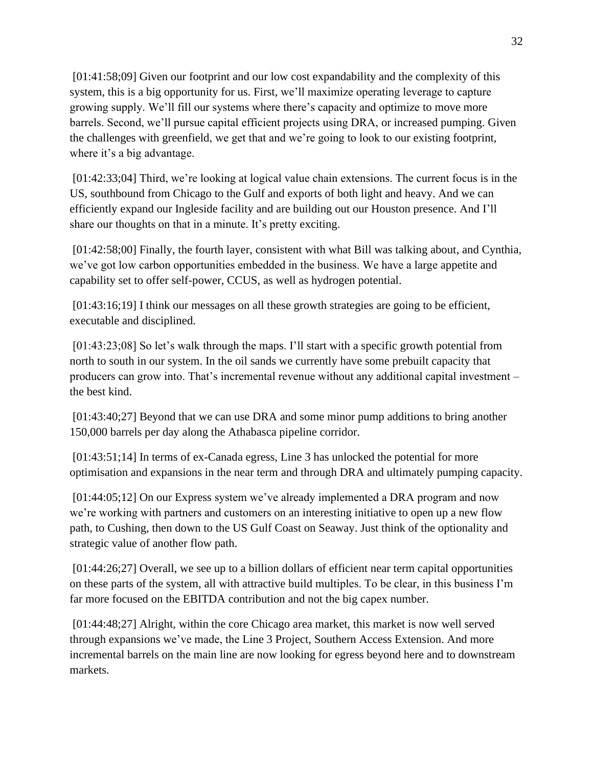[01:41:58;09] Given our footprint and our low cost expandability and the complexity of this system, this is a big opportunity for us. First, we'll maximize operating leverage to capture growing supply. We'll fill our systems where there's capacity and optimize to move more barrels. Second, we'll pursue capital efficient projects using DRA, or increased pumping. Given the challenges with greenfield, we get that and we're going to look to our existing footprint, where it's a big advantage.

[01:42:33;04] Third, we're looking at logical value chain extensions. The current focus is in the US, southbound from Chicago to the Gulf and exports of both light and heavy. And we can efficiently expand our Ingleside facility and are building out our Houston presence. And I'll share our thoughts on that in a minute. It's pretty exciting.

[01:42:58;00] Finally, the fourth layer, consistent with what Bill was talking about, and Cynthia, we've got low carbon opportunities embedded in the business. We have a large appetite and capability set to offer self-power, CCUS, as well as hydrogen potential.

[01:43:16;19] I think our messages on all these growth strategies are going to be efficient, executable and disciplined.

[01:43:23;08] So let's walk through the maps. I'll start with a specific growth potential from north to south in our system. In the oil sands we currently have some prebuilt capacity that producers can grow into. That's incremental revenue without any additional capital investment – the best kind.

[01:43:40;27] Beyond that we can use DRA and some minor pump additions to bring another 150,000 barrels per day along the Athabasca pipeline corridor.

[01:43:51;14] In terms of ex-Canada egress, Line 3 has unlocked the potential for more optimisation and expansions in the near term and through DRA and ultimately pumping capacity.

[01:44:05;12] On our Express system we've already implemented a DRA program and now we're working with partners and customers on an interesting initiative to open up a new flow path, to Cushing, then down to the US Gulf Coast on Seaway. Just think of the optionality and strategic value of another flow path.

[01:44:26;27] Overall, we see up to a billion dollars of efficient near term capital opportunities on these parts of the system, all with attractive build multiples. To be clear, in this business I'm far more focused on the EBITDA contribution and not the big capex number.

[01:44:48;27] Alright, within the core Chicago area market, this market is now well served through expansions we've made, the Line 3 Project, Southern Access Extension. And more incremental barrels on the main line are now looking for egress beyond here and to downstream markets.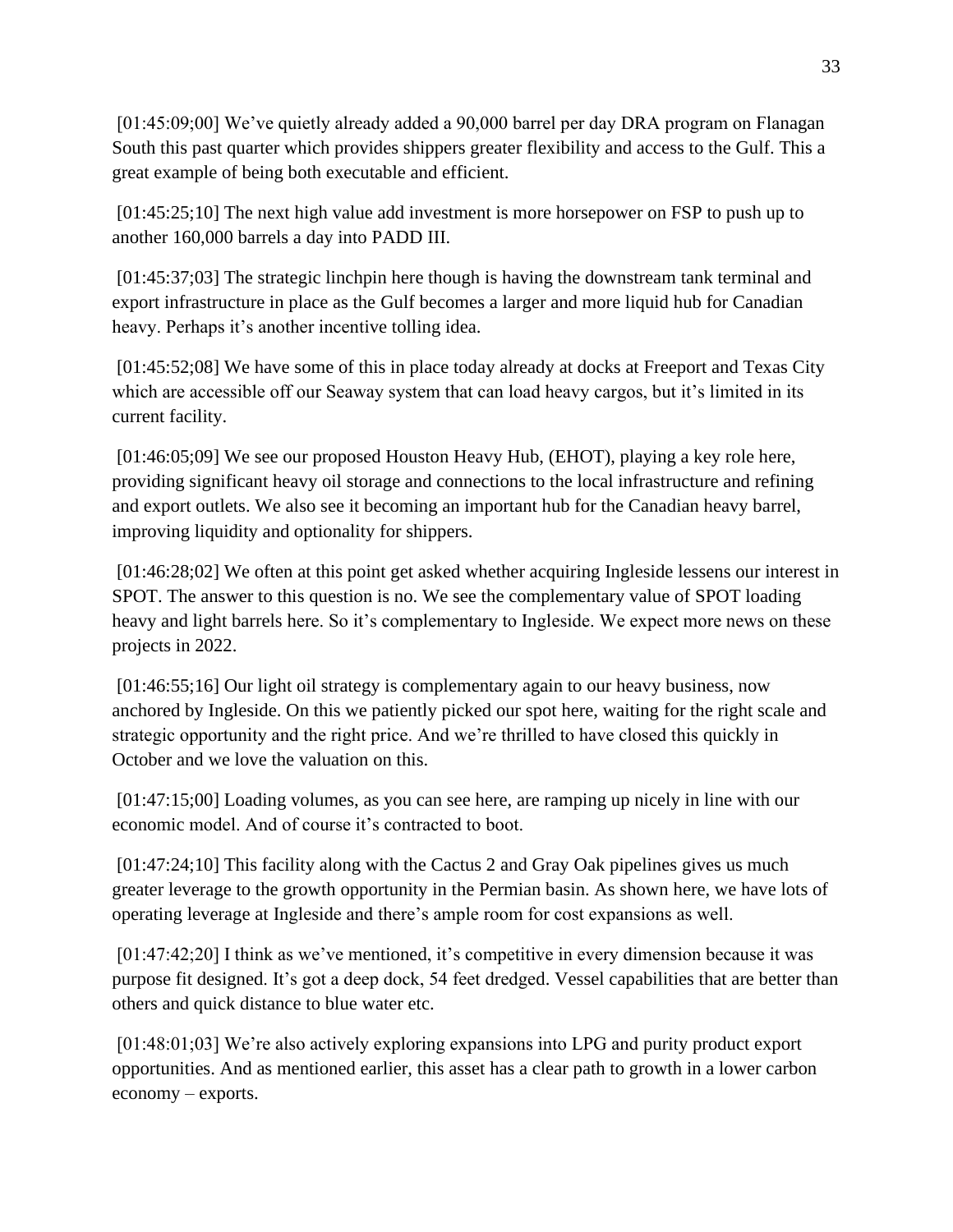[01:45:09;00] We've quietly already added a 90,000 barrel per day DRA program on Flanagan South this past quarter which provides shippers greater flexibility and access to the Gulf. This a great example of being both executable and efficient.

[01:45:25;10] The next high value add investment is more horsepower on FSP to push up to another 160,000 barrels a day into PADD III.

[01:45:37;03] The strategic linchpin here though is having the downstream tank terminal and export infrastructure in place as the Gulf becomes a larger and more liquid hub for Canadian heavy. Perhaps it's another incentive tolling idea.

[01:45:52;08] We have some of this in place today already at docks at Freeport and Texas City which are accessible off our Seaway system that can load heavy cargos, but it's limited in its current facility.

[01:46:05;09] We see our proposed Houston Heavy Hub, (EHOT), playing a key role here, providing significant heavy oil storage and connections to the local infrastructure and refining and export outlets. We also see it becoming an important hub for the Canadian heavy barrel, improving liquidity and optionality for shippers.

[01:46:28;02] We often at this point get asked whether acquiring Ingleside lessens our interest in SPOT. The answer to this question is no. We see the complementary value of SPOT loading heavy and light barrels here. So it's complementary to Ingleside. We expect more news on these projects in 2022.

[01:46:55;16] Our light oil strategy is complementary again to our heavy business, now anchored by Ingleside. On this we patiently picked our spot here, waiting for the right scale and strategic opportunity and the right price. And we're thrilled to have closed this quickly in October and we love the valuation on this.

[01:47:15;00] Loading volumes, as you can see here, are ramping up nicely in line with our economic model. And of course it's contracted to boot.

[01:47:24;10] This facility along with the Cactus 2 and Gray Oak pipelines gives us much greater leverage to the growth opportunity in the Permian basin. As shown here, we have lots of operating leverage at Ingleside and there's ample room for cost expansions as well.

[01:47:42;20] I think as we've mentioned, it's competitive in every dimension because it was purpose fit designed. It's got a deep dock, 54 feet dredged. Vessel capabilities that are better than others and quick distance to blue water etc.

[01:48:01;03] We're also actively exploring expansions into LPG and purity product export opportunities. And as mentioned earlier, this asset has a clear path to growth in a lower carbon economy – exports.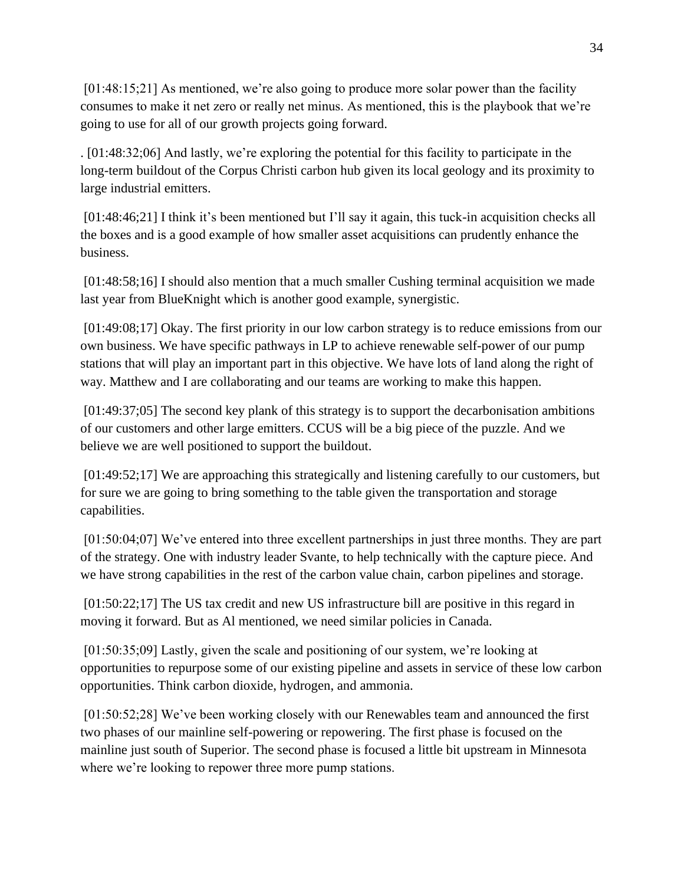[01:48:15;21] As mentioned, we're also going to produce more solar power than the facility consumes to make it net zero or really net minus. As mentioned, this is the playbook that we're going to use for all of our growth projects going forward.

. [01:48:32;06] And lastly, we're exploring the potential for this facility to participate in the long-term buildout of the Corpus Christi carbon hub given its local geology and its proximity to large industrial emitters.

[01:48:46;21] I think it's been mentioned but I'll say it again, this tuck-in acquisition checks all the boxes and is a good example of how smaller asset acquisitions can prudently enhance the business.

[01:48:58;16] I should also mention that a much smaller Cushing terminal acquisition we made last year from BlueKnight which is another good example, synergistic.

[01:49:08;17] Okay. The first priority in our low carbon strategy is to reduce emissions from our own business. We have specific pathways in LP to achieve renewable self-power of our pump stations that will play an important part in this objective. We have lots of land along the right of way. Matthew and I are collaborating and our teams are working to make this happen.

[01:49:37;05] The second key plank of this strategy is to support the decarbonisation ambitions of our customers and other large emitters. CCUS will be a big piece of the puzzle. And we believe we are well positioned to support the buildout.

[01:49:52;17] We are approaching this strategically and listening carefully to our customers, but for sure we are going to bring something to the table given the transportation and storage capabilities.

[01:50:04;07] We've entered into three excellent partnerships in just three months. They are part of the strategy. One with industry leader Svante, to help technically with the capture piece. And we have strong capabilities in the rest of the carbon value chain, carbon pipelines and storage.

[01:50:22;17] The US tax credit and new US infrastructure bill are positive in this regard in moving it forward. But as Al mentioned, we need similar policies in Canada.

[01:50:35;09] Lastly, given the scale and positioning of our system, we're looking at opportunities to repurpose some of our existing pipeline and assets in service of these low carbon opportunities. Think carbon dioxide, hydrogen, and ammonia.

[01:50:52;28] We've been working closely with our Renewables team and announced the first two phases of our mainline self-powering or repowering. The first phase is focused on the mainline just south of Superior. The second phase is focused a little bit upstream in Minnesota where we're looking to repower three more pump stations.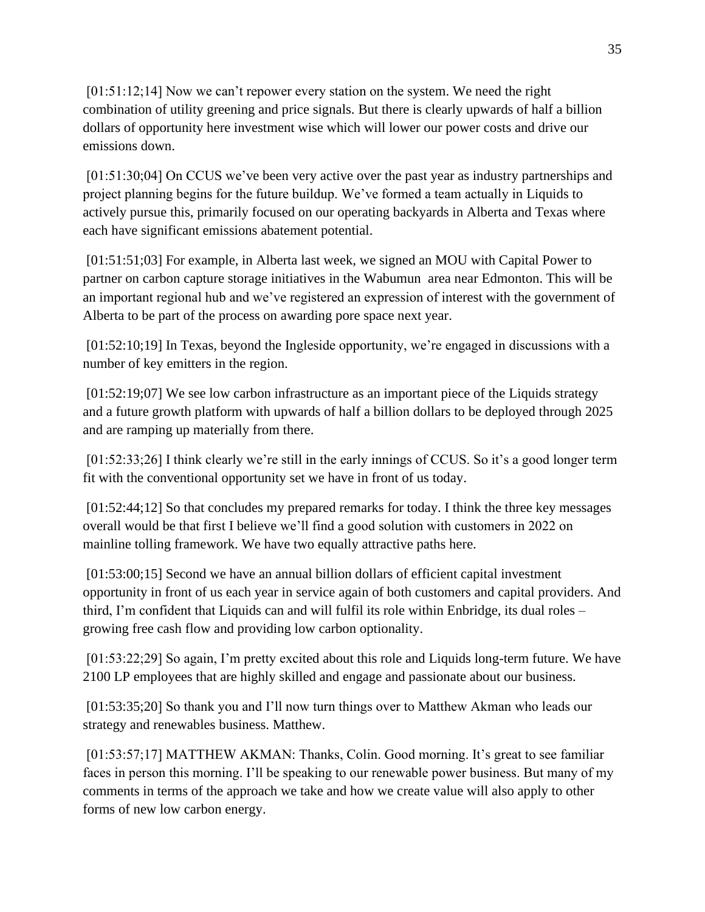[01:51:12;14] Now we can't repower every station on the system. We need the right combination of utility greening and price signals. But there is clearly upwards of half a billion dollars of opportunity here investment wise which will lower our power costs and drive our emissions down.

[01:51:30;04] On CCUS we've been very active over the past year as industry partnerships and project planning begins for the future buildup. We've formed a team actually in Liquids to actively pursue this, primarily focused on our operating backyards in Alberta and Texas where each have significant emissions abatement potential.

[01:51:51;03] For example, in Alberta last week, we signed an MOU with Capital Power to partner on carbon capture storage initiatives in the Wabumun area near Edmonton. This will be an important regional hub and we've registered an expression of interest with the government of Alberta to be part of the process on awarding pore space next year.

[01:52:10;19] In Texas, beyond the Ingleside opportunity, we're engaged in discussions with a number of key emitters in the region.

[01:52:19;07] We see low carbon infrastructure as an important piece of the Liquids strategy and a future growth platform with upwards of half a billion dollars to be deployed through 2025 and are ramping up materially from there.

[01:52:33;26] I think clearly we're still in the early innings of CCUS. So it's a good longer term fit with the conventional opportunity set we have in front of us today.

[01:52:44;12] So that concludes my prepared remarks for today. I think the three key messages overall would be that first I believe we'll find a good solution with customers in 2022 on mainline tolling framework. We have two equally attractive paths here.

[01:53:00;15] Second we have an annual billion dollars of efficient capital investment opportunity in front of us each year in service again of both customers and capital providers. And third, I'm confident that Liquids can and will fulfil its role within Enbridge, its dual roles – growing free cash flow and providing low carbon optionality.

[01:53:22;29] So again, I'm pretty excited about this role and Liquids long-term future. We have 2100 LP employees that are highly skilled and engage and passionate about our business.

[01:53:35;20] So thank you and I'll now turn things over to Matthew Akman who leads our strategy and renewables business. Matthew.

[01:53:57;17] MATTHEW AKMAN: Thanks, Colin. Good morning. It's great to see familiar faces in person this morning. I'll be speaking to our renewable power business. But many of my comments in terms of the approach we take and how we create value will also apply to other forms of new low carbon energy.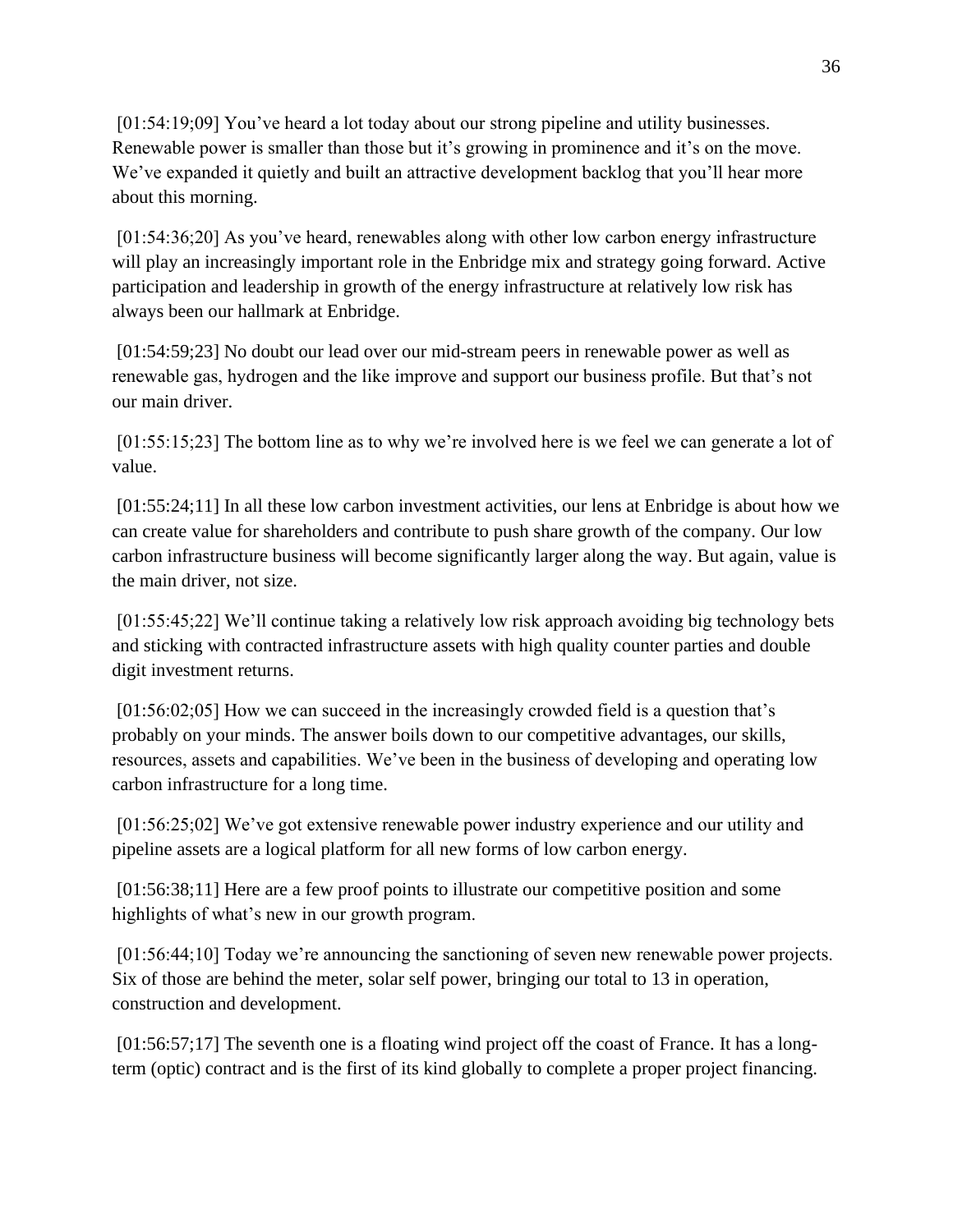[01:54:19;09] You've heard a lot today about our strong pipeline and utility businesses. Renewable power is smaller than those but it's growing in prominence and it's on the move. We've expanded it quietly and built an attractive development backlog that you'll hear more about this morning.

[01:54:36;20] As you've heard, renewables along with other low carbon energy infrastructure will play an increasingly important role in the Enbridge mix and strategy going forward. Active participation and leadership in growth of the energy infrastructure at relatively low risk has always been our hallmark at Enbridge.

[01:54:59;23] No doubt our lead over our mid-stream peers in renewable power as well as renewable gas, hydrogen and the like improve and support our business profile. But that's not our main driver.

[01:55:15;23] The bottom line as to why we're involved here is we feel we can generate a lot of value.

[01:55:24;11] In all these low carbon investment activities, our lens at Enbridge is about how we can create value for shareholders and contribute to push share growth of the company. Our low carbon infrastructure business will become significantly larger along the way. But again, value is the main driver, not size.

[01:55:45;22] We'll continue taking a relatively low risk approach avoiding big technology bets and sticking with contracted infrastructure assets with high quality counter parties and double digit investment returns.

[01:56:02;05] How we can succeed in the increasingly crowded field is a question that's probably on your minds. The answer boils down to our competitive advantages, our skills, resources, assets and capabilities. We've been in the business of developing and operating low carbon infrastructure for a long time.

[01:56:25;02] We've got extensive renewable power industry experience and our utility and pipeline assets are a logical platform for all new forms of low carbon energy.

[01:56:38;11] Here are a few proof points to illustrate our competitive position and some highlights of what's new in our growth program.

[01:56:44;10] Today we're announcing the sanctioning of seven new renewable power projects. Six of those are behind the meter, solar self power, bringing our total to 13 in operation, construction and development.

[01:56:57;17] The seventh one is a floating wind project off the coast of France. It has a long-term (optic) contract and is the first of its kind globally to complete a proper project financing.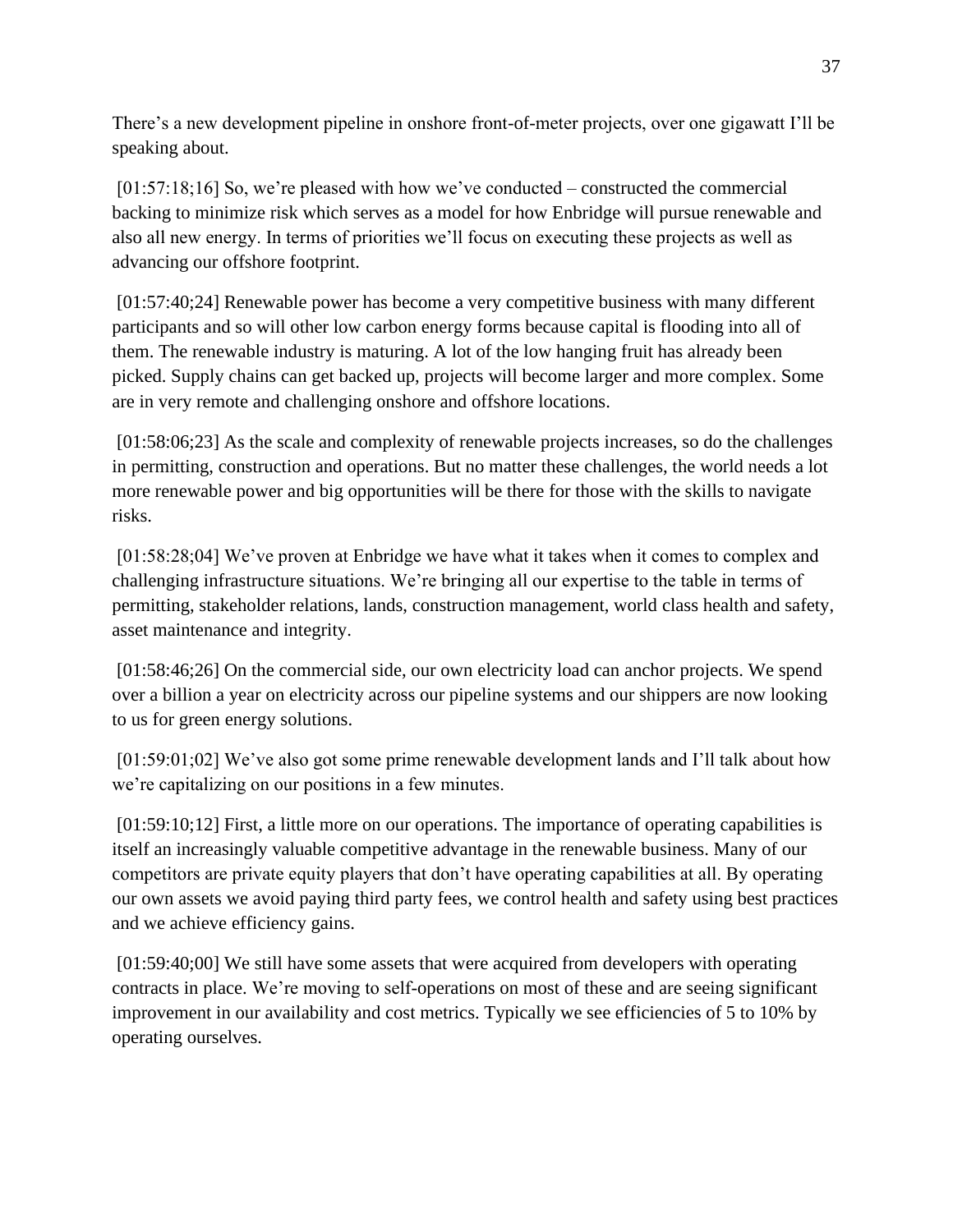There’s a new development pipeline in onshore front-of-meter projects, over one gigawatt I’ll be speaking about.

[01:57:18;16] So, we’re pleased with how we’ve conducted – constructed the commercial backing to minimize risk which serves as a model for how Enbridge will pursue renewable and also all new energy. In terms of priorities we’ll focus on executing these projects as well as advancing our offshore footprint.

[01:57:40;24] Renewable power has become a very competitive business with many different participants and so will other low carbon energy forms because capital is flooding into all of them. The renewable industry is maturing. A lot of the low hanging fruit has already been picked. Supply chains can get backed up, projects will become larger and more complex. Some are in very remote and challenging onshore and offshore locations.

[01:58:06;23] As the scale and complexity of renewable projects increases, so do the challenges in permitting, construction and operations. But no matter these challenges, the world needs a lot more renewable power and big opportunities will be there for those with the skills to navigate risks.

[01:58:28;04] We’ve proven at Enbridge we have what it takes when it comes to complex and challenging infrastructure situations. We’re bringing all our expertise to the table in terms of permitting, stakeholder relations, lands, construction management, world class health and safety, asset maintenance and integrity.

[01:58:46;26] On the commercial side, our own electricity load can anchor projects. We spend over a billion a year on electricity across our pipeline systems and our shippers are now looking to us for green energy solutions.

[01:59:01;02] We’ve also got some prime renewable development lands and I’ll talk about how we’re capitalizing on our positions in a few minutes.

[01:59:10;12] First, a little more on our operations. The importance of operating capabilities is itself an increasingly valuable competitive advantage in the renewable business. Many of our competitors are private equity players that don’t have operating capabilities at all. By operating our own assets we avoid paying third party fees, we control health and safety using best practices and we achieve efficiency gains.

[01:59:40;00] We still have some assets that were acquired from developers with operating contracts in place. We’re moving to self-operations on most of these and are seeing significant improvement in our availability and cost metrics. Typically we see efficiencies of 5 to 10% by operating ourselves.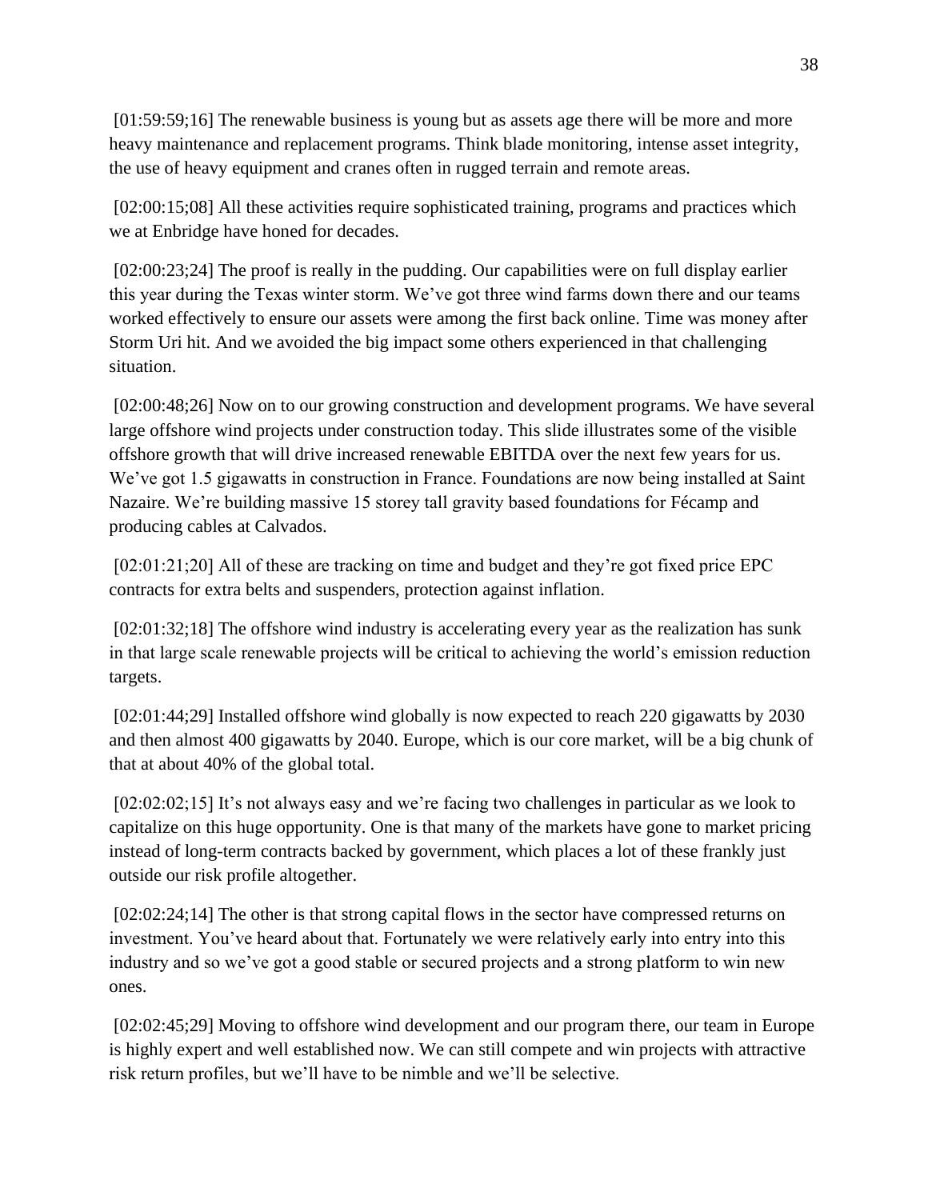[01:59:59;16] The renewable business is young but as assets age there will be more and more heavy maintenance and replacement programs. Think blade monitoring, intense asset integrity, the use of heavy equipment and cranes often in rugged terrain and remote areas.

[02:00:15;08] All these activities require sophisticated training, programs and practices which we at Enbridge have honed for decades.

[02:00:23;24] The proof is really in the pudding. Our capabilities were on full display earlier this year during the Texas winter storm. We've got three wind farms down there and our teams worked effectively to ensure our assets were among the first back online. Time was money after Storm Uri hit. And we avoided the big impact some others experienced in that challenging situation.

[02:00:48;26] Now on to our growing construction and development programs. We have several large offshore wind projects under construction today. This slide illustrates some of the visible offshore growth that will drive increased renewable EBITDA over the next few years for us. We've got 1.5 gigawatts in construction in France. Foundations are now being installed at Saint Nazaire. We're building massive 15 storey tall gravity based foundations for Fécamp and producing cables at Calvados.

[02:01:21;20] All of these are tracking on time and budget and they're got fixed price EPC contracts for extra belts and suspenders, protection against inflation.

[02:01:32;18] The offshore wind industry is accelerating every year as the realization has sunk in that large scale renewable projects will be critical to achieving the world's emission reduction targets.

[02:01:44;29] Installed offshore wind globally is now expected to reach 220 gigawatts by 2030 and then almost 400 gigawatts by 2040. Europe, which is our core market, will be a big chunk of that at about 40% of the global total.

[02:02:02;15] It's not always easy and we're facing two challenges in particular as we look to capitalize on this huge opportunity. One is that many of the markets have gone to market pricing instead of long-term contracts backed by government, which places a lot of these frankly just outside our risk profile altogether.

[02:02:24;14] The other is that strong capital flows in the sector have compressed returns on investment. You've heard about that. Fortunately we were relatively early into entry into this industry and so we've got a good stable or secured projects and a strong platform to win new ones.

[02:02:45;29] Moving to offshore wind development and our program there, our team in Europe is highly expert and well established now. We can still compete and win projects with attractive risk return profiles, but we'll have to be nimble and we'll be selective.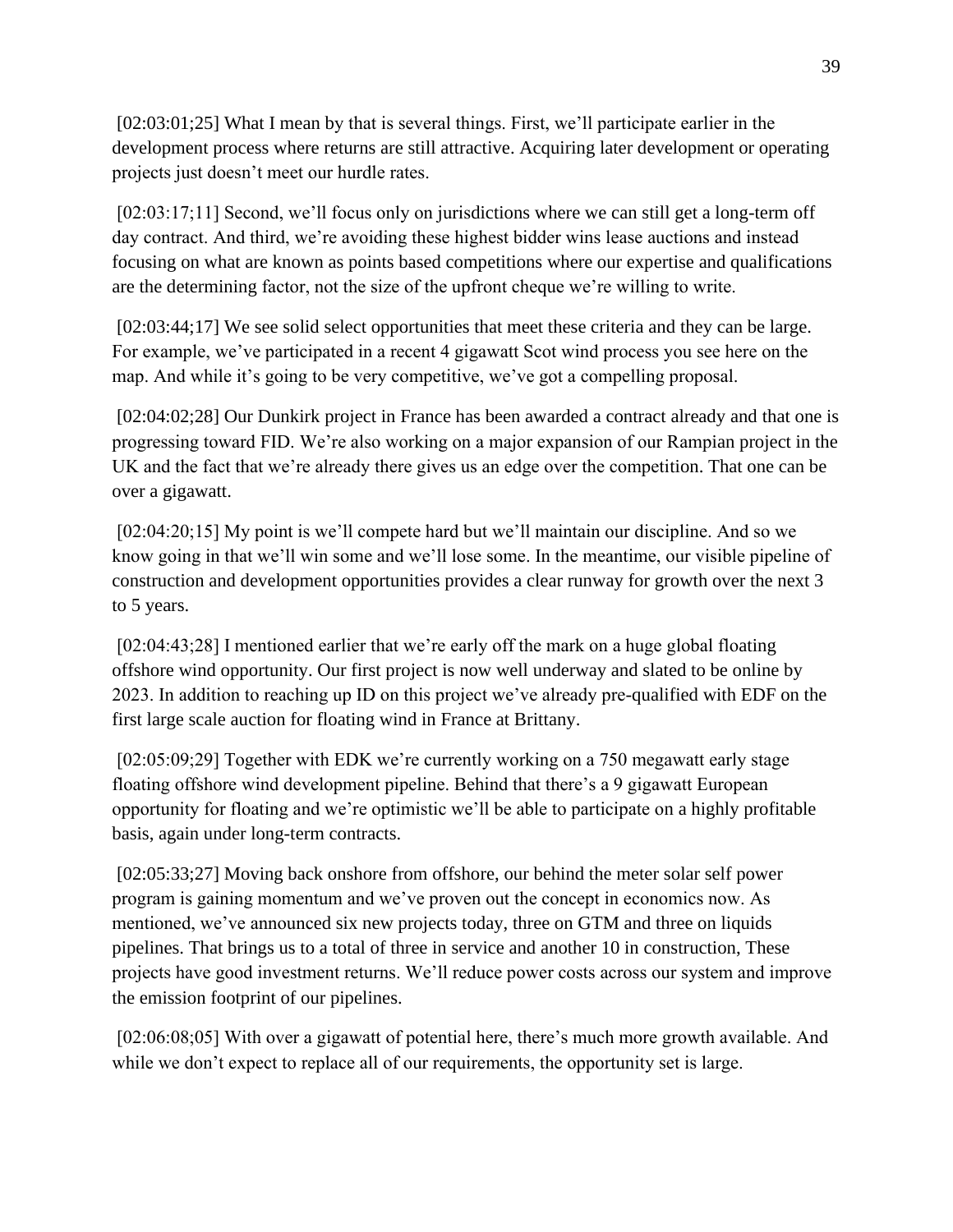[02:03:01;25] What I mean by that is several things. First, we'll participate earlier in the development process where returns are still attractive. Acquiring later development or operating projects just doesn't meet our hurdle rates.

[02:03:17;11] Second, we'll focus only on jurisdictions where we can still get a long-term off day contract. And third, we're avoiding these highest bidder wins lease auctions and instead focusing on what are known as points based competitions where our expertise and qualifications are the determining factor, not the size of the upfront cheque we're willing to write.

[02:03:44;17] We see solid select opportunities that meet these criteria and they can be large. For example, we've participated in a recent 4 gigawatt Scot wind process you see here on the map. And while it's going to be very competitive, we've got a compelling proposal.

[02:04:02;28] Our Dunkirk project in France has been awarded a contract already and that one is progressing toward FID. We're also working on a major expansion of our Rampian project in the UK and the fact that we're already there gives us an edge over the competition. That one can be over a gigawatt.

[02:04:20;15] My point is we'll compete hard but we'll maintain our discipline. And so we know going in that we'll win some and we'll lose some. In the meantime, our visible pipeline of construction and development opportunities provides a clear runway for growth over the next 3 to 5 years.

[02:04:43;28] I mentioned earlier that we're early off the mark on a huge global floating offshore wind opportunity. Our first project is now well underway and slated to be online by 2023. In addition to reaching up ID on this project we've already pre-qualified with EDF on the first large scale auction for floating wind in France at Brittany.

[02:05:09;29] Together with EDK we're currently working on a 750 megawatt early stage floating offshore wind development pipeline. Behind that there's a 9 gigawatt European opportunity for floating and we're optimistic we'll be able to participate on a highly profitable basis, again under long-term contracts.

[02:05:33;27] Moving back onshore from offshore, our behind the meter solar self power program is gaining momentum and we've proven out the concept in economics now. As mentioned, we've announced six new projects today, three on GTM and three on liquids pipelines. That brings us to a total of three in service and another 10 in construction, These projects have good investment returns. We'll reduce power costs across our system and improve the emission footprint of our pipelines.

[02:06:08;05] With over a gigawatt of potential here, there's much more growth available. And while we don't expect to replace all of our requirements, the opportunity set is large.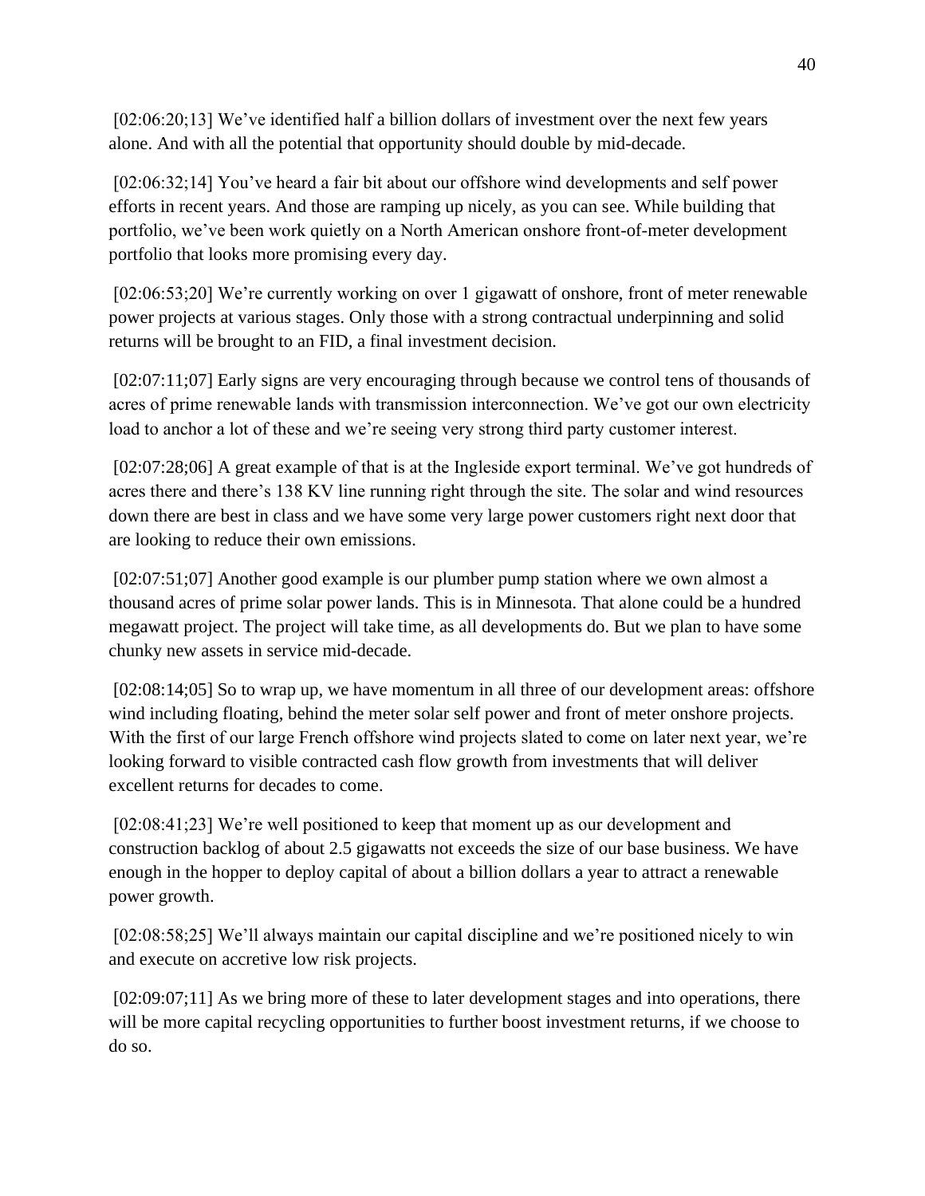[02:06:20;13] We've identified half a billion dollars of investment over the next few years alone. And with all the potential that opportunity should double by mid-decade.

[02:06:32;14] You've heard a fair bit about our offshore wind developments and self power efforts in recent years. And those are ramping up nicely, as you can see. While building that portfolio, we've been work quietly on a North American onshore front-of-meter development portfolio that looks more promising every day.

[02:06:53;20] We're currently working on over 1 gigawatt of onshore, front of meter renewable power projects at various stages. Only those with a strong contractual underpinning and solid returns will be brought to an FID, a final investment decision.

[02:07:11;07] Early signs are very encouraging through because we control tens of thousands of acres of prime renewable lands with transmission interconnection. We've got our own electricity load to anchor a lot of these and we're seeing very strong third party customer interest.

[02:07:28;06] A great example of that is at the Ingleside export terminal. We've got hundreds of acres there and there's 138 KV line running right through the site. The solar and wind resources down there are best in class and we have some very large power customers right next door that are looking to reduce their own emissions.

[02:07:51;07] Another good example is our plumber pump station where we own almost a thousand acres of prime solar power lands. This is in Minnesota. That alone could be a hundred megawatt project. The project will take time, as all developments do. But we plan to have some chunky new assets in service mid-decade.

[02:08:14;05] So to wrap up, we have momentum in all three of our development areas: offshore wind including floating, behind the meter solar self power and front of meter onshore projects. With the first of our large French offshore wind projects slated to come on later next year, we're looking forward to visible contracted cash flow growth from investments that will deliver excellent returns for decades to come.

[02:08:41;23] We're well positioned to keep that moment up as our development and construction backlog of about 2.5 gigawatts not exceeds the size of our base business. We have enough in the hopper to deploy capital of about a billion dollars a year to attract a renewable power growth.

[02:08:58;25] We'll always maintain our capital discipline and we're positioned nicely to win and execute on accretive low risk projects.

[02:09:07;11] As we bring more of these to later development stages and into operations, there will be more capital recycling opportunities to further boost investment returns, if we choose to do so.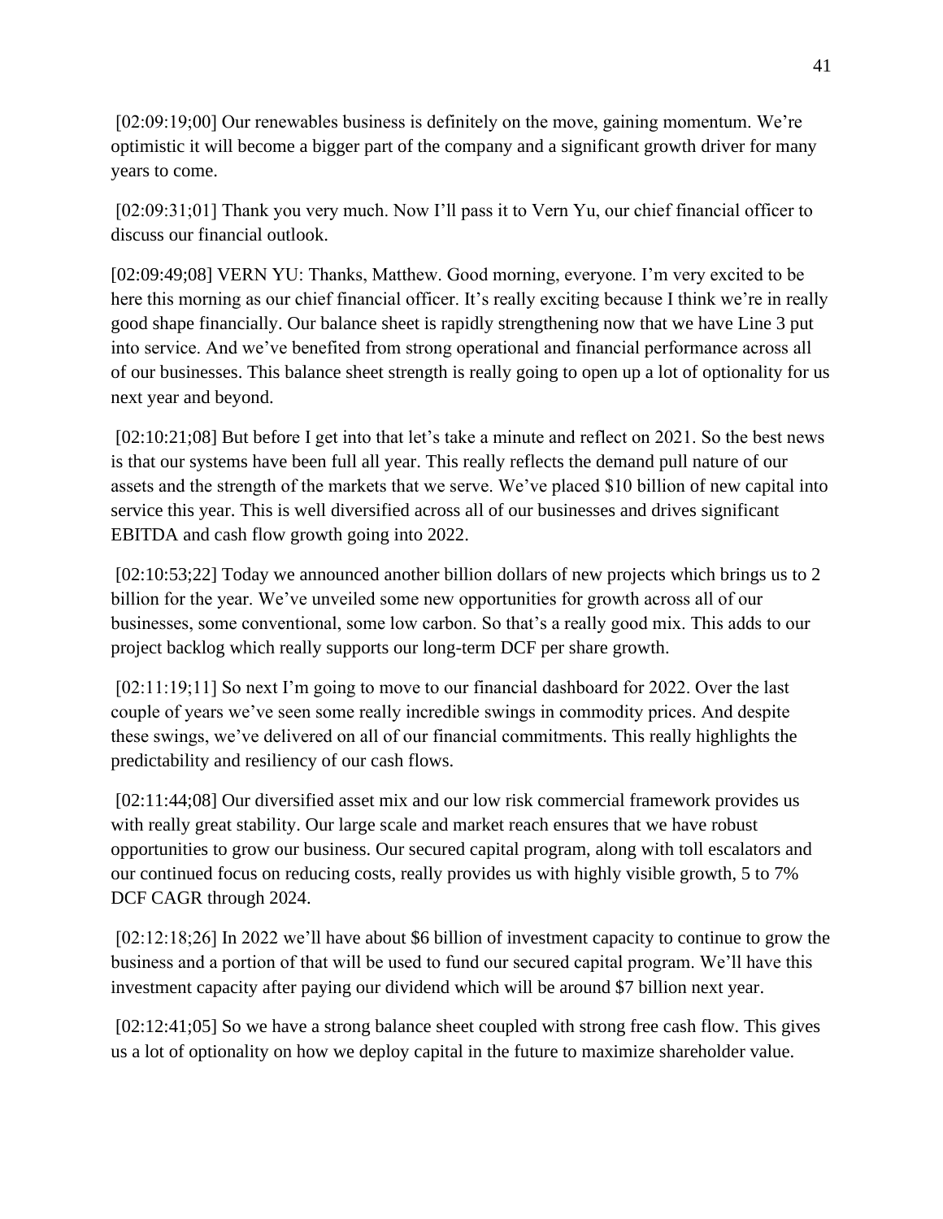[02:09:19;00] Our renewables business is definitely on the move, gaining momentum. We're optimistic it will become a bigger part of the company and a significant growth driver for many years to come.

[02:09:31;01] Thank you very much. Now I'll pass it to Vern Yu, our chief financial officer to discuss our financial outlook.

[02:09:49;08] VERN YU: Thanks, Matthew. Good morning, everyone. I'm very excited to be here this morning as our chief financial officer. It's really exciting because I think we're in really good shape financially. Our balance sheet is rapidly strengthening now that we have Line 3 put into service. And we've benefited from strong operational and financial performance across all of our businesses. This balance sheet strength is really going to open up a lot of optionality for us next year and beyond.

[02:10:21;08] But before I get into that let's take a minute and reflect on 2021. So the best news is that our systems have been full all year. This really reflects the demand pull nature of our assets and the strength of the markets that we serve. We've placed $10 billion of new capital into service this year. This is well diversified across all of our businesses and drives significant EBITDA and cash flow growth going into 2022.

[02:10:53;22] Today we announced another billion dollars of new projects which brings us to 2 billion for the year. We've unveiled some new opportunities for growth across all of our businesses, some conventional, some low carbon. So that's a really good mix. This adds to our project backlog which really supports our long-term DCF per share growth.

[02:11:19;11] So next I'm going to move to our financial dashboard for 2022. Over the last couple of years we've seen some really incredible swings in commodity prices. And despite these swings, we've delivered on all of our financial commitments. This really highlights the predictability and resiliency of our cash flows.

[02:11:44;08] Our diversified asset mix and our low risk commercial framework provides us with really great stability. Our large scale and market reach ensures that we have robust opportunities to grow our business. Our secured capital program, along with toll escalators and our continued focus on reducing costs, really provides us with highly visible growth, 5 to 7% DCF CAGR through 2024.

[02:12:18;26] In 2022 we'll have about $6 billion of investment capacity to continue to grow the business and a portion of that will be used to fund our secured capital program. We'll have this investment capacity after paying our dividend which will be around $7 billion next year.

[02:12:41;05] So we have a strong balance sheet coupled with strong free cash flow. This gives us a lot of optionality on how we deploy capital in the future to maximize shareholder value.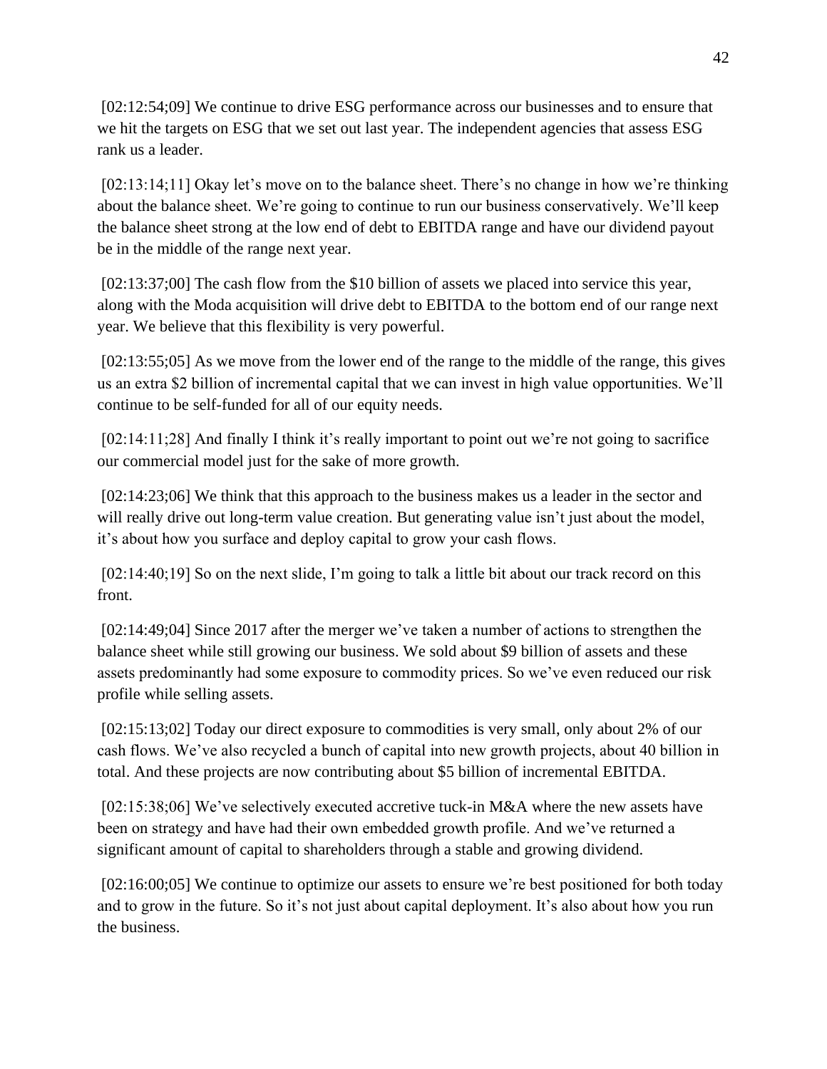[02:12:54;09] We continue to drive ESG performance across our businesses and to ensure that we hit the targets on ESG that we set out last year. The independent agencies that assess ESG rank us a leader.

[02:13:14;11] Okay let's move on to the balance sheet. There's no change in how we're thinking about the balance sheet. We're going to continue to run our business conservatively. We'll keep the balance sheet strong at the low end of debt to EBITDA range and have our dividend payout be in the middle of the range next year.

[02:13:37;00] The cash flow from the $10 billion of assets we placed into service this year, along with the Moda acquisition will drive debt to EBITDA to the bottom end of our range next year. We believe that this flexibility is very powerful.

[02:13:55;05] As we move from the lower end of the range to the middle of the range, this gives us an extra $2 billion of incremental capital that we can invest in high value opportunities. We'll continue to be self-funded for all of our equity needs.

[02:14:11;28] And finally I think it's really important to point out we're not going to sacrifice our commercial model just for the sake of more growth.

[02:14:23;06] We think that this approach to the business makes us a leader in the sector and will really drive out long-term value creation. But generating value isn't just about the model, it's about how you surface and deploy capital to grow your cash flows.

[02:14:40;19] So on the next slide, I'm going to talk a little bit about our track record on this front.

[02:14:49;04] Since 2017 after the merger we've taken a number of actions to strengthen the balance sheet while still growing our business. We sold about $9 billion of assets and these assets predominantly had some exposure to commodity prices. So we've even reduced our risk profile while selling assets.

[02:15:13;02] Today our direct exposure to commodities is very small, only about 2% of our cash flows. We've also recycled a bunch of capital into new growth projects, about 40 billion in total. And these projects are now contributing about $5 billion of incremental EBITDA.

[02:15:38;06] We've selectively executed accretive tuck-in M&A where the new assets have been on strategy and have had their own embedded growth profile. And we've returned a significant amount of capital to shareholders through a stable and growing dividend.

[02:16:00;05] We continue to optimize our assets to ensure we're best positioned for both today and to grow in the future. So it's not just about capital deployment. It's also about how you run the business.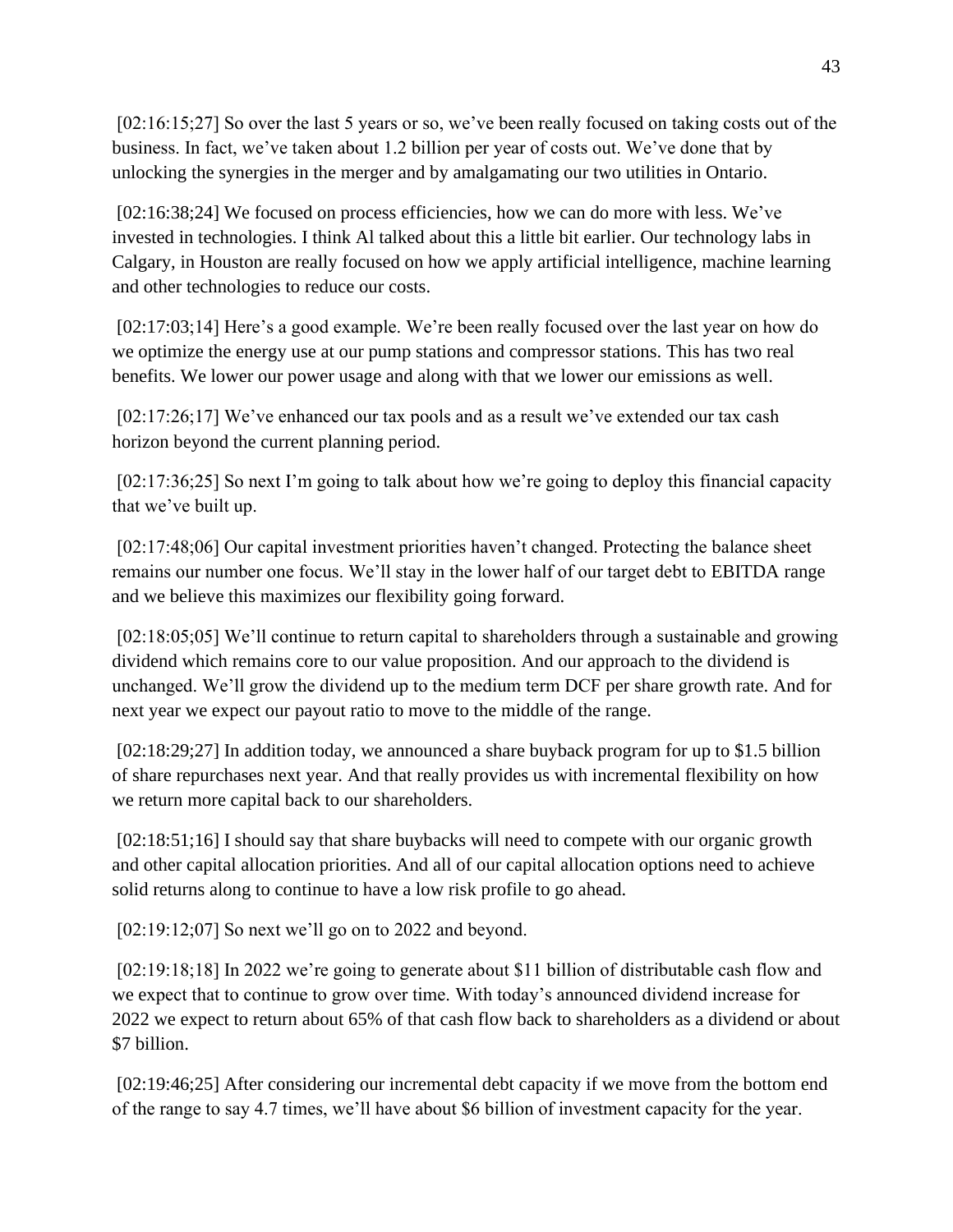[02:16:15;27] So over the last 5 years or so, we've been really focused on taking costs out of the business. In fact, we've taken about 1.2 billion per year of costs out. We've done that by unlocking the synergies in the merger and by amalgamating our two utilities in Ontario.

[02:16:38;24] We focused on process efficiencies, how we can do more with less. We've invested in technologies. I think Al talked about this a little bit earlier. Our technology labs in Calgary, in Houston are really focused on how we apply artificial intelligence, machine learning and other technologies to reduce our costs.

[02:17:03;14] Here's a good example. We're been really focused over the last year on how do we optimize the energy use at our pump stations and compressor stations. This has two real benefits. We lower our power usage and along with that we lower our emissions as well.

[02:17:26;17] We've enhanced our tax pools and as a result we've extended our tax cash horizon beyond the current planning period.

[02:17:36;25] So next I'm going to talk about how we're going to deploy this financial capacity that we've built up.

[02:17:48;06] Our capital investment priorities haven't changed. Protecting the balance sheet remains our number one focus. We'll stay in the lower half of our target debt to EBITDA range and we believe this maximizes our flexibility going forward.

[02:18:05;05] We'll continue to return capital to shareholders through a sustainable and growing dividend which remains core to our value proposition. And our approach to the dividend is unchanged. We'll grow the dividend up to the medium term DCF per share growth rate. And for next year we expect our payout ratio to move to the middle of the range.

[02:18:29;27] In addition today, we announced a share buyback program for up to $1.5 billion of share repurchases next year. And that really provides us with incremental flexibility on how we return more capital back to our shareholders.

[02:18:51;16] I should say that share buybacks will need to compete with our organic growth and other capital allocation priorities. And all of our capital allocation options need to achieve solid returns along to continue to have a low risk profile to go ahead.

[02:19:12;07] So next we'll go on to 2022 and beyond.

[02:19:18;18] In 2022 we're going to generate about $11 billion of distributable cash flow and we expect that to continue to grow over time. With today's announced dividend increase for 2022 we expect to return about 65% of that cash flow back to shareholders as a dividend or about $7 billion.

[02:19:46;25] After considering our incremental debt capacity if we move from the bottom end of the range to say 4.7 times, we'll have about $6 billion of investment capacity for the year.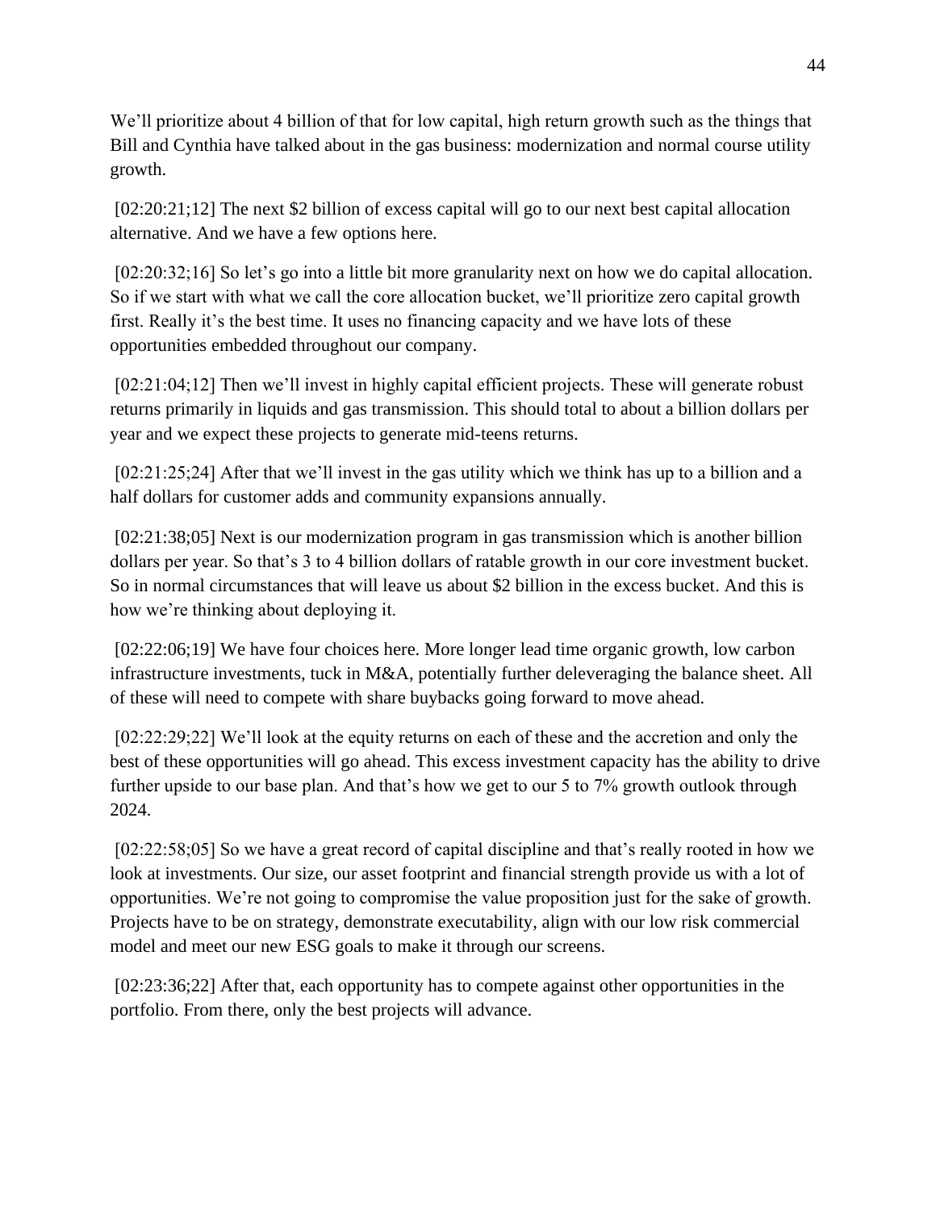We'll prioritize about 4 billion of that for low capital, high return growth such as the things that Bill and Cynthia have talked about in the gas business: modernization and normal course utility growth.

[02:20:21;12] The next $2 billion of excess capital will go to our next best capital allocation alternative. And we have a few options here.

[02:20:32;16] So let's go into a little bit more granularity next on how we do capital allocation. So if we start with what we call the core allocation bucket, we'll prioritize zero capital growth first. Really it's the best time. It uses no financing capacity and we have lots of these opportunities embedded throughout our company.

[02:21:04;12] Then we'll invest in highly capital efficient projects. These will generate robust returns primarily in liquids and gas transmission. This should total to about a billion dollars per year and we expect these projects to generate mid-teens returns.

[02:21:25;24] After that we'll invest in the gas utility which we think has up to a billion and a half dollars for customer adds and community expansions annually.

[02:21:38;05] Next is our modernization program in gas transmission which is another billion dollars per year. So that's 3 to 4 billion dollars of ratable growth in our core investment bucket. So in normal circumstances that will leave us about $2 billion in the excess bucket. And this is how we're thinking about deploying it.

[02:22:06;19] We have four choices here. More longer lead time organic growth, low carbon infrastructure investments, tuck in M&A, potentially further deleveraging the balance sheet. All of these will need to compete with share buybacks going forward to move ahead.

[02:22:29;22] We'll look at the equity returns on each of these and the accretion and only the best of these opportunities will go ahead. This excess investment capacity has the ability to drive further upside to our base plan. And that's how we get to our 5 to 7% growth outlook through 2024.

[02:22:58;05] So we have a great record of capital discipline and that's really rooted in how we look at investments. Our size, our asset footprint and financial strength provide us with a lot of opportunities. We're not going to compromise the value proposition just for the sake of growth. Projects have to be on strategy, demonstrate executability, align with our low risk commercial model and meet our new ESG goals to make it through our screens.

[02:23:36;22] After that, each opportunity has to compete against other opportunities in the portfolio. From there, only the best projects will advance.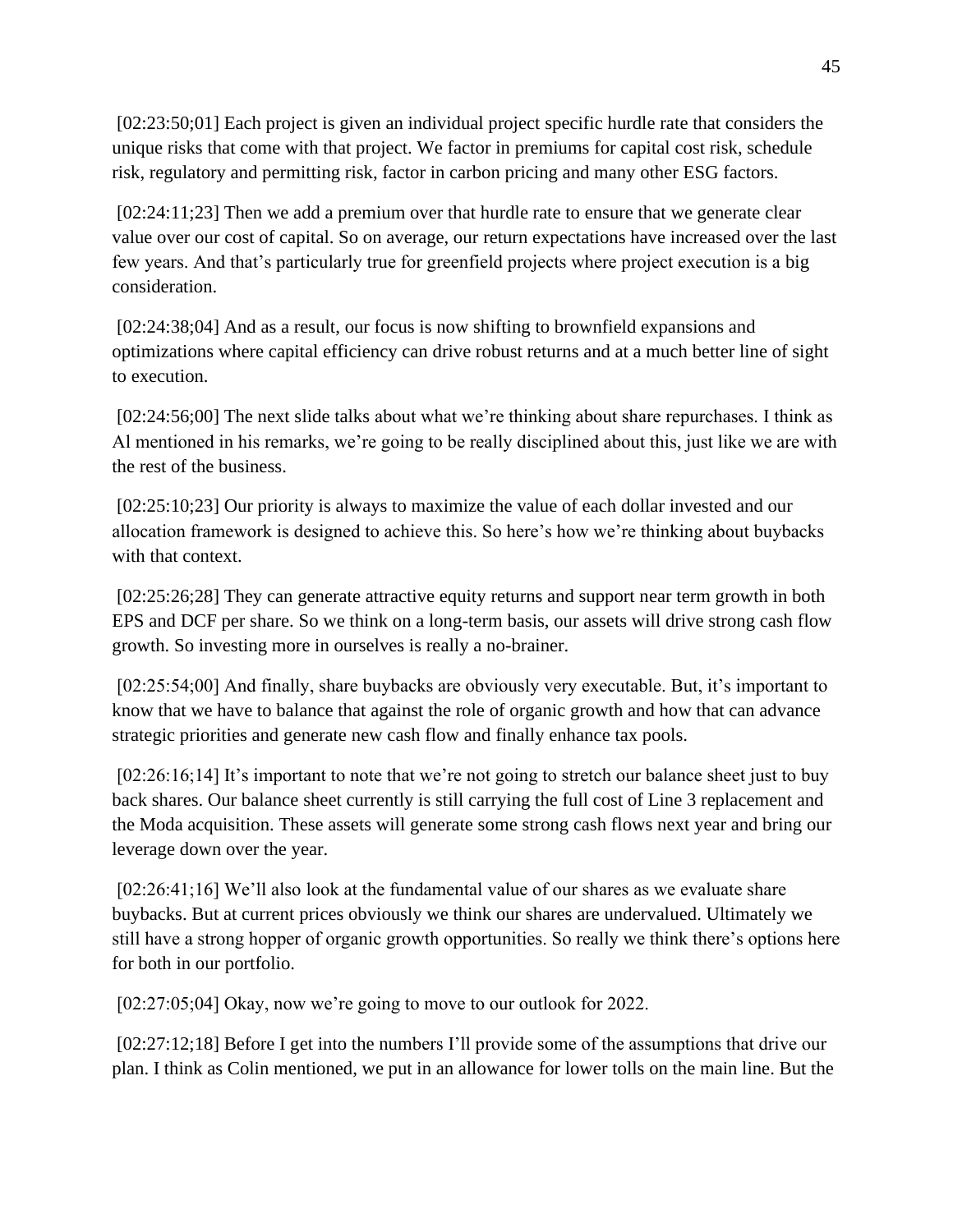[02:23:50;01] Each project is given an individual project specific hurdle rate that considers the unique risks that come with that project. We factor in premiums for capital cost risk, schedule risk, regulatory and permitting risk, factor in carbon pricing and many other ESG factors.

[02:24:11;23] Then we add a premium over that hurdle rate to ensure that we generate clear value over our cost of capital. So on average, our return expectations have increased over the last few years. And that's particularly true for greenfield projects where project execution is a big consideration.

[02:24:38;04] And as a result, our focus is now shifting to brownfield expansions and optimizations where capital efficiency can drive robust returns and at a much better line of sight to execution.

[02:24:56;00] The next slide talks about what we're thinking about share repurchases. I think as Al mentioned in his remarks, we're going to be really disciplined about this, just like we are with the rest of the business.

[02:25:10;23] Our priority is always to maximize the value of each dollar invested and our allocation framework is designed to achieve this. So here's how we're thinking about buybacks with that context.

[02:25:26;28] They can generate attractive equity returns and support near term growth in both EPS and DCF per share. So we think on a long-term basis, our assets will drive strong cash flow growth. So investing more in ourselves is really a no-brainer.

[02:25:54;00] And finally, share buybacks are obviously very executable. But, it's important to know that we have to balance that against the role of organic growth and how that can advance strategic priorities and generate new cash flow and finally enhance tax pools.

[02:26:16;14] It's important to note that we're not going to stretch our balance sheet just to buy back shares. Our balance sheet currently is still carrying the full cost of Line 3 replacement and the Moda acquisition. These assets will generate some strong cash flows next year and bring our leverage down over the year.

[02:26:41;16] We'll also look at the fundamental value of our shares as we evaluate share buybacks. But at current prices obviously we think our shares are undervalued. Ultimately we still have a strong hopper of organic growth opportunities. So really we think there's options here for both in our portfolio.

[02:27:05;04] Okay, now we're going to move to our outlook for 2022.

[02:27:12;18] Before I get into the numbers I'll provide some of the assumptions that drive our plan. I think as Colin mentioned, we put in an allowance for lower tolls on the main line. But the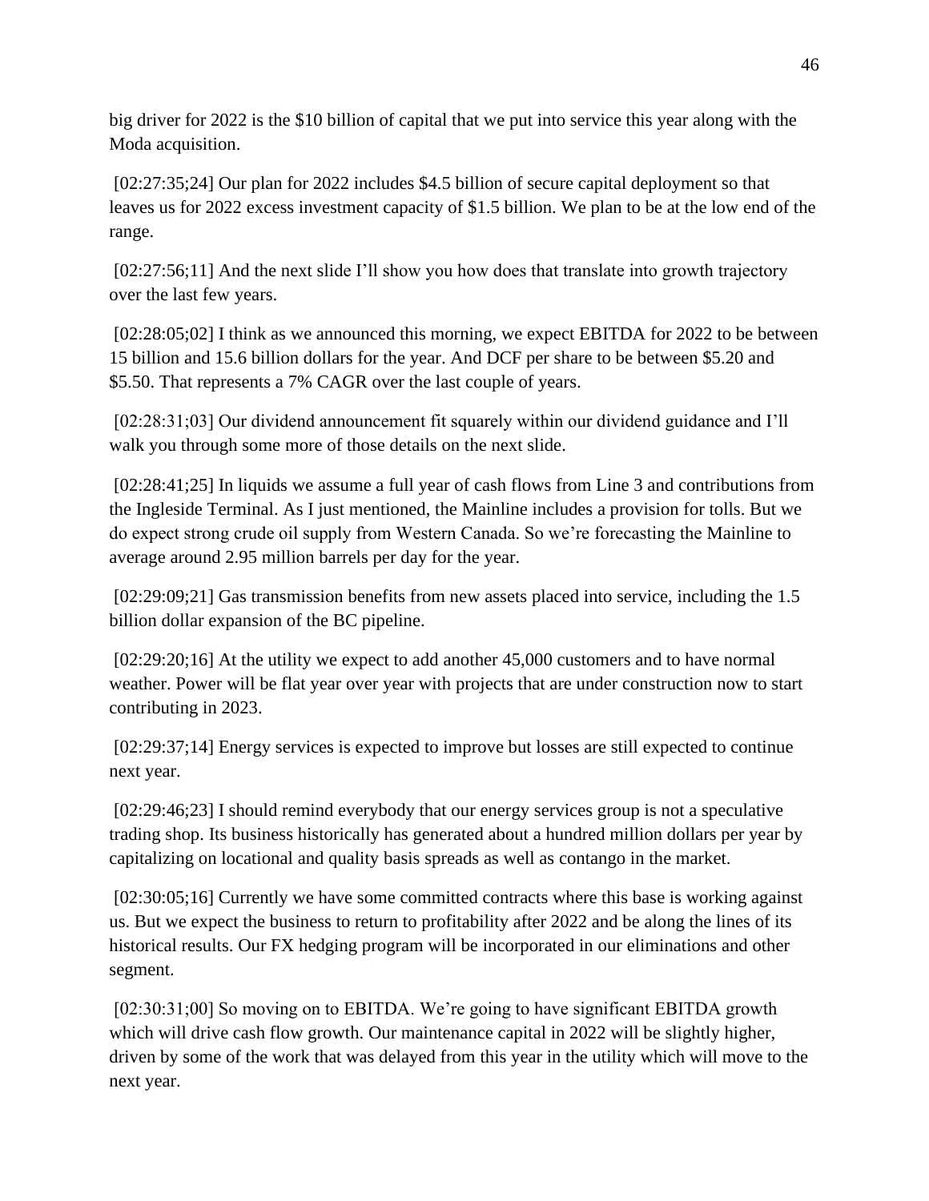big driver for 2022 is the $10 billion of capital that we put into service this year along with the Moda acquisition.

[02:27:35;24] Our plan for 2022 includes $4.5 billion of secure capital deployment so that leaves us for 2022 excess investment capacity of $1.5 billion. We plan to be at the low end of the range.

[02:27:56;11] And the next slide I'll show you how does that translate into growth trajectory over the last few years.

[02:28:05;02] I think as we announced this morning, we expect EBITDA for 2022 to be between 15 billion and 15.6 billion dollars for the year. And DCF per share to be between $5.20 and $5.50. That represents a 7% CAGR over the last couple of years.

[02:28:31;03] Our dividend announcement fit squarely within our dividend guidance and I'll walk you through some more of those details on the next slide.

[02:28:41;25] In liquids we assume a full year of cash flows from Line 3 and contributions from the Ingleside Terminal. As I just mentioned, the Mainline includes a provision for tolls. But we do expect strong crude oil supply from Western Canada. So we're forecasting the Mainline to average around 2.95 million barrels per day for the year.

[02:29:09;21] Gas transmission benefits from new assets placed into service, including the 1.5 billion dollar expansion of the BC pipeline.

[02:29:20;16] At the utility we expect to add another 45,000 customers and to have normal weather. Power will be flat year over year with projects that are under construction now to start contributing in 2023.

[02:29:37;14] Energy services is expected to improve but losses are still expected to continue next year.

[02:29:46;23] I should remind everybody that our energy services group is not a speculative trading shop. Its business historically has generated about a hundred million dollars per year by capitalizing on locational and quality basis spreads as well as contango in the market.

[02:30:05;16] Currently we have some committed contracts where this base is working against us. But we expect the business to return to profitability after 2022 and be along the lines of its historical results. Our FX hedging program will be incorporated in our eliminations and other segment.

[02:30:31;00] So moving on to EBITDA. We're going to have significant EBITDA growth which will drive cash flow growth. Our maintenance capital in 2022 will be slightly higher, driven by some of the work that was delayed from this year in the utility which will move to the next year.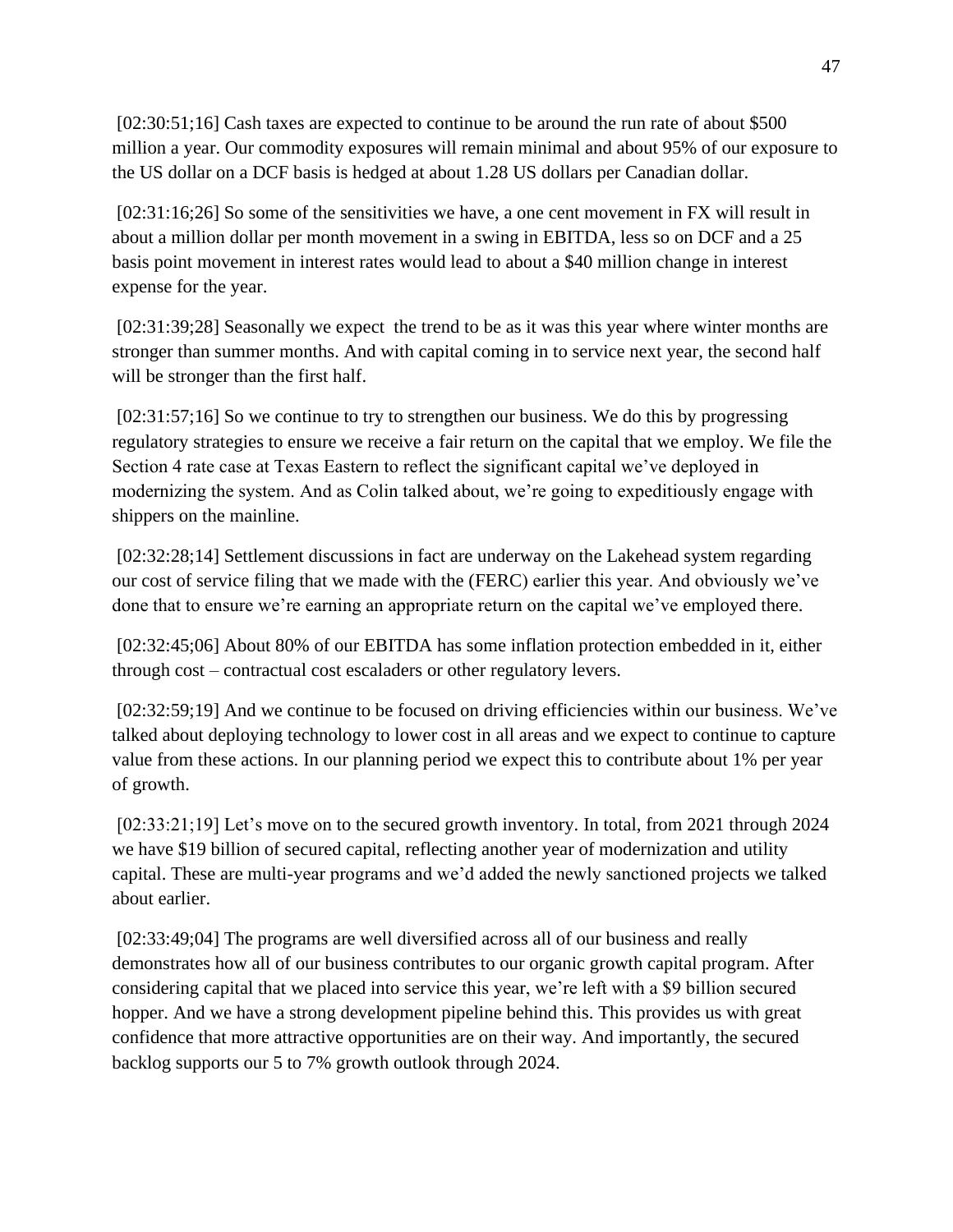[02:30:51;16] Cash taxes are expected to continue to be around the run rate of about $500 million a year. Our commodity exposures will remain minimal and about 95% of our exposure to the US dollar on a DCF basis is hedged at about 1.28 US dollars per Canadian dollar.

[02:31:16;26] So some of the sensitivities we have, a one cent movement in FX will result in about a million dollar per month movement in a swing in EBITDA, less so on DCF and a 25 basis point movement in interest rates would lead to about a $40 million change in interest expense for the year.

[02:31:39;28] Seasonally we expect  the trend to be as it was this year where winter months are stronger than summer months. And with capital coming in to service next year, the second half will be stronger than the first half.

[02:31:57;16] So we continue to try to strengthen our business. We do this by progressing regulatory strategies to ensure we receive a fair return on the capital that we employ. We file the Section 4 rate case at Texas Eastern to reflect the significant capital we've deployed in modernizing the system. And as Colin talked about, we're going to expeditiously engage with shippers on the mainline.

[02:32:28;14] Settlement discussions in fact are underway on the Lakehead system regarding our cost of service filing that we made with the (FERC) earlier this year. And obviously we've done that to ensure we're earning an appropriate return on the capital we've employed there.

[02:32:45;06] About 80% of our EBITDA has some inflation protection embedded in it, either through cost – contractual cost escaladers or other regulatory levers.

[02:32:59;19] And we continue to be focused on driving efficiencies within our business. We've talked about deploying technology to lower cost in all areas and we expect to continue to capture value from these actions. In our planning period we expect this to contribute about 1% per year of growth.

[02:33:21;19] Let's move on to the secured growth inventory. In total, from 2021 through 2024 we have $19 billion of secured capital, reflecting another year of modernization and utility capital. These are multi-year programs and we'd added the newly sanctioned projects we talked about earlier.

[02:33:49;04] The programs are well diversified across all of our business and really demonstrates how all of our business contributes to our organic growth capital program. After considering capital that we placed into service this year, we're left with a $9 billion secured hopper. And we have a strong development pipeline behind this. This provides us with great confidence that more attractive opportunities are on their way. And importantly, the secured backlog supports our 5 to 7% growth outlook through 2024.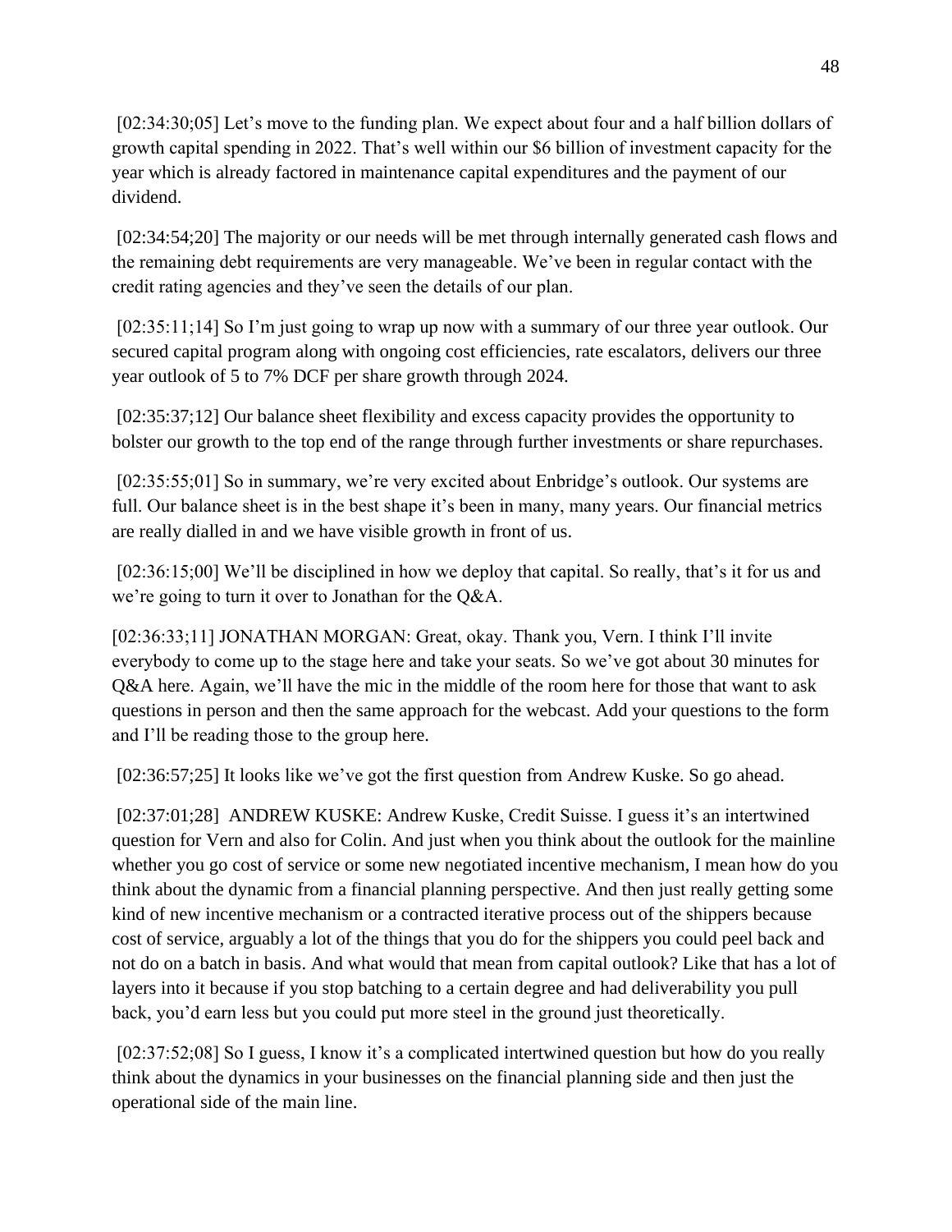[02:34:30;05] Let's move to the funding plan. We expect about four and a half billion dollars of growth capital spending in 2022. That's well within our $6 billion of investment capacity for the year which is already factored in maintenance capital expenditures and the payment of our dividend.

[02:34:54;20] The majority or our needs will be met through internally generated cash flows and the remaining debt requirements are very manageable. We've been in regular contact with the credit rating agencies and they've seen the details of our plan.

[02:35:11;14] So I'm just going to wrap up now with a summary of our three year outlook. Our secured capital program along with ongoing cost efficiencies, rate escalators, delivers our three year outlook of 5 to 7% DCF per share growth through 2024.

[02:35:37;12] Our balance sheet flexibility and excess capacity provides the opportunity to bolster our growth to the top end of the range through further investments or share repurchases.

[02:35:55;01] So in summary, we're very excited about Enbridge's outlook. Our systems are full. Our balance sheet is in the best shape it's been in many, many years. Our financial metrics are really dialled in and we have visible growth in front of us.

[02:36:15;00] We'll be disciplined in how we deploy that capital. So really, that's it for us and we're going to turn it over to Jonathan for the Q&A.

[02:36:33;11] JONATHAN MORGAN: Great, okay. Thank you, Vern. I think I'll invite everybody to come up to the stage here and take your seats. So we've got about 30 minutes for Q&A here. Again, we'll have the mic in the middle of the room here for those that want to ask questions in person and then the same approach for the webcast. Add your questions to the form and I'll be reading those to the group here.

[02:36:57;25] It looks like we've got the first question from Andrew Kuske. So go ahead.

[02:37:01;28] ANDREW KUSKE: Andrew Kuske, Credit Suisse. I guess it's an intertwined question for Vern and also for Colin. And just when you think about the outlook for the mainline whether you go cost of service or some new negotiated incentive mechanism, I mean how do you think about the dynamic from a financial planning perspective. And then just really getting some kind of new incentive mechanism or a contracted iterative process out of the shippers because cost of service, arguably a lot of the things that you do for the shippers you could peel back and not do on a batch in basis. And what would that mean from capital outlook? Like that has a lot of layers into it because if you stop batching to a certain degree and had deliverability you pull back, you'd earn less but you could put more steel in the ground just theoretically.

[02:37:52;08] So I guess, I know it's a complicated intertwined question but how do you really think about the dynamics in your businesses on the financial planning side and then just the operational side of the main line.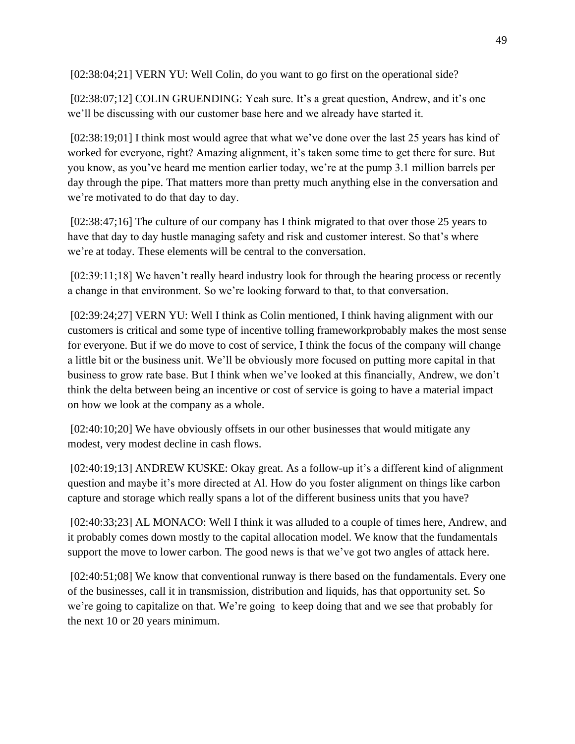[02:38:04;21] VERN YU: Well Colin, do you want to go first on the operational side?

[02:38:07;12] COLIN GRUENDING: Yeah sure. It's a great question, Andrew, and it's one we'll be discussing with our customer base here and we already have started it.

[02:38:19;01] I think most would agree that what we've done over the last 25 years has kind of worked for everyone, right? Amazing alignment, it's taken some time to get there for sure. But you know, as you've heard me mention earlier today, we're at the pump 3.1 million barrels per day through the pipe. That matters more than pretty much anything else in the conversation and we're motivated to do that day to day.

[02:38:47;16] The culture of our company has I think migrated to that over those 25 years to have that day to day hustle managing safety and risk and customer interest. So that's where we're at today. These elements will be central to the conversation.

[02:39:11;18] We haven't really heard industry look for through the hearing process or recently a change in that environment. So we're looking forward to that, to that conversation.

[02:39:24;27] VERN YU: Well I think as Colin mentioned, I think having alignment with our customers is critical and some type of incentive tolling frameworkprobably makes the most sense for everyone. But if we do move to cost of service, I think the focus of the company will change a little bit or the business unit. We'll be obviously more focused on putting more capital in that business to grow rate base. But I think when we've looked at this financially, Andrew, we don't think the delta between being an incentive or cost of service is going to have a material impact on how we look at the company as a whole.

[02:40:10;20] We have obviously offsets in our other businesses that would mitigate any modest, very modest decline in cash flows.

[02:40:19;13] ANDREW KUSKE: Okay great. As a follow-up it's a different kind of alignment question and maybe it's more directed at Al. How do you foster alignment on things like carbon capture and storage which really spans a lot of the different business units that you have?

[02:40:33;23] AL MONACO: Well I think it was alluded to a couple of times here, Andrew, and it probably comes down mostly to the capital allocation model. We know that the fundamentals support the move to lower carbon. The good news is that we've got two angles of attack here.

[02:40:51;08] We know that conventional runway is there based on the fundamentals. Every one of the businesses, call it in transmission, distribution and liquids, has that opportunity set. So we're going to capitalize on that. We're going to keep doing that and we see that probably for the next 10 or 20 years minimum.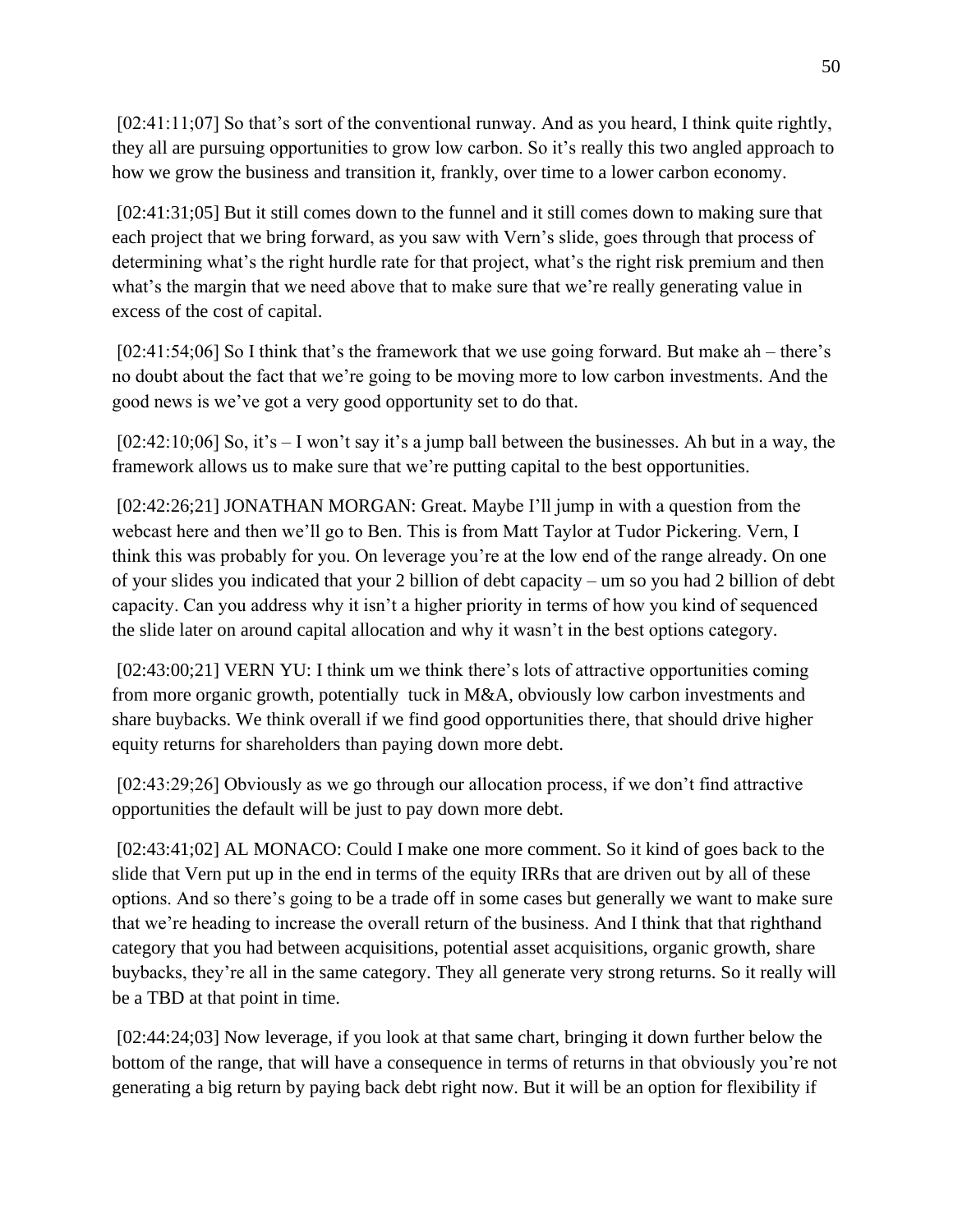[02:41:11;07] So that's sort of the conventional runway. And as you heard, I think quite rightly, they all are pursuing opportunities to grow low carbon. So it's really this two angled approach to how we grow the business and transition it, frankly, over time to a lower carbon economy.

[02:41:31;05] But it still comes down to the funnel and it still comes down to making sure that each project that we bring forward, as you saw with Vern's slide, goes through that process of determining what's the right hurdle rate for that project, what's the right risk premium and then what's the margin that we need above that to make sure that we're really generating value in excess of the cost of capital.

[02:41:54;06] So I think that's the framework that we use going forward. But make ah – there's no doubt about the fact that we're going to be moving more to low carbon investments. And the good news is we've got a very good opportunity set to do that.

[02:42:10;06] So, it's – I won't say it's a jump ball between the businesses. Ah but in a way, the framework allows us to make sure that we're putting capital to the best opportunities.

[02:42:26;21] JONATHAN MORGAN: Great. Maybe I'll jump in with a question from the webcast here and then we'll go to Ben. This is from Matt Taylor at Tudor Pickering. Vern, I think this was probably for you. On leverage you're at the low end of the range already. On one of your slides you indicated that your 2 billion of debt capacity – um so you had 2 billion of debt capacity. Can you address why it isn't a higher priority in terms of how you kind of sequenced the slide later on around capital allocation and why it wasn't in the best options category.

[02:43:00;21] VERN YU: I think um we think there's lots of attractive opportunities coming from more organic growth, potentially tuck in M&A, obviously low carbon investments and share buybacks. We think overall if we find good opportunities there, that should drive higher equity returns for shareholders than paying down more debt.

[02:43:29;26] Obviously as we go through our allocation process, if we don't find attractive opportunities the default will be just to pay down more debt.

[02:43:41;02] AL MONACO: Could I make one more comment. So it kind of goes back to the slide that Vern put up in the end in terms of the equity IRRs that are driven out by all of these options. And so there's going to be a trade off in some cases but generally we want to make sure that we're heading to increase the overall return of the business. And I think that that righthand category that you had between acquisitions, potential asset acquisitions, organic growth, share buybacks, they're all in the same category. They all generate very strong returns. So it really will be a TBD at that point in time.

[02:44:24;03] Now leverage, if you look at that same chart, bringing it down further below the bottom of the range, that will have a consequence in terms of returns in that obviously you're not generating a big return by paying back debt right now. But it will be an option for flexibility if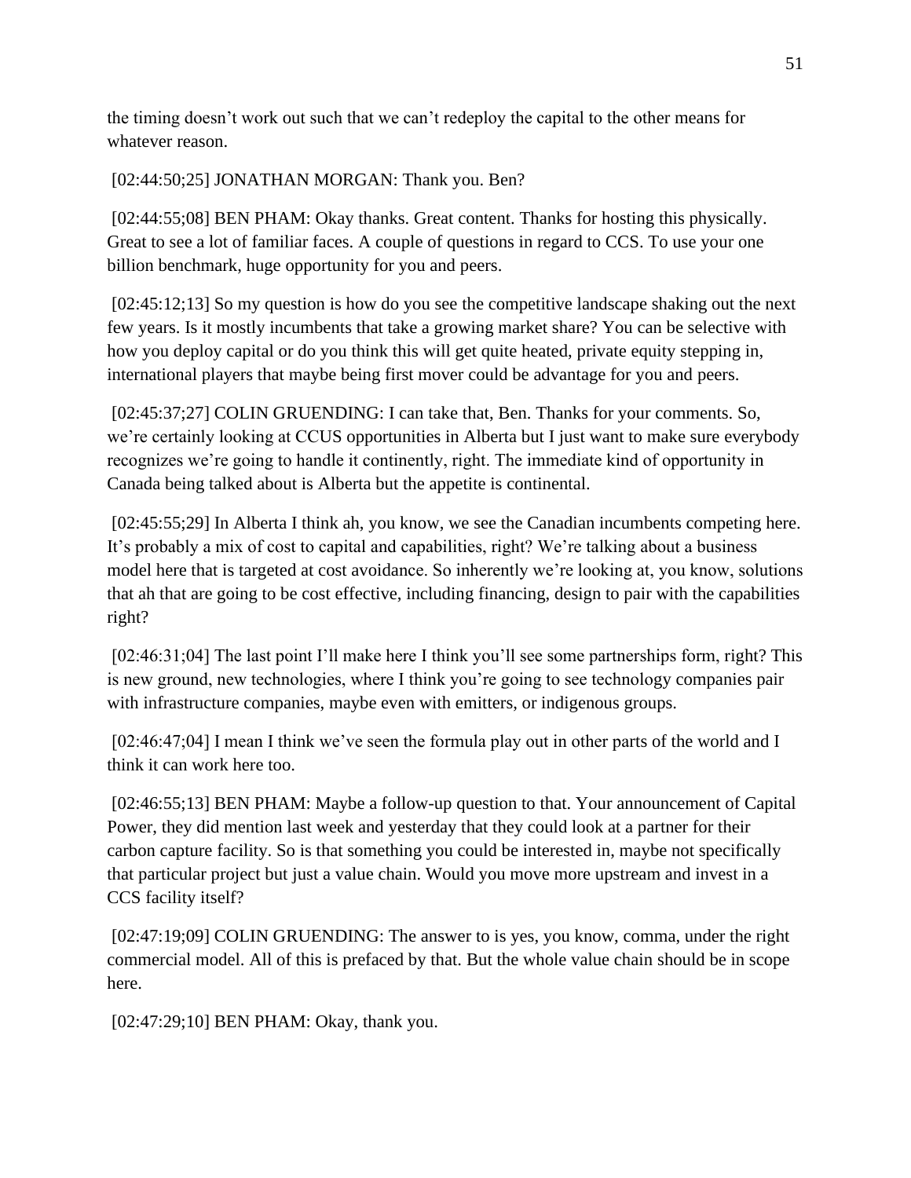the timing doesn't work out such that we can't redeploy the capital to the other means for whatever reason.

[02:44:50;25] JONATHAN MORGAN: Thank you. Ben?

[02:44:55;08] BEN PHAM: Okay thanks. Great content. Thanks for hosting this physically. Great to see a lot of familiar faces. A couple of questions in regard to CCS. To use your one billion benchmark, huge opportunity for you and peers.

[02:45:12;13] So my question is how do you see the competitive landscape shaking out the next few years. Is it mostly incumbents that take a growing market share? You can be selective with how you deploy capital or do you think this will get quite heated, private equity stepping in, international players that maybe being first mover could be advantage for you and peers.

[02:45:37;27] COLIN GRUENDING: I can take that, Ben. Thanks for your comments. So, we're certainly looking at CCUS opportunities in Alberta but I just want to make sure everybody recognizes we're going to handle it continently, right. The immediate kind of opportunity in Canada being talked about is Alberta but the appetite is continental.

[02:45:55;29] In Alberta I think ah, you know, we see the Canadian incumbents competing here. It's probably a mix of cost to capital and capabilities, right? We're talking about a business model here that is targeted at cost avoidance. So inherently we're looking at, you know, solutions that ah that are going to be cost effective, including financing, design to pair with the capabilities right?

[02:46:31;04] The last point I'll make here I think you'll see some partnerships form, right? This is new ground, new technologies, where I think you're going to see technology companies pair with infrastructure companies, maybe even with emitters, or indigenous groups.

[02:46:47;04] I mean I think we've seen the formula play out in other parts of the world and I think it can work here too.

[02:46:55;13] BEN PHAM: Maybe a follow-up question to that. Your announcement of Capital Power, they did mention last week and yesterday that they could look at a partner for their carbon capture facility. So is that something you could be interested in, maybe not specifically that particular project but just a value chain. Would you move more upstream and invest in a CCS facility itself?

[02:47:19;09] COLIN GRUENDING: The answer to is yes, you know, comma, under the right commercial model. All of this is prefaced by that. But the whole value chain should be in scope here.

[02:47:29;10] BEN PHAM: Okay, thank you.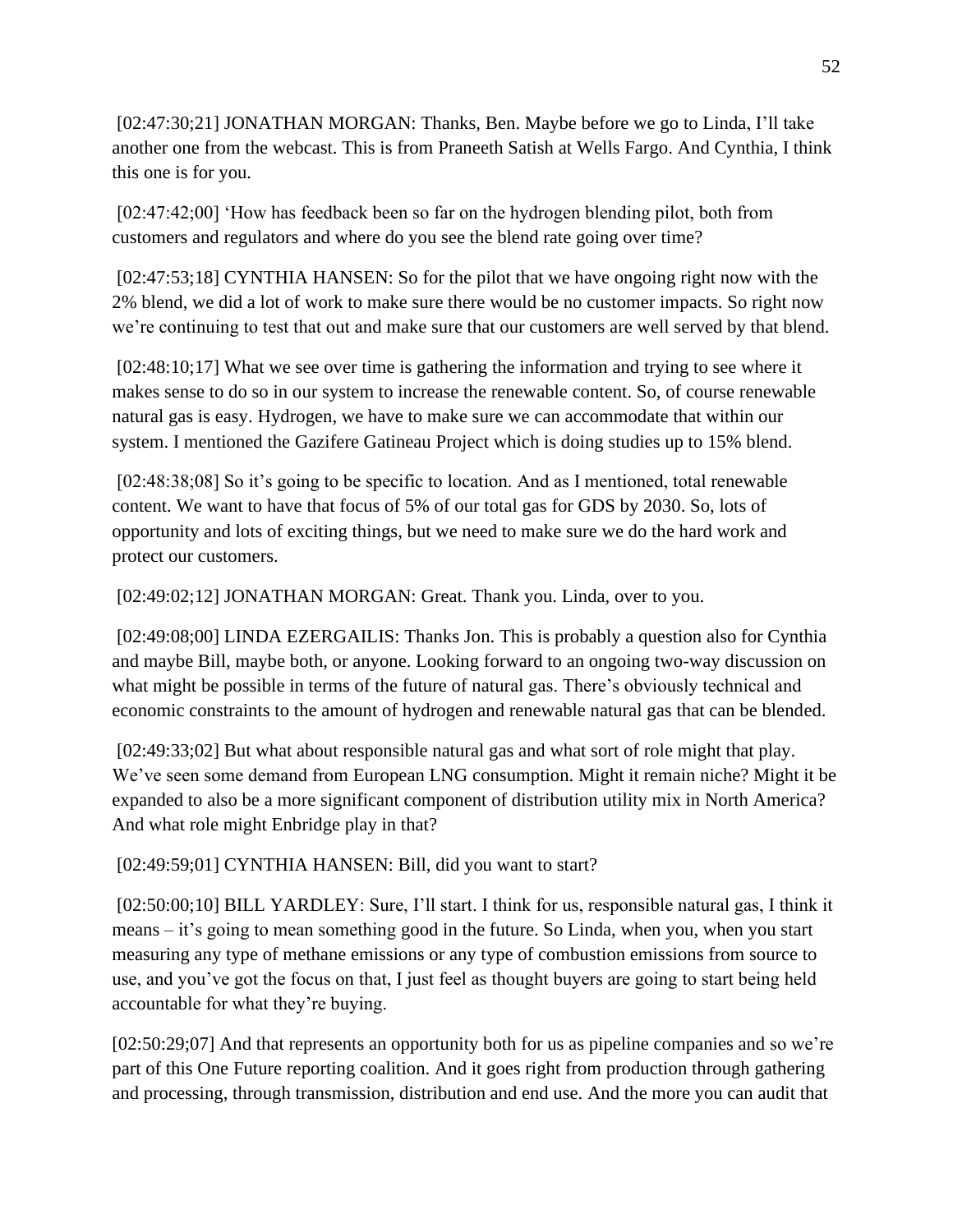[02:47:30;21] JONATHAN MORGAN: Thanks, Ben. Maybe before we go to Linda, I'll take another one from the webcast. This is from Praneeth Satish at Wells Fargo. And Cynthia, I think this one is for you.

[02:47:42;00] 'How has feedback been so far on the hydrogen blending pilot, both from customers and regulators and where do you see the blend rate going over time?

[02:47:53;18] CYNTHIA HANSEN: So for the pilot that we have ongoing right now with the 2% blend, we did a lot of work to make sure there would be no customer impacts. So right now we're continuing to test that out and make sure that our customers are well served by that blend.

[02:48:10;17] What we see over time is gathering the information and trying to see where it makes sense to do so in our system to increase the renewable content. So, of course renewable natural gas is easy. Hydrogen, we have to make sure we can accommodate that within our system. I mentioned the Gazifere Gatineau Project which is doing studies up to 15% blend.

[02:48:38;08] So it's going to be specific to location. And as I mentioned, total renewable content. We want to have that focus of 5% of our total gas for GDS by 2030. So, lots of opportunity and lots of exciting things, but we need to make sure we do the hard work and protect our customers.

[02:49:02;12] JONATHAN MORGAN: Great. Thank you. Linda, over to you.

[02:49:08;00] LINDA EZERGAILIS: Thanks Jon. This is probably a question also for Cynthia and maybe Bill, maybe both, or anyone. Looking forward to an ongoing two-way discussion on what might be possible in terms of the future of natural gas. There's obviously technical and economic constraints to the amount of hydrogen and renewable natural gas that can be blended.

[02:49:33;02] But what about responsible natural gas and what sort of role might that play. We've seen some demand from European LNG consumption. Might it remain niche? Might it be expanded to also be a more significant component of distribution utility mix in North America? And what role might Enbridge play in that?

[02:49:59;01] CYNTHIA HANSEN: Bill, did you want to start?

[02:50:00;10] BILL YARDLEY: Sure, I'll start. I think for us, responsible natural gas, I think it means – it's going to mean something good in the future. So Linda, when you, when you start measuring any type of methane emissions or any type of combustion emissions from source to use, and you've got the focus on that, I just feel as thought buyers are going to start being held accountable for what they're buying.

[02:50:29;07] And that represents an opportunity both for us as pipeline companies and so we're part of this One Future reporting coalition. And it goes right from production through gathering and processing, through transmission, distribution and end use. And the more you can audit that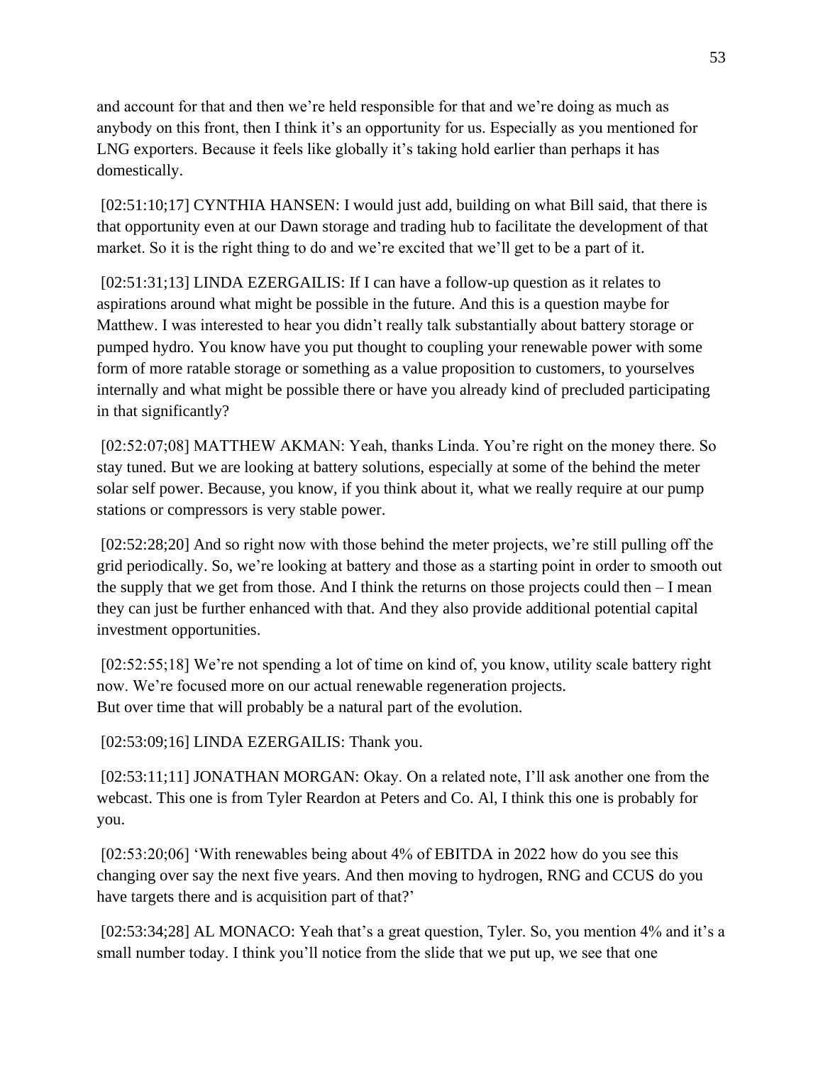and account for that and then we're held responsible for that and we're doing as much as anybody on this front, then I think it's an opportunity for us. Especially as you mentioned for LNG exporters. Because it feels like globally it's taking hold earlier than perhaps it has domestically.

[02:51:10;17] CYNTHIA HANSEN: I would just add, building on what Bill said, that there is that opportunity even at our Dawn storage and trading hub to facilitate the development of that market. So it is the right thing to do and we're excited that we'll get to be a part of it.

[02:51:31;13] LINDA EZERGAILIS: If I can have a follow-up question as it relates to aspirations around what might be possible in the future. And this is a question maybe for Matthew. I was interested to hear you didn't really talk substantially about battery storage or pumped hydro. You know have you put thought to coupling your renewable power with some form of more ratable storage or something as a value proposition to customers, to yourselves internally and what might be possible there or have you already kind of precluded participating in that significantly?

[02:52:07;08] MATTHEW AKMAN: Yeah, thanks Linda. You're right on the money there. So stay tuned. But we are looking at battery solutions, especially at some of the behind the meter solar self power. Because, you know, if you think about it, what we really require at our pump stations or compressors is very stable power.

[02:52:28;20] And so right now with those behind the meter projects, we're still pulling off the grid periodically. So, we're looking at battery and those as a starting point in order to smooth out the supply that we get from those. And I think the returns on those projects could then – I mean they can just be further enhanced with that. And they also provide additional potential capital investment opportunities.

[02:52:55;18] We're not spending a lot of time on kind of, you know, utility scale battery right now. We're focused more on our actual renewable regeneration projects.
But over time that will probably be a natural part of the evolution.

[02:53:09;16] LINDA EZERGAILIS: Thank you.

[02:53:11;11] JONATHAN MORGAN: Okay. On a related note, I'll ask another one from the webcast. This one is from Tyler Reardon at Peters and Co. Al, I think this one is probably for you.

[02:53:20;06] 'With renewables being about 4% of EBITDA in 2022 how do you see this changing over say the next five years. And then moving to hydrogen, RNG and CCUS do you have targets there and is acquisition part of that?'

[02:53:34;28] AL MONACO: Yeah that's a great question, Tyler. So, you mention 4% and it's a small number today. I think you'll notice from the slide that we put up, we see that one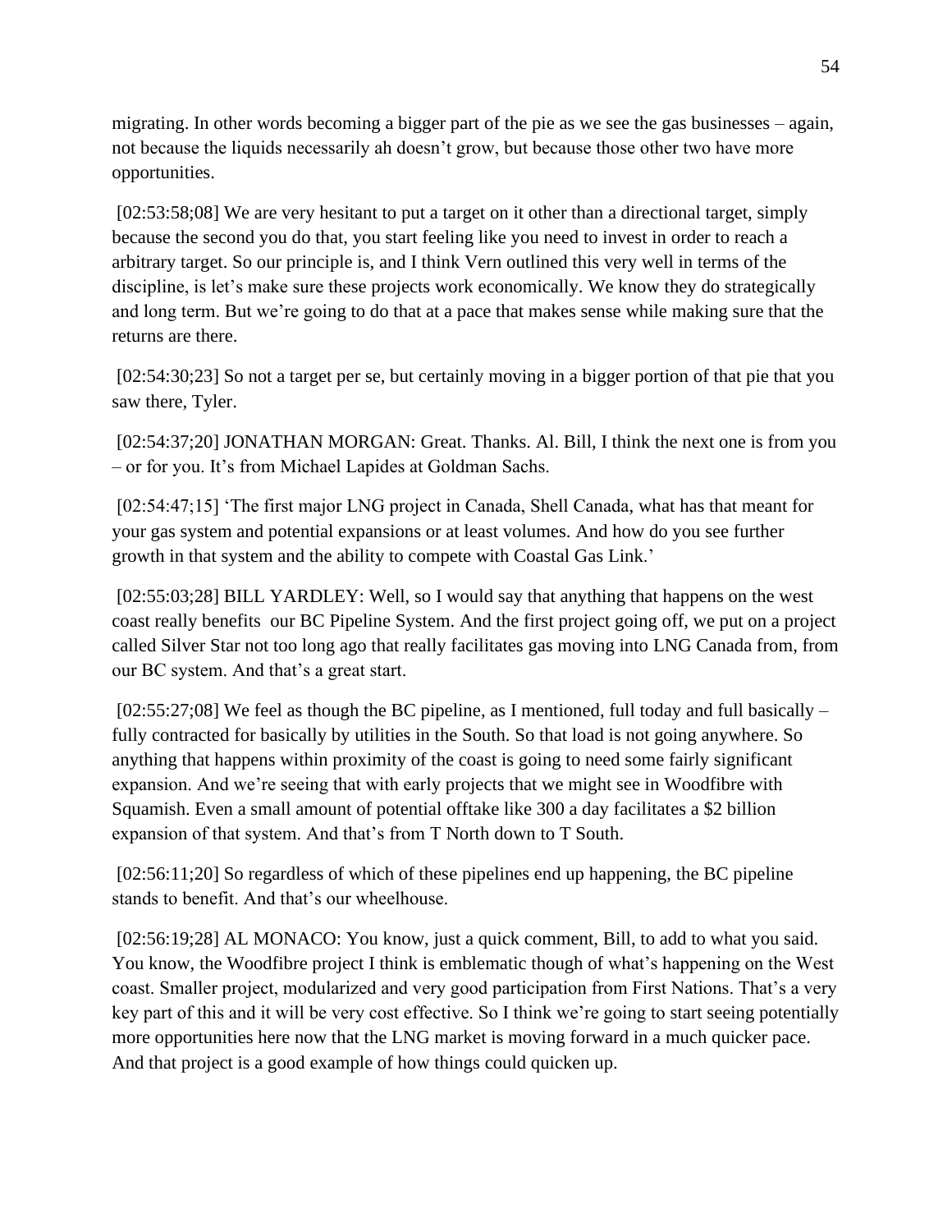migrating. In other words becoming a bigger part of the pie as we see the gas businesses – again, not because the liquids necessarily ah doesn't grow, but because those other two have more opportunities.

[02:53:58;08] We are very hesitant to put a target on it other than a directional target, simply because the second you do that, you start feeling like you need to invest in order to reach a arbitrary target. So our principle is, and I think Vern outlined this very well in terms of the discipline, is let's make sure these projects work economically. We know they do strategically and long term. But we're going to do that at a pace that makes sense while making sure that the returns are there.

[02:54:30;23] So not a target per se, but certainly moving in a bigger portion of that pie that you saw there, Tyler.

[02:54:37;20] JONATHAN MORGAN: Great. Thanks. Al. Bill, I think the next one is from you – or for you. It's from Michael Lapides at Goldman Sachs.

[02:54:47;15] 'The first major LNG project in Canada, Shell Canada, what has that meant for your gas system and potential expansions or at least volumes. And how do you see further growth in that system and the ability to compete with Coastal Gas Link.'

[02:55:03;28] BILL YARDLEY: Well, so I would say that anything that happens on the west coast really benefits our BC Pipeline System. And the first project going off, we put on a project called Silver Star not too long ago that really facilitates gas moving into LNG Canada from, from our BC system. And that's a great start.

[02:55:27;08] We feel as though the BC pipeline, as I mentioned, full today and full basically – fully contracted for basically by utilities in the South. So that load is not going anywhere. So anything that happens within proximity of the coast is going to need some fairly significant expansion. And we're seeing that with early projects that we might see in Woodfibre with Squamish. Even a small amount of potential offtake like 300 a day facilitates a $2 billion expansion of that system. And that's from T North down to T South.

[02:56:11;20] So regardless of which of these pipelines end up happening, the BC pipeline stands to benefit. And that's our wheelhouse.

[02:56:19;28] AL MONACO: You know, just a quick comment, Bill, to add to what you said. You know, the Woodfibre project I think is emblematic though of what's happening on the West coast. Smaller project, modularized and very good participation from First Nations. That's a very key part of this and it will be very cost effective. So I think we're going to start seeing potentially more opportunities here now that the LNG market is moving forward in a much quicker pace. And that project is a good example of how things could quicken up.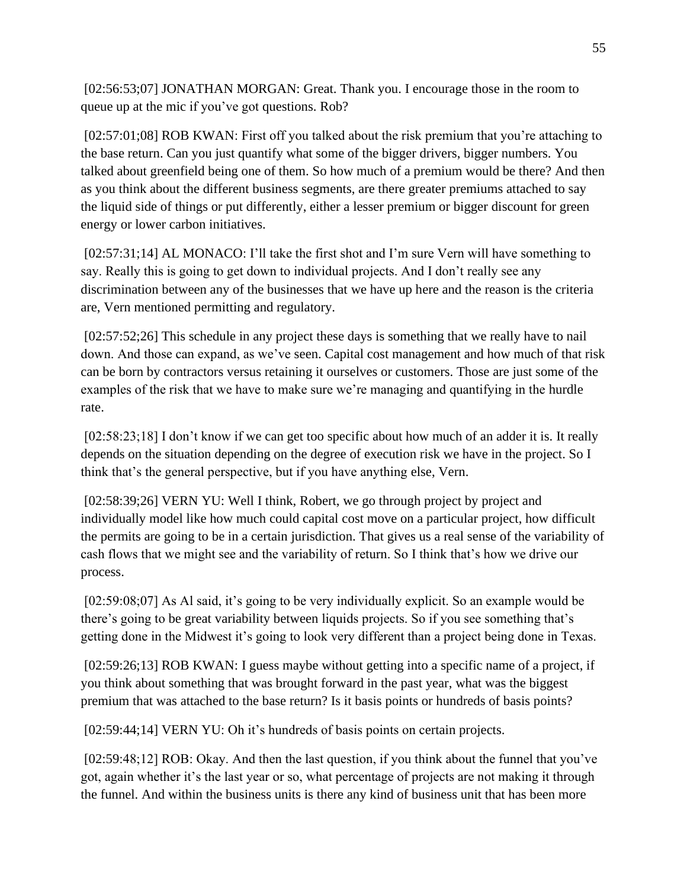[02:56:53;07] JONATHAN MORGAN: Great. Thank you. I encourage those in the room to queue up at the mic if you've got questions. Rob?

[02:57:01;08] ROB KWAN: First off you talked about the risk premium that you're attaching to the base return. Can you just quantify what some of the bigger drivers, bigger numbers. You talked about greenfield being one of them. So how much of a premium would be there? And then as you think about the different business segments, are there greater premiums attached to say the liquid side of things or put differently, either a lesser premium or bigger discount for green energy or lower carbon initiatives.

[02:57:31;14] AL MONACO: I'll take the first shot and I'm sure Vern will have something to say. Really this is going to get down to individual projects. And I don't really see any discrimination between any of the businesses that we have up here and the reason is the criteria are, Vern mentioned permitting and regulatory.

[02:57:52;26] This schedule in any project these days is something that we really have to nail down. And those can expand, as we've seen. Capital cost management and how much of that risk can be born by contractors versus retaining it ourselves or customers. Those are just some of the examples of the risk that we have to make sure we're managing and quantifying in the hurdle rate.

[02:58:23;18] I don't know if we can get too specific about how much of an adder it is. It really depends on the situation depending on the degree of execution risk we have in the project. So I think that's the general perspective, but if you have anything else, Vern.

[02:58:39;26] VERN YU: Well I think, Robert, we go through project by project and individually model like how much could capital cost move on a particular project, how difficult the permits are going to be in a certain jurisdiction. That gives us a real sense of the variability of cash flows that we might see and the variability of return. So I think that's how we drive our process.

[02:59:08;07] As Al said, it's going to be very individually explicit. So an example would be there's going to be great variability between liquids projects. So if you see something that's getting done in the Midwest it's going to look very different than a project being done in Texas.

[02:59:26;13] ROB KWAN: I guess maybe without getting into a specific name of a project, if you think about something that was brought forward in the past year, what was the biggest premium that was attached to the base return? Is it basis points or hundreds of basis points?

[02:59:44;14] VERN YU: Oh it's hundreds of basis points on certain projects.

[02:59:48;12] ROB: Okay. And then the last question, if you think about the funnel that you've got, again whether it's the last year or so, what percentage of projects are not making it through the funnel. And within the business units is there any kind of business unit that has been more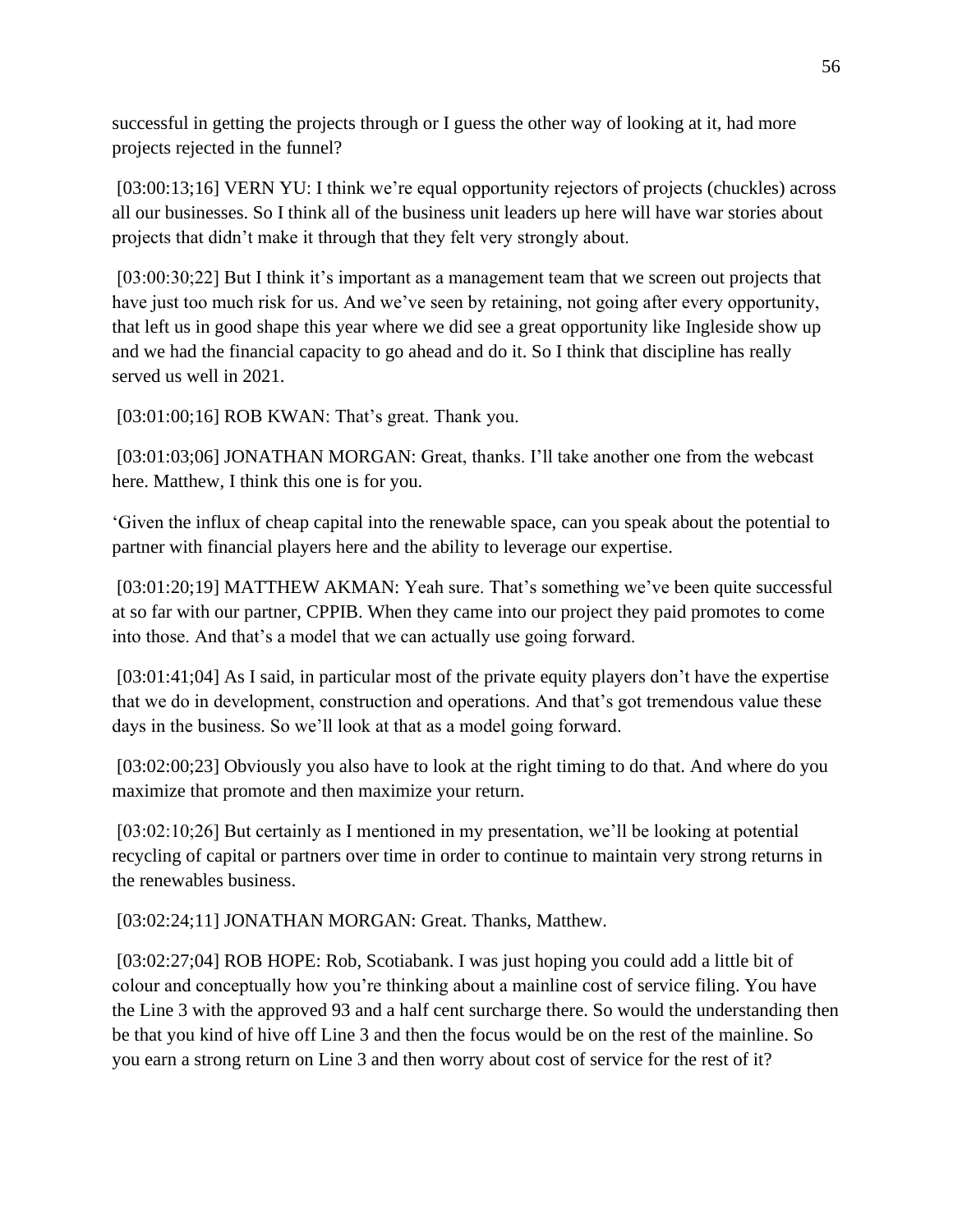successful in getting the projects through or I guess the other way of looking at it, had more projects rejected in the funnel?

[03:00:13;16] VERN YU: I think we're equal opportunity rejectors of projects (chuckles) across all our businesses. So I think all of the business unit leaders up here will have war stories about projects that didn't make it through that they felt very strongly about.

[03:00:30;22] But I think it's important as a management team that we screen out projects that have just too much risk for us. And we've seen by retaining, not going after every opportunity, that left us in good shape this year where we did see a great opportunity like Ingleside show up and we had the financial capacity to go ahead and do it. So I think that discipline has really served us well in 2021.

[03:01:00;16] ROB KWAN: That's great. Thank you.

[03:01:03;06] JONATHAN MORGAN: Great, thanks. I'll take another one from the webcast here. Matthew, I think this one is for you.

'Given the influx of cheap capital into the renewable space, can you speak about the potential to partner with financial players here and the ability to leverage our expertise.

[03:01:20;19] MATTHEW AKMAN: Yeah sure. That's something we've been quite successful at so far with our partner, CPPIB. When they came into our project they paid promotes to come into those. And that's a model that we can actually use going forward.

[03:01:41;04] As I said, in particular most of the private equity players don't have the expertise that we do in development, construction and operations. And that's got tremendous value these days in the business. So we'll look at that as a model going forward.

[03:02:00;23] Obviously you also have to look at the right timing to do that. And where do you maximize that promote and then maximize your return.

[03:02:10;26] But certainly as I mentioned in my presentation, we'll be looking at potential recycling of capital or partners over time in order to continue to maintain very strong returns in the renewables business.

[03:02:24;11] JONATHAN MORGAN: Great. Thanks, Matthew.

[03:02:27;04] ROB HOPE: Rob, Scotiabank. I was just hoping you could add a little bit of colour and conceptually how you're thinking about a mainline cost of service filing. You have the Line 3 with the approved 93 and a half cent surcharge there. So would the understanding then be that you kind of hive off Line 3 and then the focus would be on the rest of the mainline. So you earn a strong return on Line 3 and then worry about cost of service for the rest of it?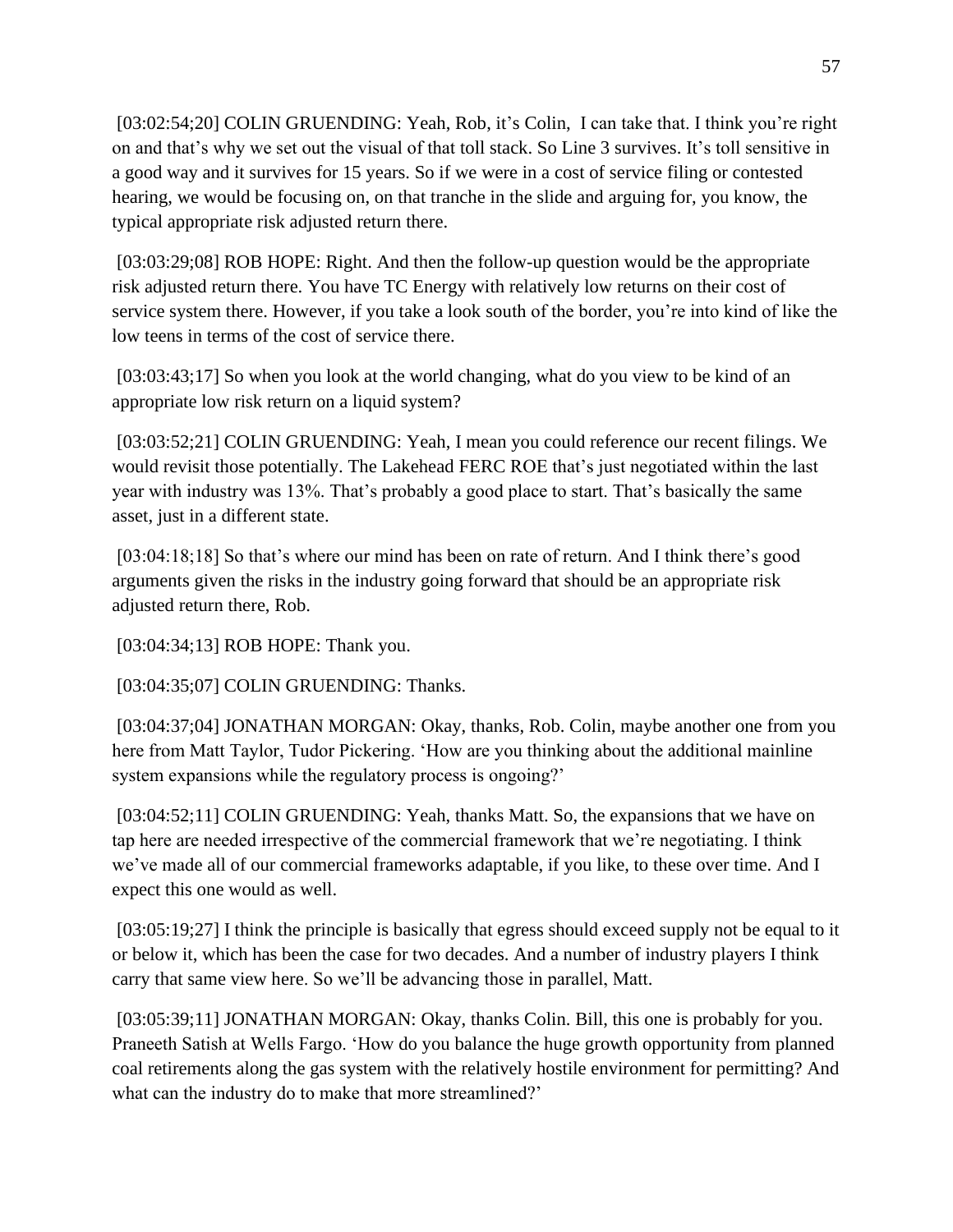[03:02:54;20] COLIN GRUENDING: Yeah, Rob, it's Colin, I can take that. I think you're right on and that's why we set out the visual of that toll stack. So Line 3 survives. It's toll sensitive in a good way and it survives for 15 years. So if we were in a cost of service filing or contested hearing, we would be focusing on, on that tranche in the slide and arguing for, you know, the typical appropriate risk adjusted return there.

[03:03:29;08] ROB HOPE: Right. And then the follow-up question would be the appropriate risk adjusted return there. You have TC Energy with relatively low returns on their cost of service system there. However, if you take a look south of the border, you're into kind of like the low teens in terms of the cost of service there.

[03:03:43;17] So when you look at the world changing, what do you view to be kind of an appropriate low risk return on a liquid system?

[03:03:52;21] COLIN GRUENDING: Yeah, I mean you could reference our recent filings. We would revisit those potentially. The Lakehead FERC ROE that's just negotiated within the last year with industry was 13%. That's probably a good place to start. That's basically the same asset, just in a different state.

[03:04:18;18] So that's where our mind has been on rate of return. And I think there's good arguments given the risks in the industry going forward that should be an appropriate risk adjusted return there, Rob.

[03:04:34;13] ROB HOPE: Thank you.

[03:04:35;07] COLIN GRUENDING: Thanks.

[03:04:37;04] JONATHAN MORGAN: Okay, thanks, Rob. Colin, maybe another one from you here from Matt Taylor, Tudor Pickering. 'How are you thinking about the additional mainline system expansions while the regulatory process is ongoing?'

[03:04:52;11] COLIN GRUENDING: Yeah, thanks Matt. So, the expansions that we have on tap here are needed irrespective of the commercial framework that we're negotiating. I think we've made all of our commercial frameworks adaptable, if you like, to these over time. And I expect this one would as well.

[03:05:19;27] I think the principle is basically that egress should exceed supply not be equal to it or below it, which has been the case for two decades. And a number of industry players I think carry that same view here. So we'll be advancing those in parallel, Matt.

[03:05:39;11] JONATHAN MORGAN: Okay, thanks Colin. Bill, this one is probably for you. Praneeth Satish at Wells Fargo. 'How do you balance the huge growth opportunity from planned coal retirements along the gas system with the relatively hostile environment for permitting? And what can the industry do to make that more streamlined?'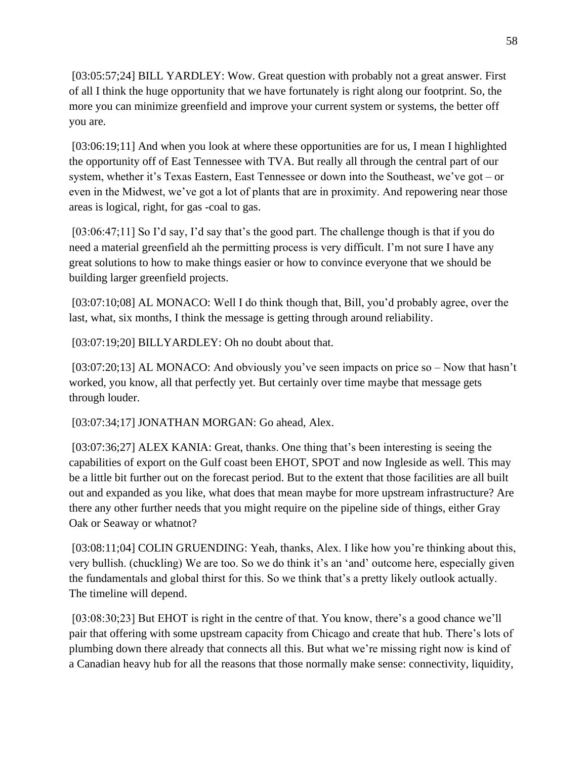[03:05:57;24] BILL YARDLEY: Wow. Great question with probably not a great answer. First of all I think the huge opportunity that we have fortunately is right along our footprint. So, the more you can minimize greenfield and improve your current system or systems, the better off you are.

[03:06:19;11] And when you look at where these opportunities are for us, I mean I highlighted the opportunity off of East Tennessee with TVA. But really all through the central part of our system, whether it's Texas Eastern, East Tennessee or down into the Southeast, we've got – or even in the Midwest, we've got a lot of plants that are in proximity. And repowering near those areas is logical, right, for gas -coal to gas.

[03:06:47;11] So I'd say, I'd say that's the good part. The challenge though is that if you do need a material greenfield ah the permitting process is very difficult. I'm not sure I have any great solutions to how to make things easier or how to convince everyone that we should be building larger greenfield projects.

[03:07:10;08] AL MONACO: Well I do think though that, Bill, you'd probably agree, over the last, what, six months, I think the message is getting through around reliability.

[03:07:19;20] BILLYARDLEY: Oh no doubt about that.

[03:07:20;13] AL MONACO: And obviously you've seen impacts on price so – Now that hasn't worked, you know, all that perfectly yet. But certainly over time maybe that message gets through louder.

[03:07:34;17] JONATHAN MORGAN: Go ahead, Alex.

[03:07:36;27] ALEX KANIA: Great, thanks. One thing that's been interesting is seeing the capabilities of export on the Gulf coast been EHOT, SPOT and now Ingleside as well. This may be a little bit further out on the forecast period. But to the extent that those facilities are all built out and expanded as you like, what does that mean maybe for more upstream infrastructure? Are there any other further needs that you might require on the pipeline side of things, either Gray Oak or Seaway or whatnot?

[03:08:11;04] COLIN GRUENDING: Yeah, thanks, Alex. I like how you're thinking about this, very bullish. (chuckling) We are too. So we do think it's an 'and' outcome here, especially given the fundamentals and global thirst for this. So we think that's a pretty likely outlook actually. The timeline will depend.

[03:08:30;23] But EHOT is right in the centre of that. You know, there's a good chance we'll pair that offering with some upstream capacity from Chicago and create that hub. There's lots of plumbing down there already that connects all this. But what we're missing right now is kind of a Canadian heavy hub for all the reasons that those normally make sense: connectivity, liquidity,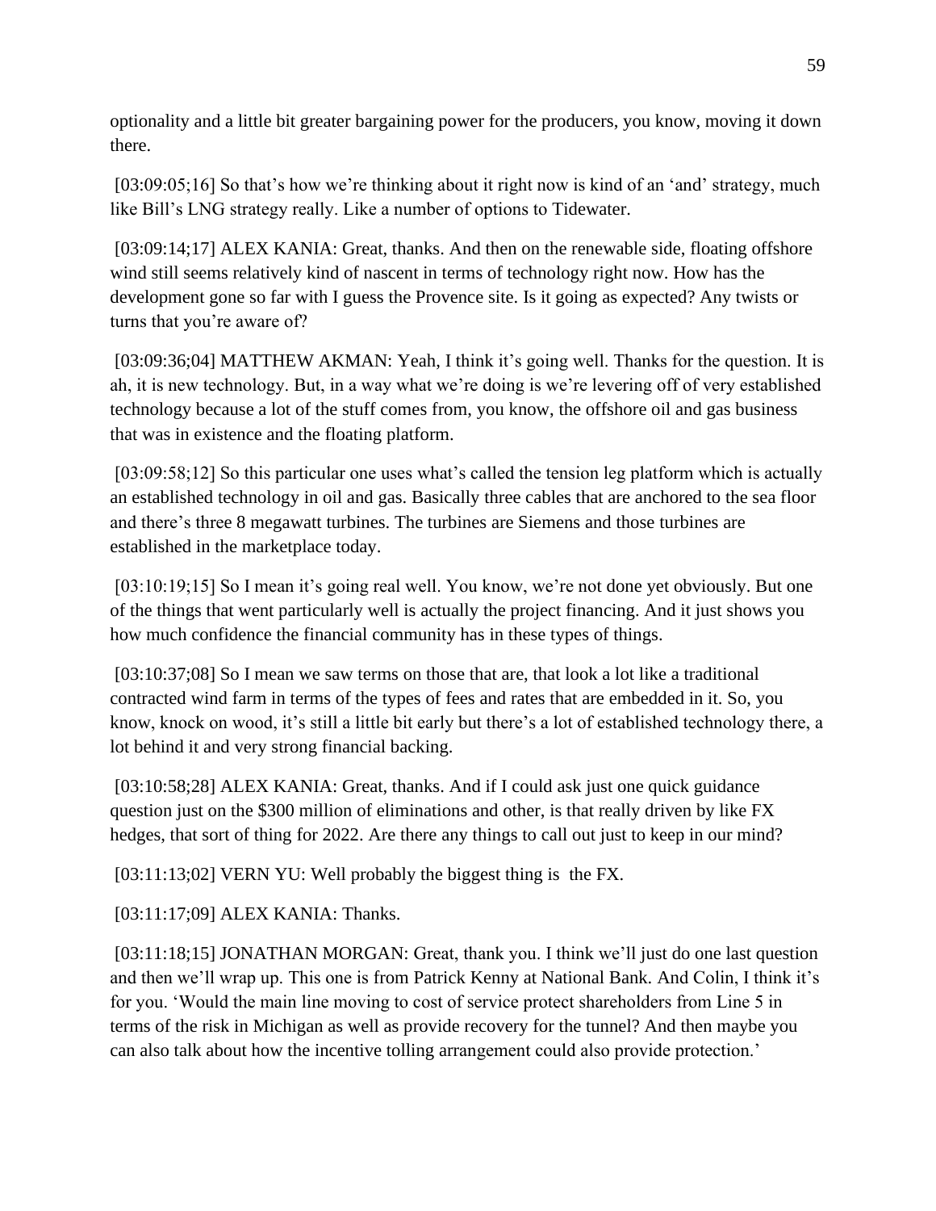optionality and a little bit greater bargaining power for the producers, you know, moving it down there.

[03:09:05;16] So that's how we're thinking about it right now is kind of an 'and' strategy, much like Bill's LNG strategy really. Like a number of options to Tidewater.

[03:09:14;17] ALEX KANIA: Great, thanks. And then on the renewable side, floating offshore wind still seems relatively kind of nascent in terms of technology right now. How has the development gone so far with I guess the Provence site. Is it going as expected? Any twists or turns that you're aware of?

[03:09:36;04] MATTHEW AKMAN: Yeah, I think it's going well. Thanks for the question. It is ah, it is new technology. But, in a way what we're doing is we're levering off of very established technology because a lot of the stuff comes from, you know, the offshore oil and gas business that was in existence and the floating platform.

[03:09:58;12] So this particular one uses what's called the tension leg platform which is actually an established technology in oil and gas. Basically three cables that are anchored to the sea floor and there's three 8 megawatt turbines. The turbines are Siemens and those turbines are established in the marketplace today.

[03:10:19;15] So I mean it's going real well. You know, we're not done yet obviously. But one of the things that went particularly well is actually the project financing. And it just shows you how much confidence the financial community has in these types of things.

[03:10:37;08] So I mean we saw terms on those that are, that look a lot like a traditional contracted wind farm in terms of the types of fees and rates that are embedded in it. So, you know, knock on wood, it's still a little bit early but there's a lot of established technology there, a lot behind it and very strong financial backing.

[03:10:58;28] ALEX KANIA: Great, thanks. And if I could ask just one quick guidance question just on the $300 million of eliminations and other, is that really driven by like FX hedges, that sort of thing for 2022. Are there any things to call out just to keep in our mind?

[03:11:13;02] VERN YU: Well probably the biggest thing is the FX.

[03:11:17;09] ALEX KANIA: Thanks.

[03:11:18;15] JONATHAN MORGAN: Great, thank you. I think we'll just do one last question and then we'll wrap up. This one is from Patrick Kenny at National Bank. And Colin, I think it's for you. 'Would the main line moving to cost of service protect shareholders from Line 5 in terms of the risk in Michigan as well as provide recovery for the tunnel? And then maybe you can also talk about how the incentive tolling arrangement could also provide protection.'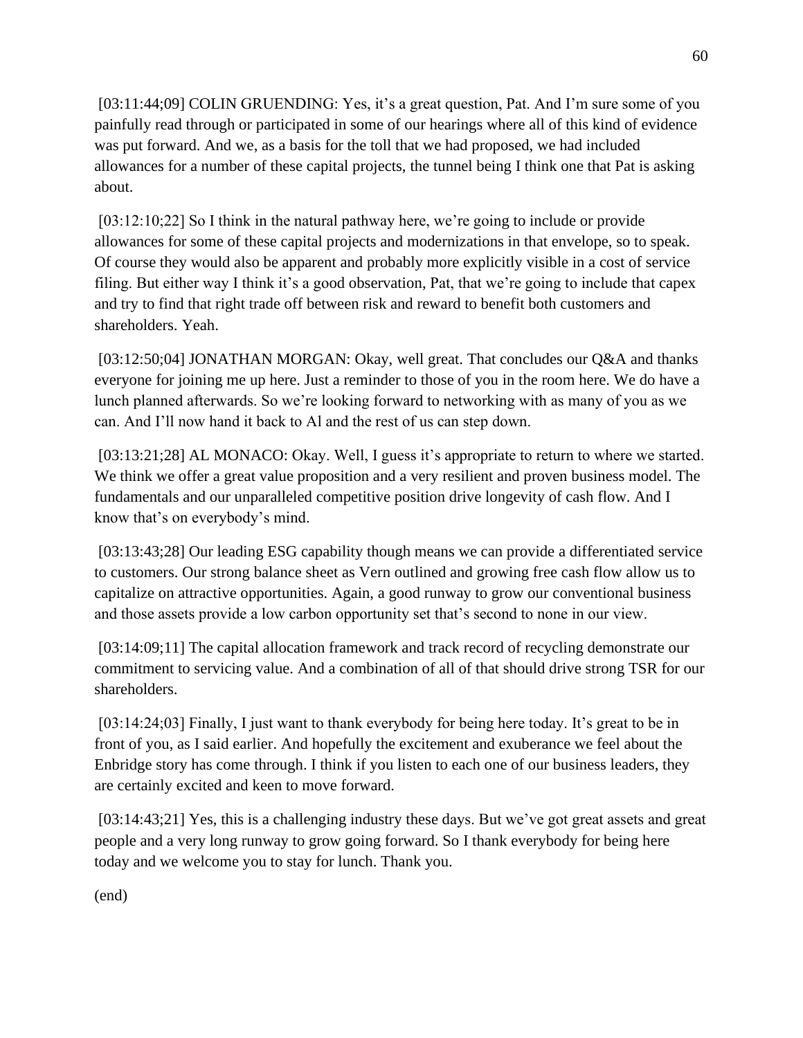[03:11:44;09] COLIN GRUENDING: Yes, it's a great question, Pat. And I'm sure some of you painfully read through or participated in some of our hearings where all of this kind of evidence was put forward. And we, as a basis for the toll that we had proposed, we had included allowances for a number of these capital projects, the tunnel being I think one that Pat is asking about.

[03:12:10;22] So I think in the natural pathway here, we're going to include or provide allowances for some of these capital projects and modernizations in that envelope, so to speak. Of course they would also be apparent and probably more explicitly visible in a cost of service filing. But either way I think it's a good observation, Pat, that we're going to include that capex and try to find that right trade off between risk and reward to benefit both customers and shareholders. Yeah.

[03:12:50;04] JONATHAN MORGAN: Okay, well great. That concludes our Q&A and thanks everyone for joining me up here. Just a reminder to those of you in the room here. We do have a lunch planned afterwards. So we're looking forward to networking with as many of you as we can. And I'll now hand it back to Al and the rest of us can step down.

[03:13:21;28] AL MONACO: Okay. Well, I guess it's appropriate to return to where we started. We think we offer a great value proposition and a very resilient and proven business model. The fundamentals and our unparalleled competitive position drive longevity of cash flow. And I know that's on everybody's mind.

[03:13:43;28] Our leading ESG capability though means we can provide a differentiated service to customers. Our strong balance sheet as Vern outlined and growing free cash flow allow us to capitalize on attractive opportunities. Again, a good runway to grow our conventional business and those assets provide a low carbon opportunity set that's second to none in our view.

[03:14:09;11] The capital allocation framework and track record of recycling demonstrate our commitment to servicing value. And a combination of all of that should drive strong TSR for our shareholders.

[03:14:24;03] Finally, I just want to thank everybody for being here today. It's great to be in front of you, as I said earlier. And hopefully the excitement and exuberance we feel about the Enbridge story has come through. I think if you listen to each one of our business leaders, they are certainly excited and keen to move forward.

[03:14:43;21] Yes, this is a challenging industry these days. But we've got great assets and great people and a very long runway to grow going forward. So I thank everybody for being here today and we welcome you to stay for lunch. Thank you.

(end)